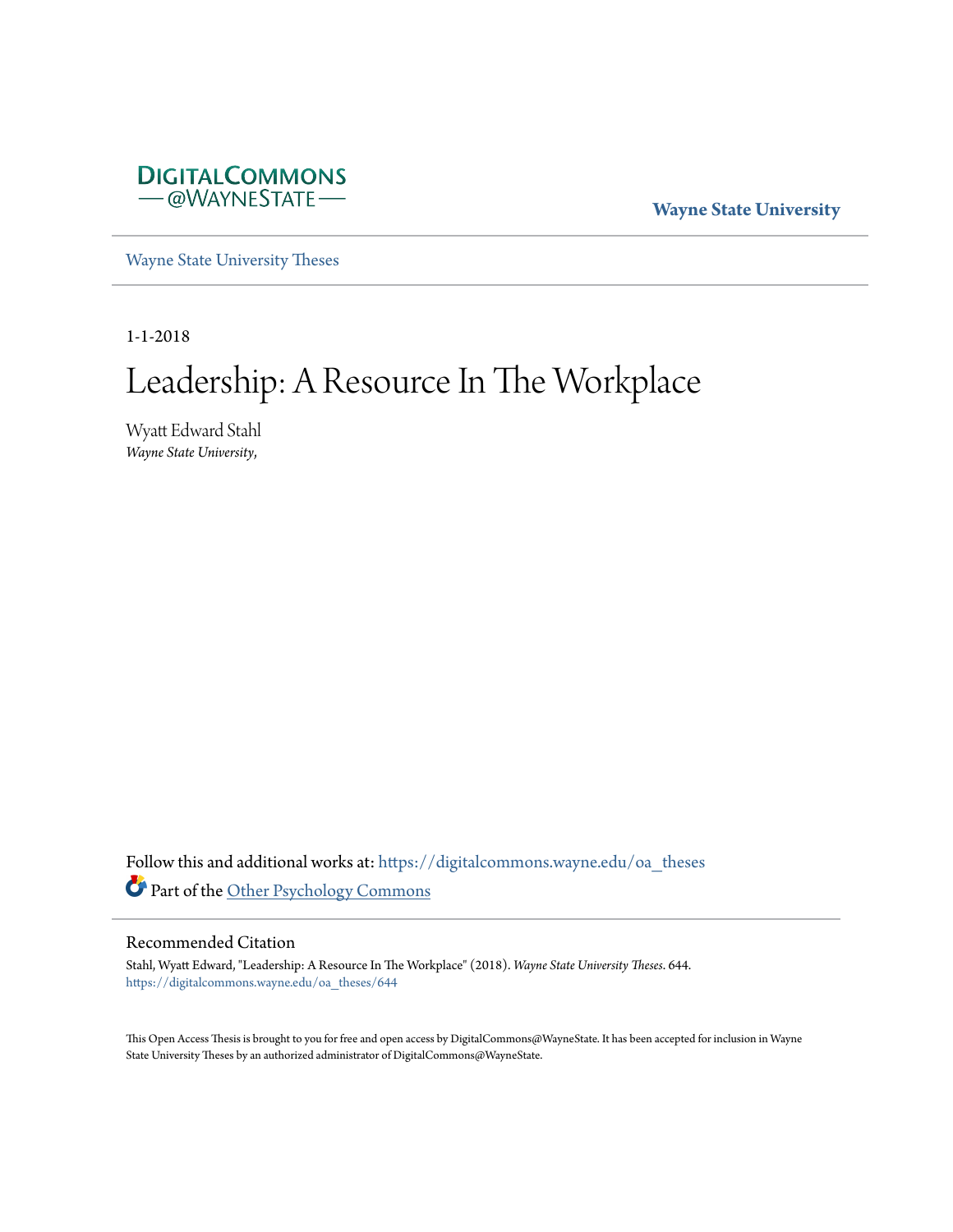DIGITALCOMMONS
@WAYNESTATE

**Wayne State University**

Wayne State University Theses

1-1-2018

# Leadership: A Resource In The Workplace

Wyatt Edward Stahl
*Wayne State University,*

Follow this and additional works at: https://digitalcommons.wayne.edu/oa_theses

Part of the Other Psychology Commons

## Recommended Citation

Stahl, Wyatt Edward, "Leadership: A Resource In The Workplace" (2018). *Wayne State University Theses*. 644.
https://digitalcommons.wayne.edu/oa_theses/644

This Open Access Thesis is brought to you for free and open access by DigitalCommons@WayneState. It has been accepted for inclusion in Wayne State University Theses by an authorized administrator of DigitalCommons@WayneState.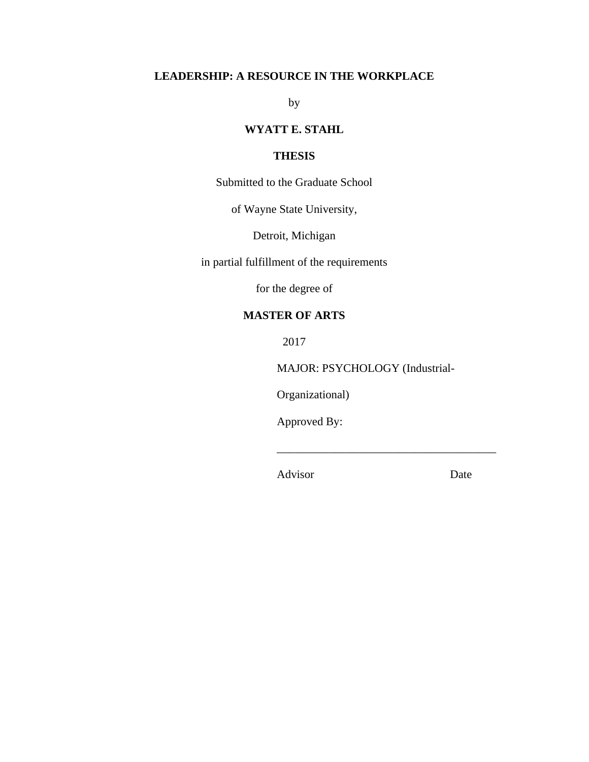**LEADERSHIP: A RESOURCE IN THE WORKPLACE**

by

**WYATT E. STAHL**

**THESIS**

Submitted to the Graduate School

of Wayne State University,

Detroit, Michigan

in partial fulfillment of the requirements

for the degree of

**MASTER OF ARTS**

2017

MAJOR: PSYCHOLOGY (Industrial-

Organizational)

Approved By:

______________________________________

Advisor Date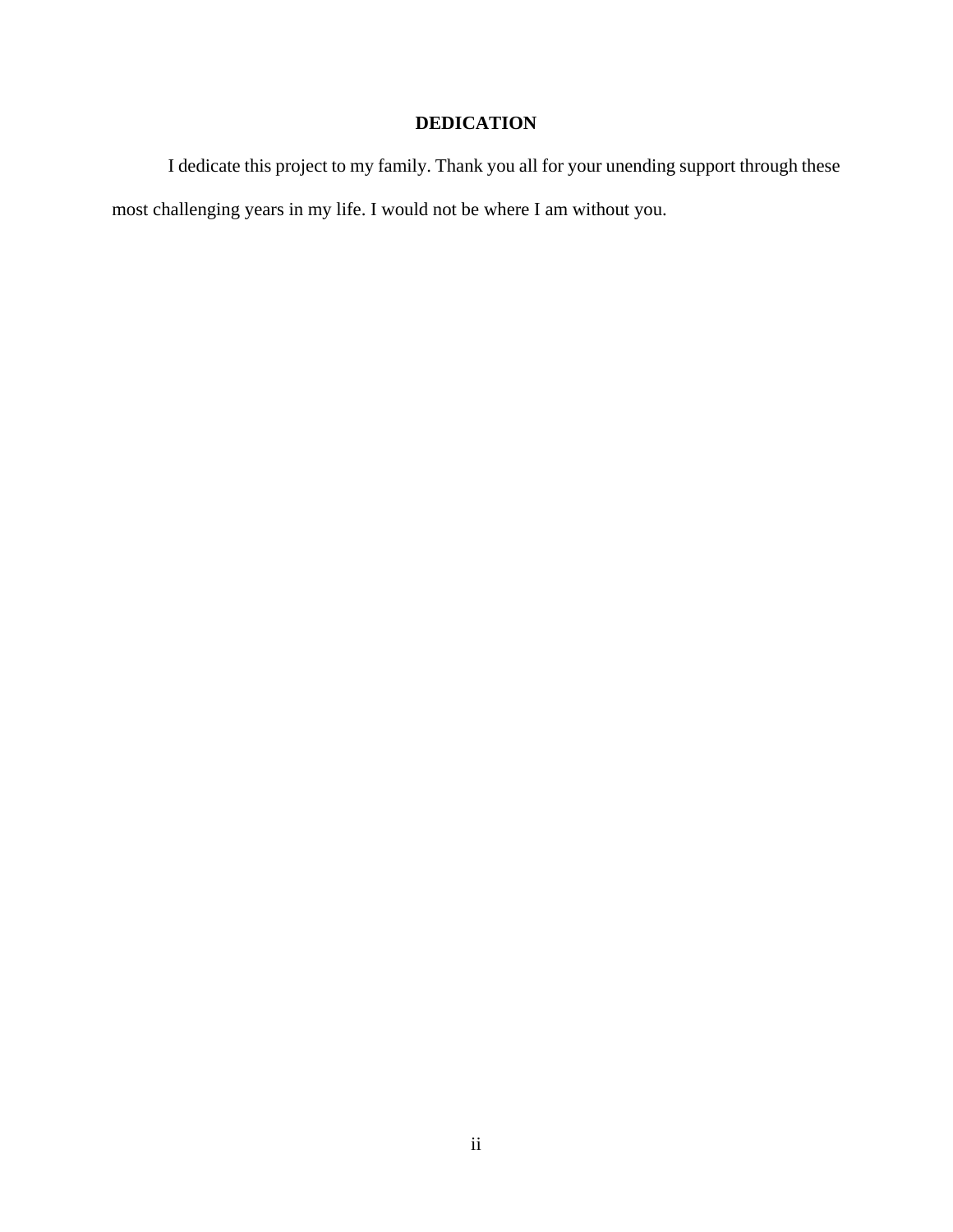# DEDICATION

I dedicate this project to my family. Thank you all for your unending support through these most challenging years in my life. I would not be where I am without you.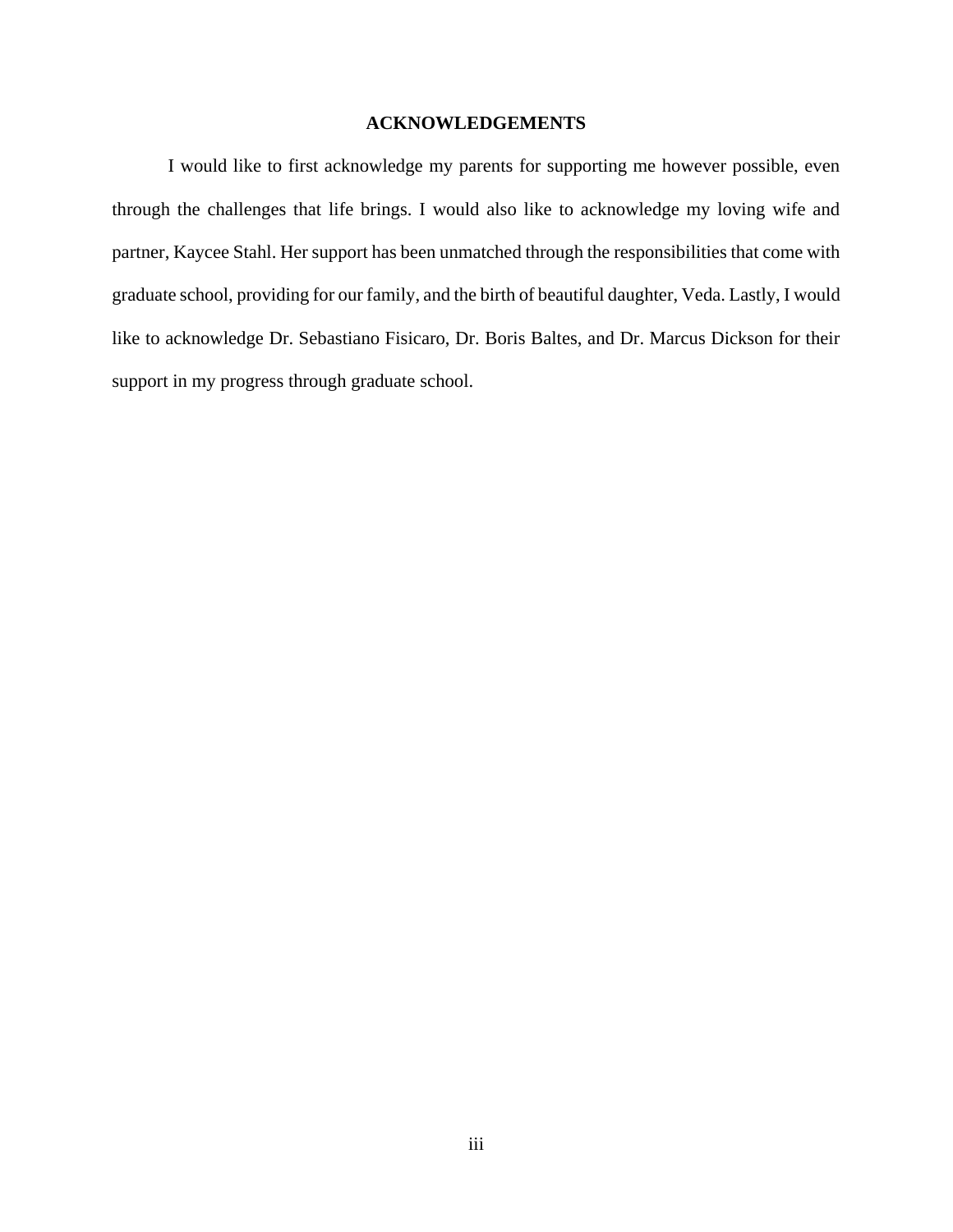# ACKNOWLEDGEMENTS

I would like to first acknowledge my parents for supporting me however possible, even through the challenges that life brings. I would also like to acknowledge my loving wife and partner, Kaycee Stahl. Her support has been unmatched through the responsibilities that come with graduate school, providing for our family, and the birth of beautiful daughter, Veda. Lastly, I would like to acknowledge Dr. Sebastiano Fisicaro, Dr. Boris Baltes, and Dr. Marcus Dickson for their support in my progress through graduate school.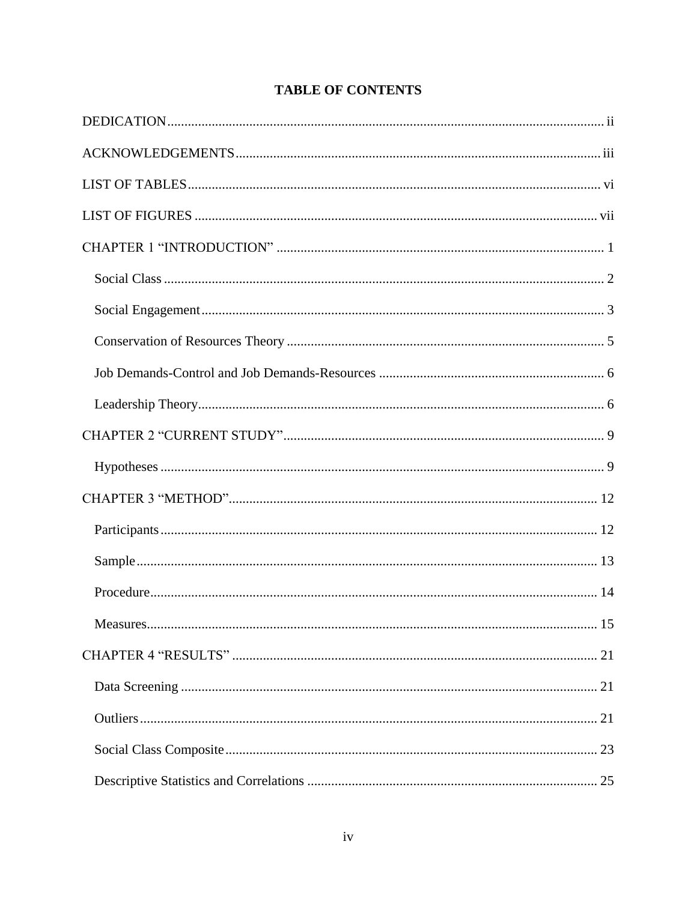# TABLE OF CONTENTS

DEDICATION ........................................................................................................................ ii

ACKNOWLEDGEMENTS ................................................................................................... iii

LIST OF TABLES ................................................................................................................ vi

LIST OF FIGURES ............................................................................................................. vii

CHAPTER 1 “INTRODUCTION” ....................................................................................... 1

- Social Class ........................................................................................................................ 2
- Social Engagement ............................................................................................................. 3
- Conservation of Resources Theory ..................................................................................... 5
- Job Demands-Control and Job Demands-Resources .......................................................... 6
- Leadership Theory .............................................................................................................. 6

CHAPTER 2 “CURRENT STUDY” ..................................................................................... 9

- Hypotheses ......................................................................................................................... 9

CHAPTER 3 “METHOD” .................................................................................................. 12

- Participants ....................................................................................................................... 12
- Sample .............................................................................................................................. 13
- Procedure .......................................................................................................................... 14
- Measures ........................................................................................................................... 15

CHAPTER 4 “RESULTS” .................................................................................................. 21

- Data Screening ................................................................................................................. 21
- Outliers ............................................................................................................................. 21
- Social Class Composite .................................................................................................... 23
- Descriptive Statistics and Correlations ............................................................................ 25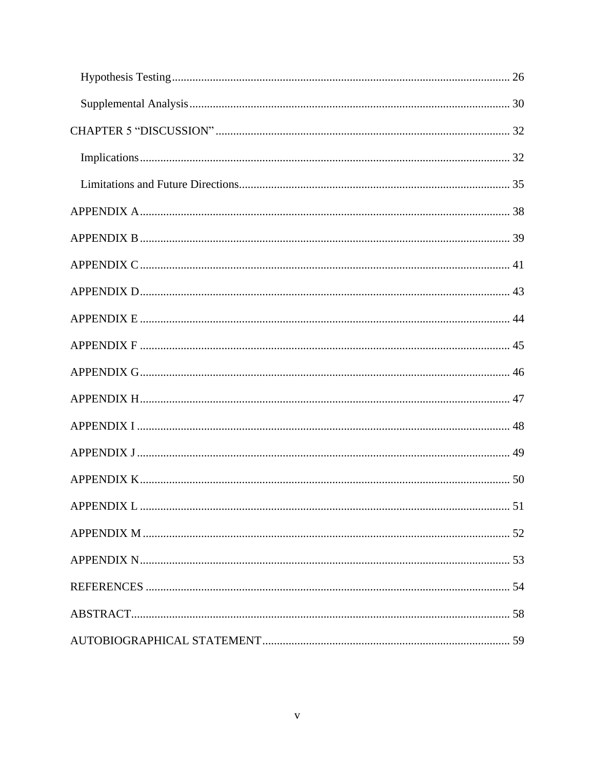Hypothesis Testing ................................................................................................................... 26

Supplemental Analysis ............................................................................................................. 30

CHAPTER 5 “DISCUSSION” .................................................................................................... 32

Implications .............................................................................................................................. 32

Limitations and Future Directions ............................................................................................ 35

APPENDIX A .............................................................................................................................. 38

APPENDIX B .............................................................................................................................. 39

APPENDIX C .............................................................................................................................. 41

APPENDIX D .............................................................................................................................. 43

APPENDIX E .............................................................................................................................. 44

APPENDIX F .............................................................................................................................. 45

APPENDIX G .............................................................................................................................. 46

APPENDIX H .............................................................................................................................. 47

APPENDIX I ............................................................................................................................... 48

APPENDIX J ............................................................................................................................... 49

APPENDIX K .............................................................................................................................. 50

APPENDIX L .............................................................................................................................. 51

APPENDIX M ............................................................................................................................. 52

APPENDIX N .............................................................................................................................. 53

REFERENCES ............................................................................................................................ 54

ABSTRACT ................................................................................................................................. 58

AUTOBIOGRAPHICAL STATEMENT .................................................................................... 59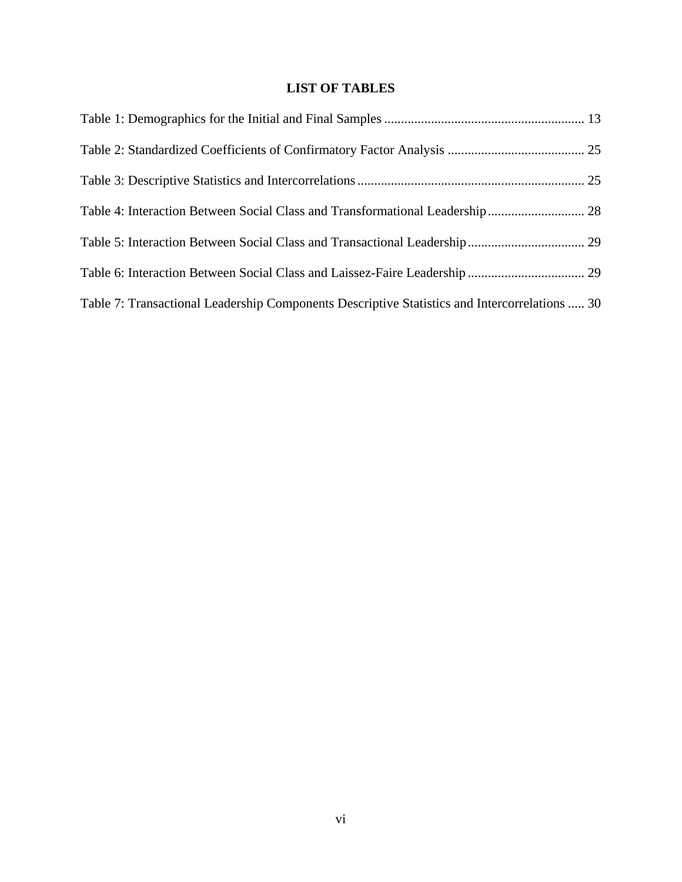# LIST OF TABLES

Table 1: Demographics for the Initial and Final Samples ........................................................... 13

Table 2: Standardized Coefficients of Confirmatory Factor Analysis ......................................... 25

Table 3: Descriptive Statistics and Intercorrelations .................................................................... 25

Table 4: Interaction Between Social Class and Transformational Leadership ............................. 28

Table 5: Interaction Between Social Class and Transactional Leadership ................................... 29

Table 6: Interaction Between Social Class and Laissez-Faire Leadership ................................... 29

Table 7: Transactional Leadership Components Descriptive Statistics and Intercorrelations ..... 30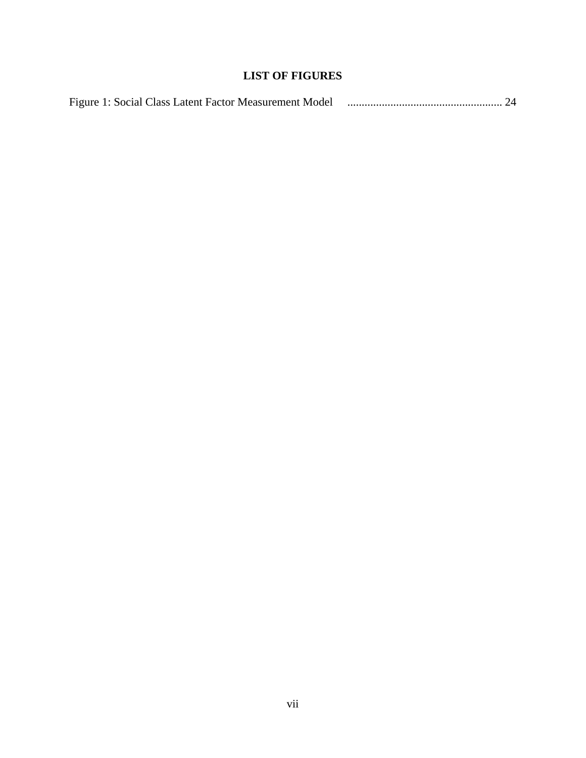## LIST OF FIGURES

Figure 1: Social Class Latent Factor Measurement Model ...................................................... 24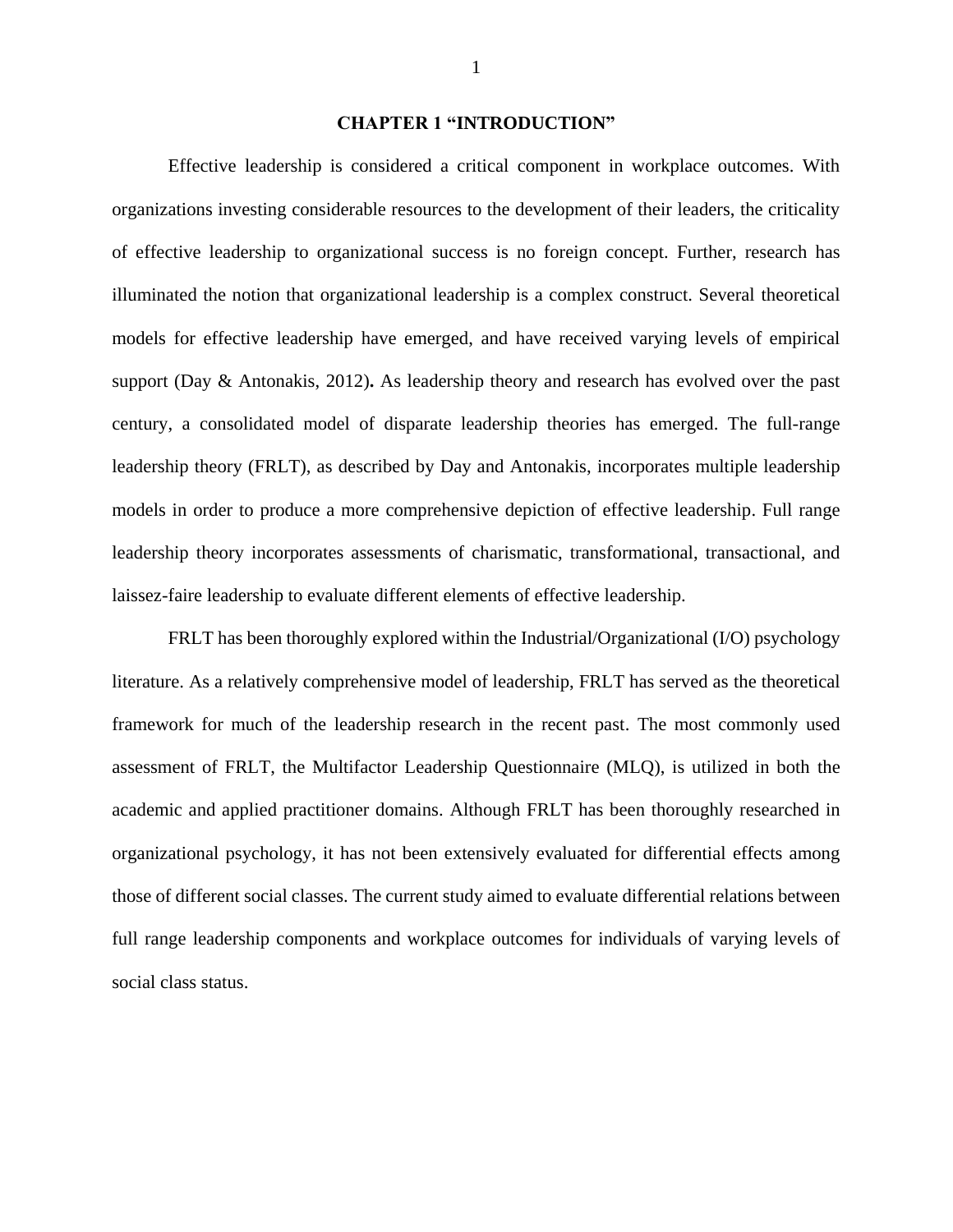# CHAPTER 1 “INTRODUCTION”

Effective leadership is considered a critical component in workplace outcomes. With organizations investing considerable resources to the development of their leaders, the criticality of effective leadership to organizational success is no foreign concept. Further, research has illuminated the notion that organizational leadership is a complex construct. Several theoretical models for effective leadership have emerged, and have received varying levels of empirical support (Day & Antonakis, 2012)**.** As leadership theory and research has evolved over the past century, a consolidated model of disparate leadership theories has emerged. The full-range leadership theory (FRLT), as described by Day and Antonakis, incorporates multiple leadership models in order to produce a more comprehensive depiction of effective leadership. Full range leadership theory incorporates assessments of charismatic, transformational, transactional, and laissez-faire leadership to evaluate different elements of effective leadership.

FRLT has been thoroughly explored within the Industrial/Organizational (I/O) psychology literature. As a relatively comprehensive model of leadership, FRLT has served as the theoretical framework for much of the leadership research in the recent past. The most commonly used assessment of FRLT, the Multifactor Leadership Questionnaire (MLQ), is utilized in both the academic and applied practitioner domains. Although FRLT has been thoroughly researched in organizational psychology, it has not been extensively evaluated for differential effects among those of different social classes. The current study aimed to evaluate differential relations between full range leadership components and workplace outcomes for individuals of varying levels of social class status.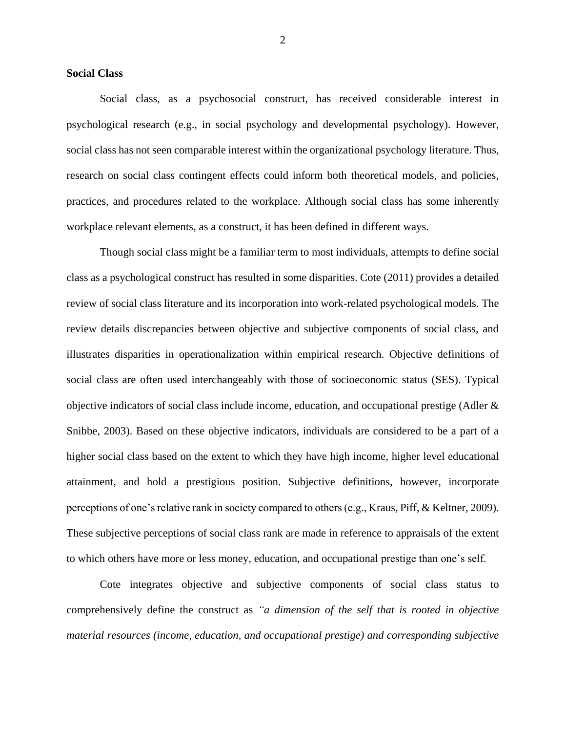**Social Class**

Social class, as a psychosocial construct, has received considerable interest in psychological research (e.g., in social psychology and developmental psychology). However, social class has not seen comparable interest within the organizational psychology literature. Thus, research on social class contingent effects could inform both theoretical models, and policies, practices, and procedures related to the workplace. Although social class has some inherently workplace relevant elements, as a construct, it has been defined in different ways.

Though social class might be a familiar term to most individuals, attempts to define social class as a psychological construct has resulted in some disparities. Cote (2011) provides a detailed review of social class literature and its incorporation into work-related psychological models. The review details discrepancies between objective and subjective components of social class, and illustrates disparities in operationalization within empirical research. Objective definitions of social class are often used interchangeably with those of socioeconomic status (SES). Typical objective indicators of social class include income, education, and occupational prestige (Adler & Snibbe, 2003). Based on these objective indicators, individuals are considered to be a part of a higher social class based on the extent to which they have high income, higher level educational attainment, and hold a prestigious position. Subjective definitions, however, incorporate perceptions of one's relative rank in society compared to others (e.g., Kraus, Piff, & Keltner, 2009). These subjective perceptions of social class rank are made in reference to appraisals of the extent to which others have more or less money, education, and occupational prestige than one's self.

Cote integrates objective and subjective components of social class status to comprehensively define the construct as *"a dimension of the self that is rooted in objective material resources (income, education, and occupational prestige) and corresponding subjective*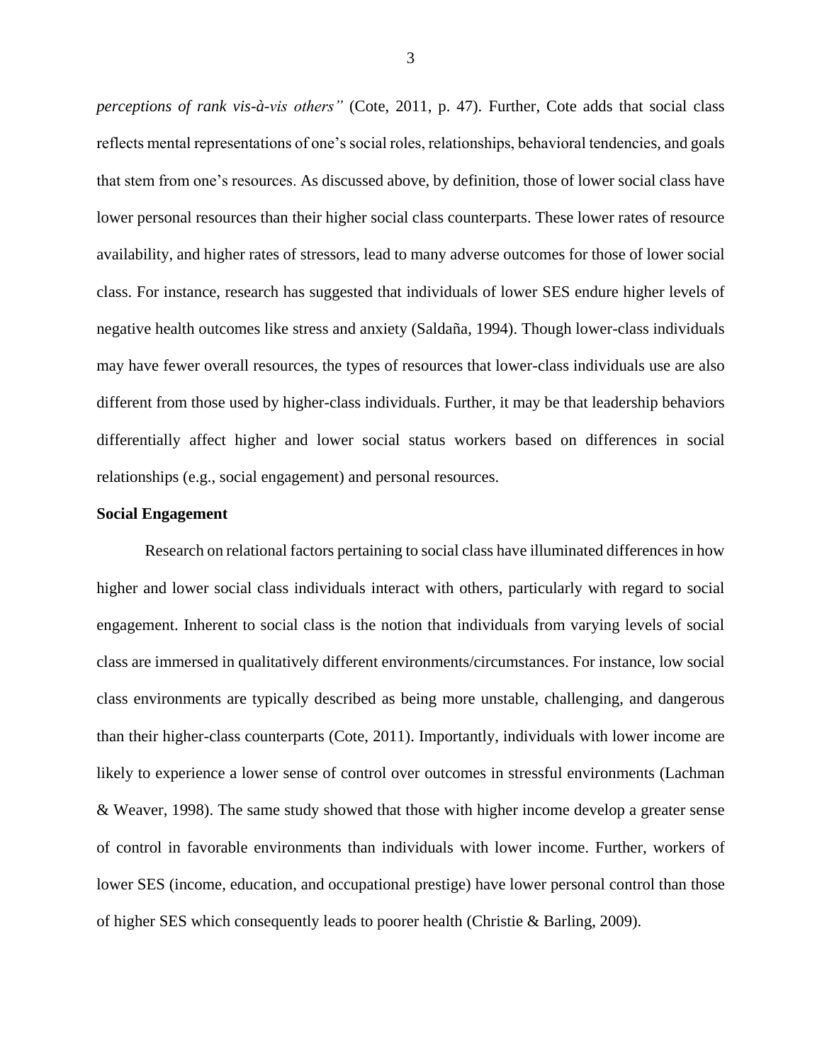*perceptions of rank vis-à-vis others"* (Cote, 2011, p. 47). Further, Cote adds that social class reflects mental representations of one's social roles, relationships, behavioral tendencies, and goals that stem from one's resources. As discussed above, by definition, those of lower social class have lower personal resources than their higher social class counterparts. These lower rates of resource availability, and higher rates of stressors, lead to many adverse outcomes for those of lower social class. For instance, research has suggested that individuals of lower SES endure higher levels of negative health outcomes like stress and anxiety (Saldaña, 1994). Though lower-class individuals may have fewer overall resources, the types of resources that lower-class individuals use are also different from those used by higher-class individuals. Further, it may be that leadership behaviors differentially affect higher and lower social status workers based on differences in social relationships (e.g., social engagement) and personal resources.

**Social Engagement**

Research on relational factors pertaining to social class have illuminated differences in how higher and lower social class individuals interact with others, particularly with regard to social engagement. Inherent to social class is the notion that individuals from varying levels of social class are immersed in qualitatively different environments/circumstances. For instance, low social class environments are typically described as being more unstable, challenging, and dangerous than their higher-class counterparts (Cote, 2011). Importantly, individuals with lower income are likely to experience a lower sense of control over outcomes in stressful environments (Lachman & Weaver, 1998). The same study showed that those with higher income develop a greater sense of control in favorable environments than individuals with lower income. Further, workers of lower SES (income, education, and occupational prestige) have lower personal control than those of higher SES which consequently leads to poorer health (Christie & Barling, 2009).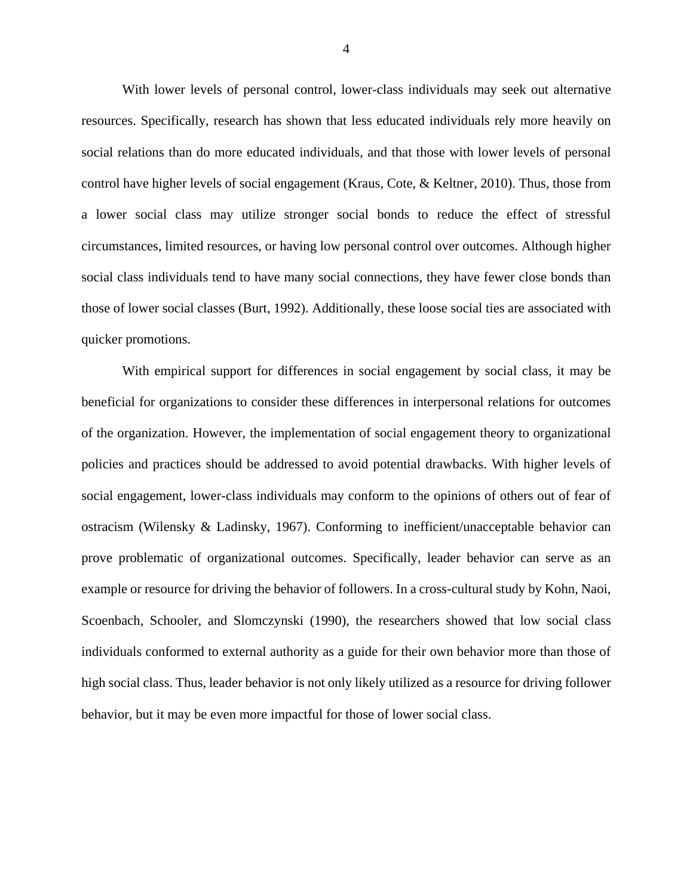With lower levels of personal control, lower-class individuals may seek out alternative resources. Specifically, research has shown that less educated individuals rely more heavily on social relations than do more educated individuals, and that those with lower levels of personal control have higher levels of social engagement (Kraus, Cote, & Keltner, 2010). Thus, those from a lower social class may utilize stronger social bonds to reduce the effect of stressful circumstances, limited resources, or having low personal control over outcomes. Although higher social class individuals tend to have many social connections, they have fewer close bonds than those of lower social classes (Burt, 1992). Additionally, these loose social ties are associated with quicker promotions.

With empirical support for differences in social engagement by social class, it may be beneficial for organizations to consider these differences in interpersonal relations for outcomes of the organization. However, the implementation of social engagement theory to organizational policies and practices should be addressed to avoid potential drawbacks. With higher levels of social engagement, lower-class individuals may conform to the opinions of others out of fear of ostracism (Wilensky & Ladinsky, 1967). Conforming to inefficient/unacceptable behavior can prove problematic of organizational outcomes. Specifically, leader behavior can serve as an example or resource for driving the behavior of followers. In a cross-cultural study by Kohn, Naoi, Scoenbach, Schooler, and Slomczynski (1990), the researchers showed that low social class individuals conformed to external authority as a guide for their own behavior more than those of high social class. Thus, leader behavior is not only likely utilized as a resource for driving follower behavior, but it may be even more impactful for those of lower social class.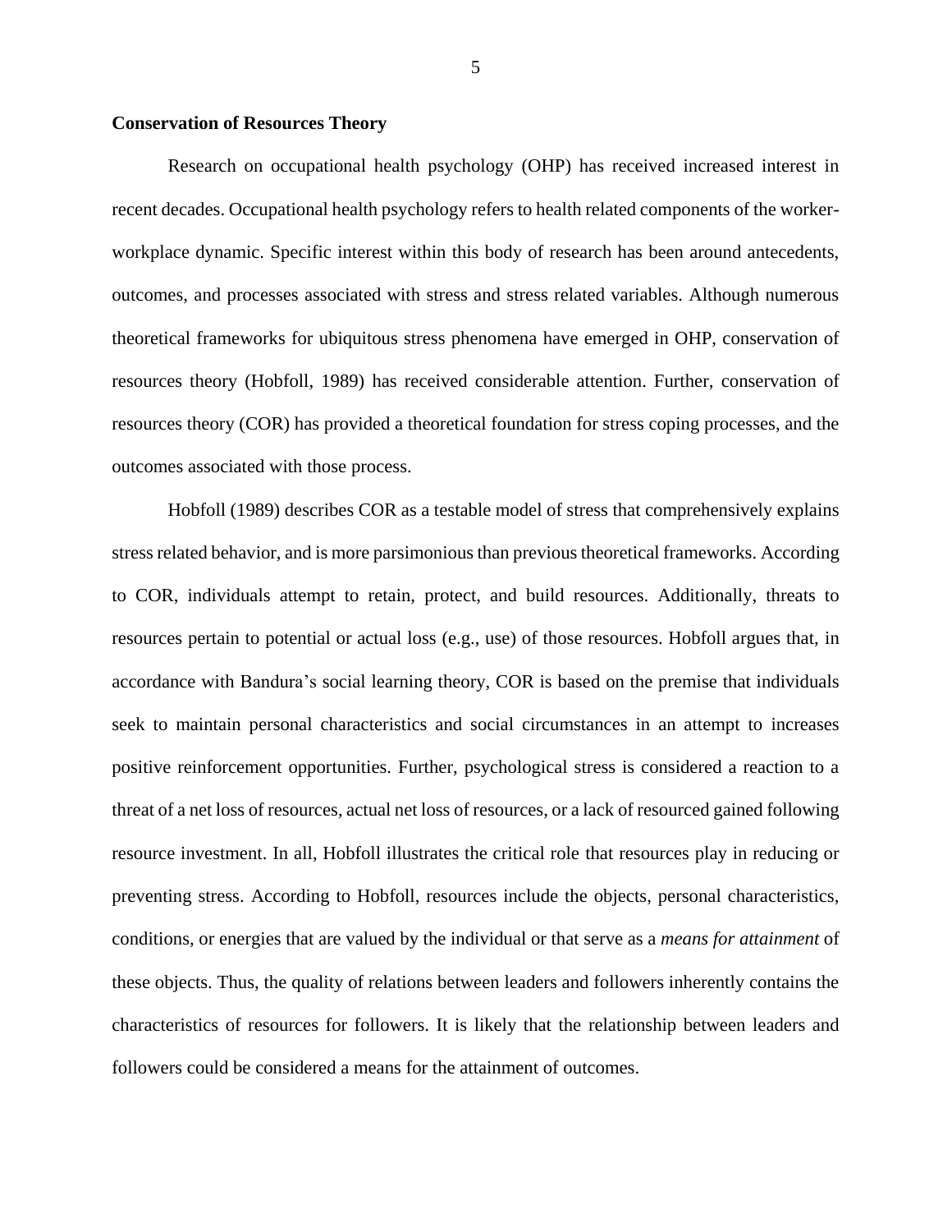## Conservation of Resources Theory

Research on occupational health psychology (OHP) has received increased interest in recent decades. Occupational health psychology refers to health related components of the worker-workplace dynamic. Specific interest within this body of research has been around antecedents, outcomes, and processes associated with stress and stress related variables. Although numerous theoretical frameworks for ubiquitous stress phenomena have emerged in OHP, conservation of resources theory (Hobfoll, 1989) has received considerable attention. Further, conservation of resources theory (COR) has provided a theoretical foundation for stress coping processes, and the outcomes associated with those process.

Hobfoll (1989) describes COR as a testable model of stress that comprehensively explains stress related behavior, and is more parsimonious than previous theoretical frameworks. According to COR, individuals attempt to retain, protect, and build resources. Additionally, threats to resources pertain to potential or actual loss (e.g., use) of those resources. Hobfoll argues that, in accordance with Bandura's social learning theory, COR is based on the premise that individuals seek to maintain personal characteristics and social circumstances in an attempt to increases positive reinforcement opportunities. Further, psychological stress is considered a reaction to a threat of a net loss of resources, actual net loss of resources, or a lack of resourced gained following resource investment. In all, Hobfoll illustrates the critical role that resources play in reducing or preventing stress. According to Hobfoll, resources include the objects, personal characteristics, conditions, or energies that are valued by the individual or that serve as a *means for attainment* of these objects. Thus, the quality of relations between leaders and followers inherently contains the characteristics of resources for followers. It is likely that the relationship between leaders and followers could be considered a means for the attainment of outcomes.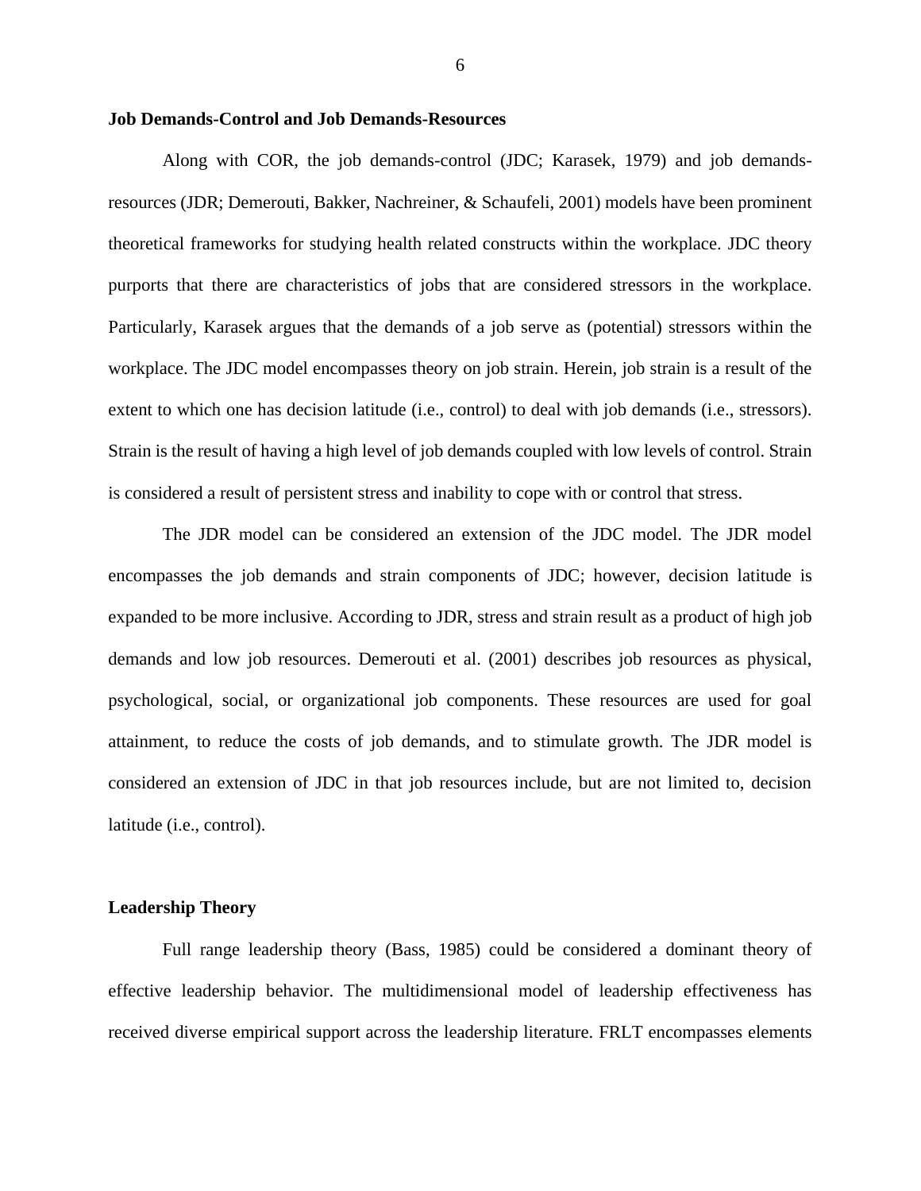**Job Demands-Control and Job Demands-Resources**

Along with COR, the job demands-control (JDC; Karasek, 1979) and job demands-resources (JDR; Demerouti, Bakker, Nachreiner, & Schaufeli, 2001) models have been prominent theoretical frameworks for studying health related constructs within the workplace. JDC theory purports that there are characteristics of jobs that are considered stressors in the workplace. Particularly, Karasek argues that the demands of a job serve as (potential) stressors within the workplace. The JDC model encompasses theory on job strain. Herein, job strain is a result of the extent to which one has decision latitude (i.e., control) to deal with job demands (i.e., stressors). Strain is the result of having a high level of job demands coupled with low levels of control. Strain is considered a result of persistent stress and inability to cope with or control that stress.

The JDR model can be considered an extension of the JDC model. The JDR model encompasses the job demands and strain components of JDC; however, decision latitude is expanded to be more inclusive. According to JDR, stress and strain result as a product of high job demands and low job resources. Demerouti et al. (2001) describes job resources as physical, psychological, social, or organizational job components. These resources are used for goal attainment, to reduce the costs of job demands, and to stimulate growth. The JDR model is considered an extension of JDC in that job resources include, but are not limited to, decision latitude (i.e., control).

**Leadership Theory**

Full range leadership theory (Bass, 1985) could be considered a dominant theory of effective leadership behavior. The multidimensional model of leadership effectiveness has received diverse empirical support across the leadership literature. FRLT encompasses elements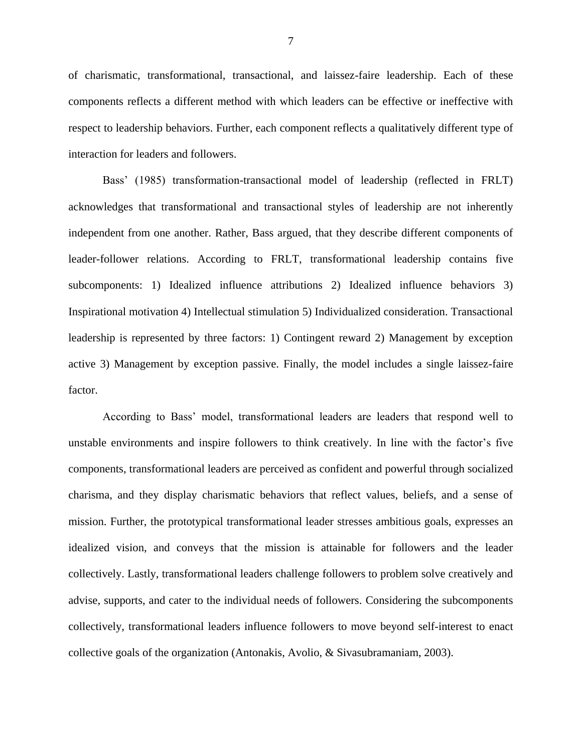of charismatic, transformational, transactional, and laissez-faire leadership. Each of these components reflects a different method with which leaders can be effective or ineffective with respect to leadership behaviors. Further, each component reflects a qualitatively different type of interaction for leaders and followers.

Bass' (1985) transformation-transactional model of leadership (reflected in FRLT) acknowledges that transformational and transactional styles of leadership are not inherently independent from one another. Rather, Bass argued, that they describe different components of leader-follower relations. According to FRLT, transformational leadership contains five subcomponents: 1) Idealized influence attributions 2) Idealized influence behaviors 3) Inspirational motivation 4) Intellectual stimulation 5) Individualized consideration. Transactional leadership is represented by three factors: 1) Contingent reward 2) Management by exception active 3) Management by exception passive. Finally, the model includes a single laissez-faire factor.

According to Bass' model, transformational leaders are leaders that respond well to unstable environments and inspire followers to think creatively. In line with the factor's five components, transformational leaders are perceived as confident and powerful through socialized charisma, and they display charismatic behaviors that reflect values, beliefs, and a sense of mission. Further, the prototypical transformational leader stresses ambitious goals, expresses an idealized vision, and conveys that the mission is attainable for followers and the leader collectively. Lastly, transformational leaders challenge followers to problem solve creatively and advise, supports, and cater to the individual needs of followers. Considering the subcomponents collectively, transformational leaders influence followers to move beyond self-interest to enact collective goals of the organization (Antonakis, Avolio, & Sivasubramaniam, 2003).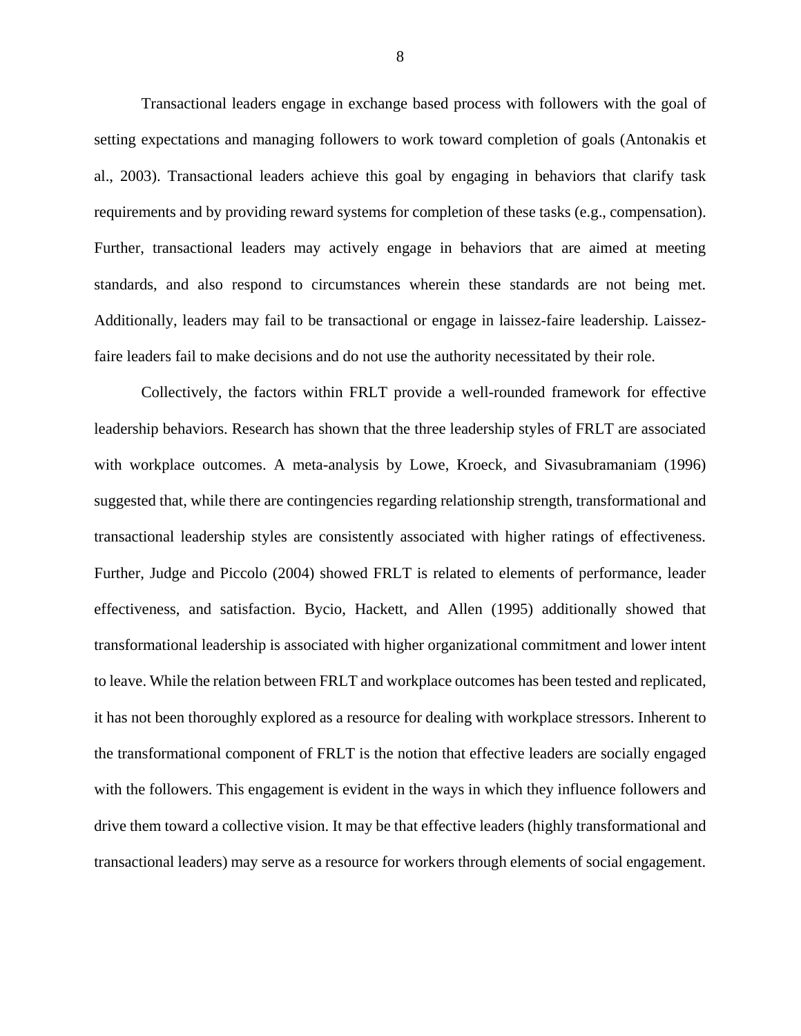Transactional leaders engage in exchange based process with followers with the goal of setting expectations and managing followers to work toward completion of goals (Antonakis et al., 2003). Transactional leaders achieve this goal by engaging in behaviors that clarify task requirements and by providing reward systems for completion of these tasks (e.g., compensation). Further, transactional leaders may actively engage in behaviors that are aimed at meeting standards, and also respond to circumstances wherein these standards are not being met. Additionally, leaders may fail to be transactional or engage in laissez-faire leadership. Laissez-faire leaders fail to make decisions and do not use the authority necessitated by their role.

Collectively, the factors within FRLT provide a well-rounded framework for effective leadership behaviors. Research has shown that the three leadership styles of FRLT are associated with workplace outcomes. A meta-analysis by Lowe, Kroeck, and Sivasubramaniam (1996) suggested that, while there are contingencies regarding relationship strength, transformational and transactional leadership styles are consistently associated with higher ratings of effectiveness. Further, Judge and Piccolo (2004) showed FRLT is related to elements of performance, leader effectiveness, and satisfaction. Bycio, Hackett, and Allen (1995) additionally showed that transformational leadership is associated with higher organizational commitment and lower intent to leave. While the relation between FRLT and workplace outcomes has been tested and replicated, it has not been thoroughly explored as a resource for dealing with workplace stressors. Inherent to the transformational component of FRLT is the notion that effective leaders are socially engaged with the followers. This engagement is evident in the ways in which they influence followers and drive them toward a collective vision. It may be that effective leaders (highly transformational and transactional leaders) may serve as a resource for workers through elements of social engagement.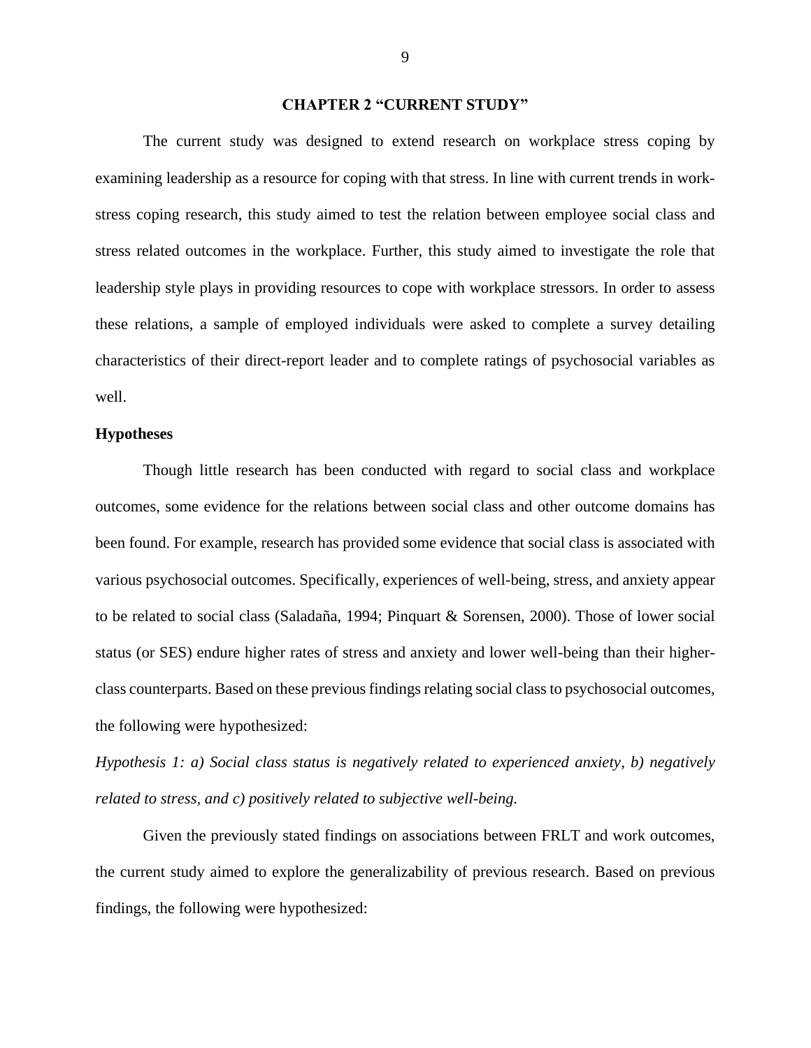# CHAPTER 2 "CURRENT STUDY"

The current study was designed to extend research on workplace stress coping by examining leadership as a resource for coping with that stress. In line with current trends in work-stress coping research, this study aimed to test the relation between employee social class and stress related outcomes in the workplace. Further, this study aimed to investigate the role that leadership style plays in providing resources to cope with workplace stressors. In order to assess these relations, a sample of employed individuals were asked to complete a survey detailing characteristics of their direct-report leader and to complete ratings of psychosocial variables as well.

## Hypotheses

Though little research has been conducted with regard to social class and workplace outcomes, some evidence for the relations between social class and other outcome domains has been found. For example, research has provided some evidence that social class is associated with various psychosocial outcomes. Specifically, experiences of well-being, stress, and anxiety appear to be related to social class (Saladaña, 1994; Pinquart & Sorensen, 2000). Those of lower social status (or SES) endure higher rates of stress and anxiety and lower well-being than their higher-class counterparts. Based on these previous findings relating social class to psychosocial outcomes, the following were hypothesized:

*Hypothesis 1: a) Social class status is negatively related to experienced anxiety, b) negatively related to stress, and c) positively related to subjective well-being.*

Given the previously stated findings on associations between FRLT and work outcomes, the current study aimed to explore the generalizability of previous research. Based on previous findings, the following were hypothesized: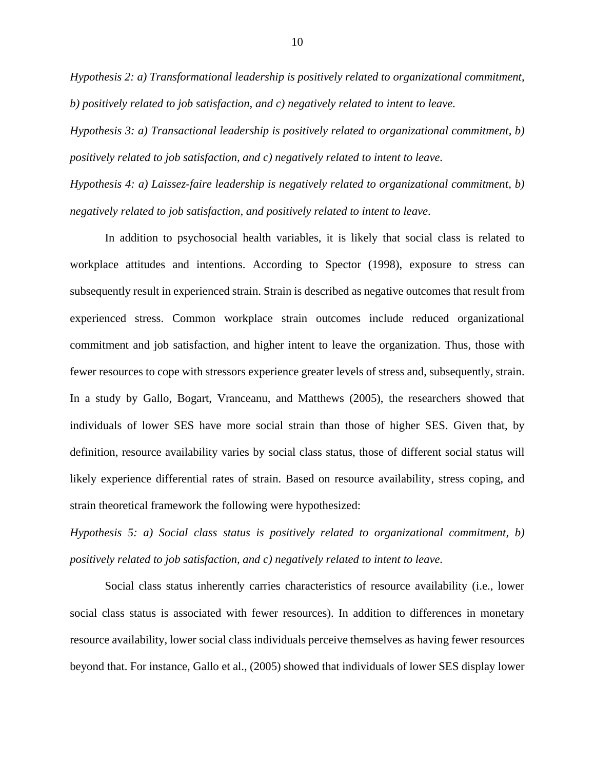*Hypothesis 2: a) Transformational leadership is positively related to organizational commitment, b) positively related to job satisfaction, and c) negatively related to intent to leave.*

*Hypothesis 3: a) Transactional leadership is positively related to organizational commitment, b) positively related to job satisfaction, and c) negatively related to intent to leave.*

*Hypothesis 4: a) Laissez-faire leadership is negatively related to organizational commitment, b) negatively related to job satisfaction, and positively related to intent to leave.*

In addition to psychosocial health variables, it is likely that social class is related to workplace attitudes and intentions. According to Spector (1998), exposure to stress can subsequently result in experienced strain. Strain is described as negative outcomes that result from experienced stress. Common workplace strain outcomes include reduced organizational commitment and job satisfaction, and higher intent to leave the organization. Thus, those with fewer resources to cope with stressors experience greater levels of stress and, subsequently, strain. In a study by Gallo, Bogart, Vranceanu, and Matthews (2005), the researchers showed that individuals of lower SES have more social strain than those of higher SES. Given that, by definition, resource availability varies by social class status, those of different social status will likely experience differential rates of strain. Based on resource availability, stress coping, and strain theoretical framework the following were hypothesized:

*Hypothesis 5: a) Social class status is positively related to organizational commitment, b) positively related to job satisfaction, and c) negatively related to intent to leave.*

Social class status inherently carries characteristics of resource availability (i.e., lower social class status is associated with fewer resources). In addition to differences in monetary resource availability, lower social class individuals perceive themselves as having fewer resources beyond that. For instance, Gallo et al., (2005) showed that individuals of lower SES display lower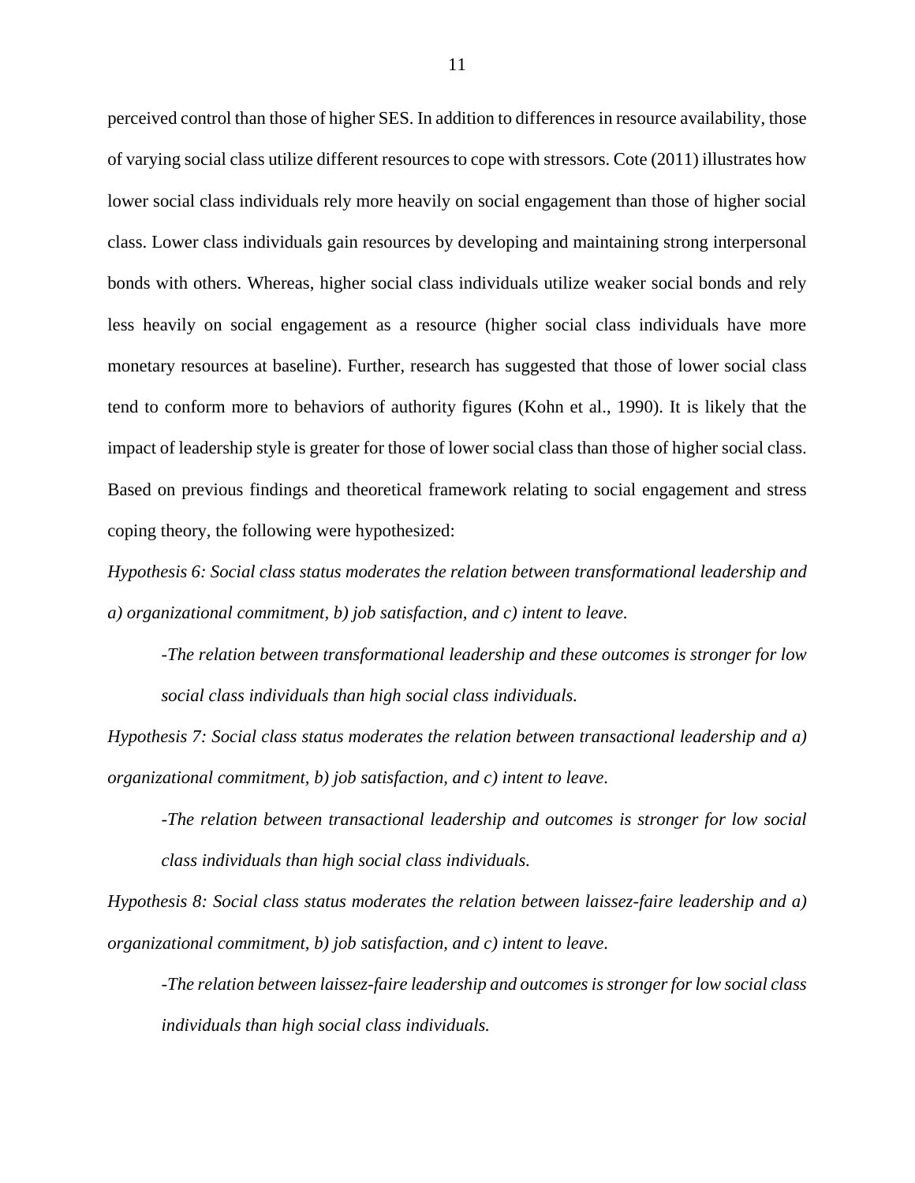perceived control than those of higher SES. In addition to differences in resource availability, those of varying social class utilize different resources to cope with stressors. Cote (2011) illustrates how lower social class individuals rely more heavily on social engagement than those of higher social class. Lower class individuals gain resources by developing and maintaining strong interpersonal bonds with others. Whereas, higher social class individuals utilize weaker social bonds and rely less heavily on social engagement as a resource (higher social class individuals have more monetary resources at baseline). Further, research has suggested that those of lower social class tend to conform more to behaviors of authority figures (Kohn et al., 1990). It is likely that the impact of leadership style is greater for those of lower social class than those of higher social class. Based on previous findings and theoretical framework relating to social engagement and stress coping theory, the following were hypothesized:

*Hypothesis 6: Social class status moderates the relation between transformational leadership and a) organizational commitment, b) job satisfaction, and c) intent to leave.*

> *-The relation between transformational leadership and these outcomes is stronger for low social class individuals than high social class individuals.*

*Hypothesis 7: Social class status moderates the relation between transactional leadership and a) organizational commitment, b) job satisfaction, and c) intent to leave.*

> *-The relation between transactional leadership and outcomes is stronger for low social class individuals than high social class individuals.*

*Hypothesis 8: Social class status moderates the relation between laissez-faire leadership and a) organizational commitment, b) job satisfaction, and c) intent to leave.*

> *-The relation between laissez-faire leadership and outcomes is stronger for low social class individuals than high social class individuals.*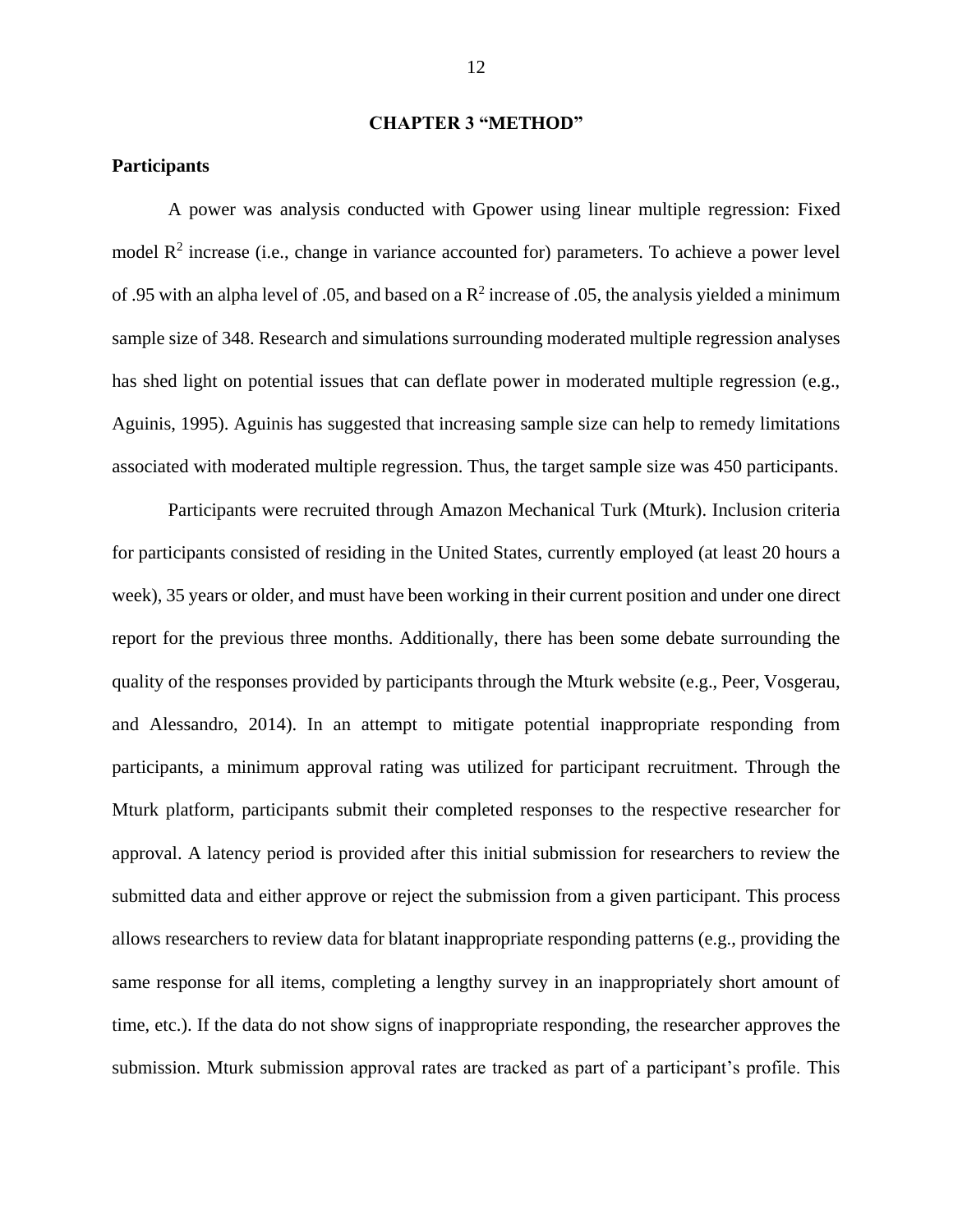# CHAPTER 3 "METHOD"

## Participants

A power was analysis conducted with Gpower using linear multiple regression: Fixed model $R^2$ increase (i.e., change in variance accounted for) parameters. To achieve a power level of .95 with an alpha level of .05, and based on a $R^2$ increase of .05, the analysis yielded a minimum sample size of 348. Research and simulations surrounding moderated multiple regression analyses has shed light on potential issues that can deflate power in moderated multiple regression (e.g., Aguinis, 1995). Aguinis has suggested that increasing sample size can help to remedy limitations associated with moderated multiple regression. Thus, the target sample size was 450 participants.

Participants were recruited through Amazon Mechanical Turk (Mturk). Inclusion criteria for participants consisted of residing in the United States, currently employed (at least 20 hours a week), 35 years or older, and must have been working in their current position and under one direct report for the previous three months. Additionally, there has been some debate surrounding the quality of the responses provided by participants through the Mturk website (e.g., Peer, Vosgerau, and Alessandro, 2014). In an attempt to mitigate potential inappropriate responding from participants, a minimum approval rating was utilized for participant recruitment. Through the Mturk platform, participants submit their completed responses to the respective researcher for approval. A latency period is provided after this initial submission for researchers to review the submitted data and either approve or reject the submission from a given participant. This process allows researchers to review data for blatant inappropriate responding patterns (e.g., providing the same response for all items, completing a lengthy survey in an inappropriately short amount of time, etc.). If the data do not show signs of inappropriate responding, the researcher approves the submission. Mturk submission approval rates are tracked as part of a participant's profile. This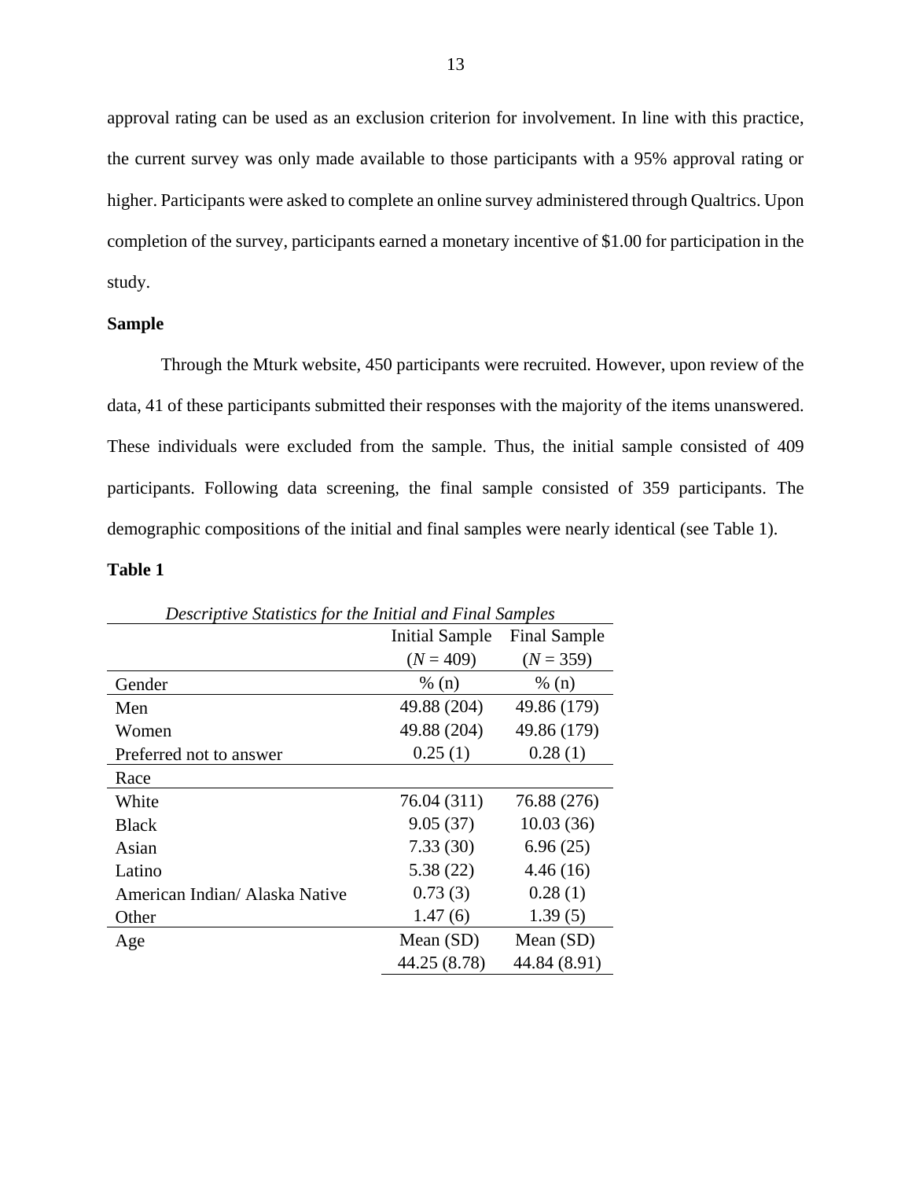approval rating can be used as an exclusion criterion for involvement. In line with this practice, the current survey was only made available to those participants with a 95% approval rating or higher. Participants were asked to complete an online survey administered through Qualtrics. Upon completion of the survey, participants earned a monetary incentive of $1.00 for participation in the study.

**Sample**

Through the Mturk website, 450 participants were recruited. However, upon review of the data, 41 of these participants submitted their responses with the majority of the items unanswered. These individuals were excluded from the sample. Thus, the initial sample consisted of 409 participants. Following data screening, the final sample consisted of 359 participants. The demographic compositions of the initial and final samples were nearly identical (see Table 1).

**Table 1**

*Descriptive Statistics for the Initial and Final Samples*

| | Initial Sample (*N* = 409) | Final Sample (*N* = 359) |
|---|---|---|
| Gender | % (n) | % (n) |
| Men | 49.88 (204) | 49.86 (179) |
| Women | 49.88 (204) | 49.86 (179) |
| Preferred not to answer | 0.25 (1) | 0.28 (1) |
| Race | | |
| White | 76.04 (311) | 76.88 (276) |
| Black | 9.05 (37) | 10.03 (36) |
| Asian | 7.33 (30) | 6.96 (25) |
| Latino | 5.38 (22) | 4.46 (16) |
| American Indian/ Alaska Native | 0.73 (3) | 0.28 (1) |
| Other | 1.47 (6) | 1.39 (5) |
| Age | Mean (SD) | Mean (SD) |
| | 44.25 (8.78) | 44.84 (8.91) |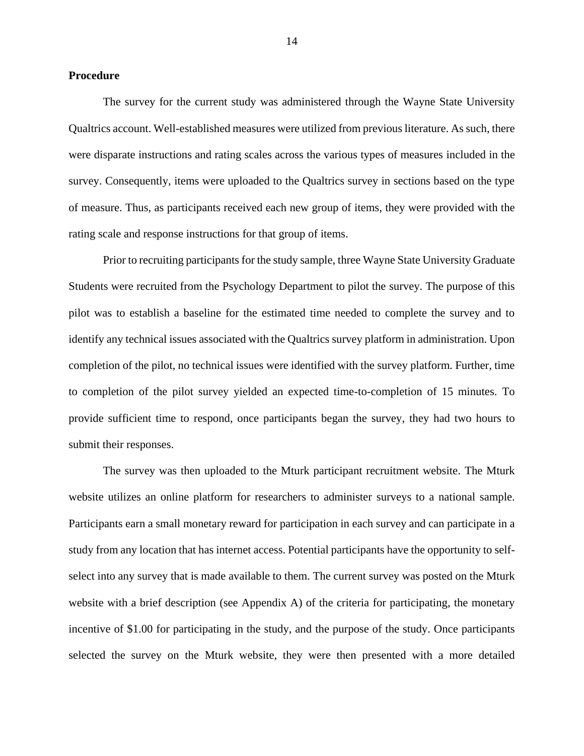**Procedure**

The survey for the current study was administered through the Wayne State University Qualtrics account. Well-established measures were utilized from previous literature. As such, there were disparate instructions and rating scales across the various types of measures included in the survey. Consequently, items were uploaded to the Qualtrics survey in sections based on the type of measure. Thus, as participants received each new group of items, they were provided with the rating scale and response instructions for that group of items.

Prior to recruiting participants for the study sample, three Wayne State University Graduate Students were recruited from the Psychology Department to pilot the survey. The purpose of this pilot was to establish a baseline for the estimated time needed to complete the survey and to identify any technical issues associated with the Qualtrics survey platform in administration. Upon completion of the pilot, no technical issues were identified with the survey platform. Further, time to completion of the pilot survey yielded an expected time-to-completion of 15 minutes. To provide sufficient time to respond, once participants began the survey, they had two hours to submit their responses.

The survey was then uploaded to the Mturk participant recruitment website. The Mturk website utilizes an online platform for researchers to administer surveys to a national sample. Participants earn a small monetary reward for participation in each survey and can participate in a study from any location that has internet access. Potential participants have the opportunity to self-select into any survey that is made available to them. The current survey was posted on the Mturk website with a brief description (see Appendix A) of the criteria for participating, the monetary incentive of $1.00 for participating in the study, and the purpose of the study. Once participants selected the survey on the Mturk website, they were then presented with a more detailed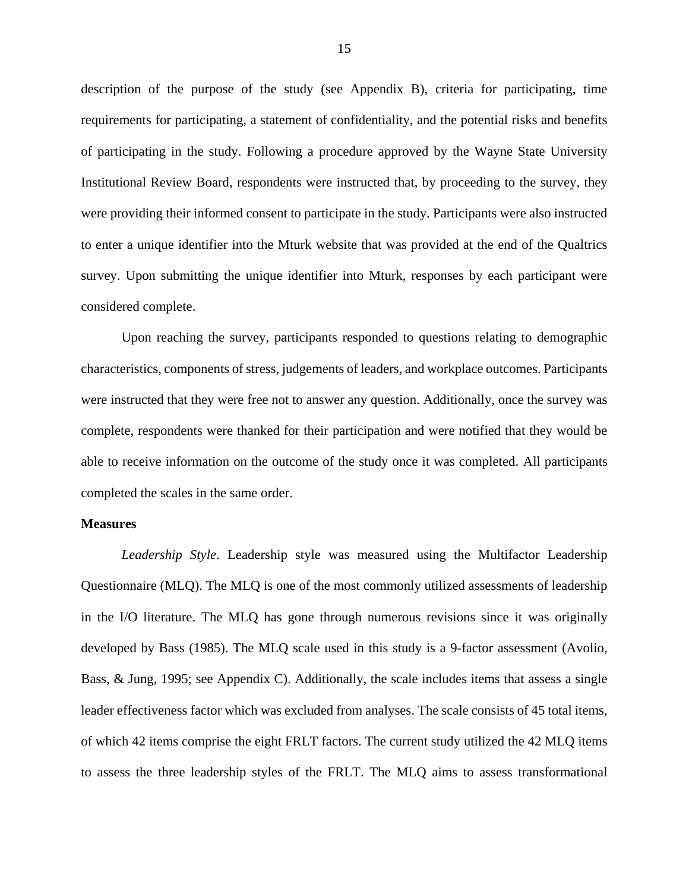description of the purpose of the study (see Appendix B), criteria for participating, time requirements for participating, a statement of confidentiality, and the potential risks and benefits of participating in the study. Following a procedure approved by the Wayne State University Institutional Review Board, respondents were instructed that, by proceeding to the survey, they were providing their informed consent to participate in the study. Participants were also instructed to enter a unique identifier into the Mturk website that was provided at the end of the Qualtrics survey. Upon submitting the unique identifier into Mturk, responses by each participant were considered complete.

Upon reaching the survey, participants responded to questions relating to demographic characteristics, components of stress, judgements of leaders, and workplace outcomes. Participants were instructed that they were free not to answer any question. Additionally, once the survey was complete, respondents were thanked for their participation and were notified that they would be able to receive information on the outcome of the study once it was completed. All participants completed the scales in the same order.

**Measures**

*Leadership Style*. Leadership style was measured using the Multifactor Leadership Questionnaire (MLQ). The MLQ is one of the most commonly utilized assessments of leadership in the I/O literature. The MLQ has gone through numerous revisions since it was originally developed by Bass (1985). The MLQ scale used in this study is a 9-factor assessment (Avolio, Bass, & Jung, 1995; see Appendix C). Additionally, the scale includes items that assess a single leader effectiveness factor which was excluded from analyses. The scale consists of 45 total items, of which 42 items comprise the eight FRLT factors. The current study utilized the 42 MLQ items to assess the three leadership styles of the FRLT. The MLQ aims to assess transformational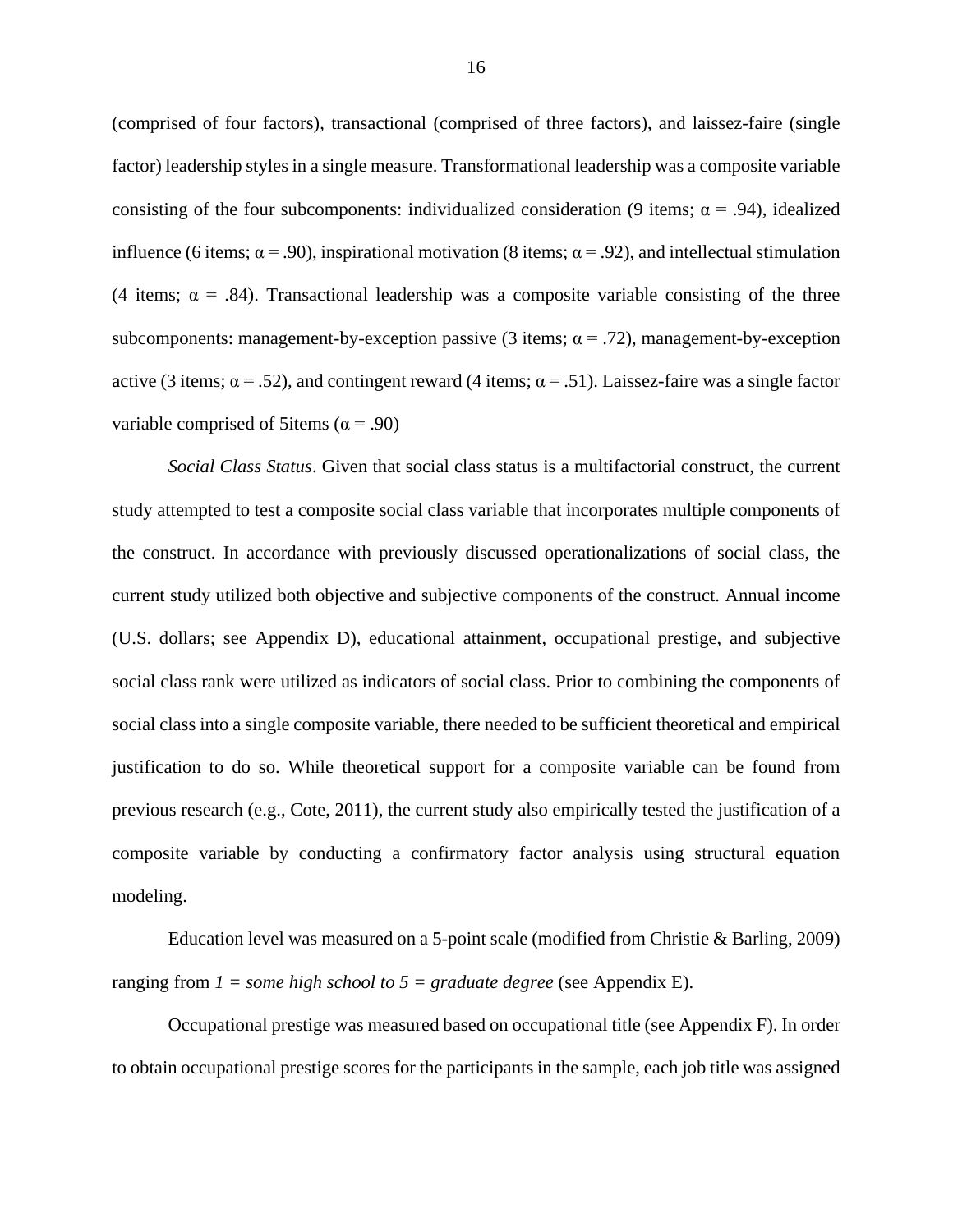(comprised of four factors), transactional (comprised of three factors), and laissez-faire (single factor) leadership styles in a single measure. Transformational leadership was a composite variable consisting of the four subcomponents: individualized consideration (9 items; $\alpha = .94$), idealized influence (6 items; $\alpha = .90$), inspirational motivation (8 items; $\alpha = .92$), and intellectual stimulation (4 items; $\alpha = .84$). Transactional leadership was a composite variable consisting of the three subcomponents: management-by-exception passive (3 items; $\alpha = .72$), management-by-exception active (3 items; $\alpha = .52$), and contingent reward (4 items; $\alpha = .51$). Laissez-faire was a single factor variable comprised of 5items ($\alpha = .90$)

*Social Class Status*. Given that social class status is a multifactorial construct, the current study attempted to test a composite social class variable that incorporates multiple components of the construct. In accordance with previously discussed operationalizations of social class, the current study utilized both objective and subjective components of the construct. Annual income (U.S. dollars; see Appendix D), educational attainment, occupational prestige, and subjective social class rank were utilized as indicators of social class. Prior to combining the components of social class into a single composite variable, there needed to be sufficient theoretical and empirical justification to do so. While theoretical support for a composite variable can be found from previous research (e.g., Cote, 2011), the current study also empirically tested the justification of a composite variable by conducting a confirmatory factor analysis using structural equation modeling.

Education level was measured on a 5-point scale (modified from Christie & Barling, 2009) ranging from *1 = some high school to 5 = graduate degree* (see Appendix E).

Occupational prestige was measured based on occupational title (see Appendix F). In order to obtain occupational prestige scores for the participants in the sample, each job title was assigned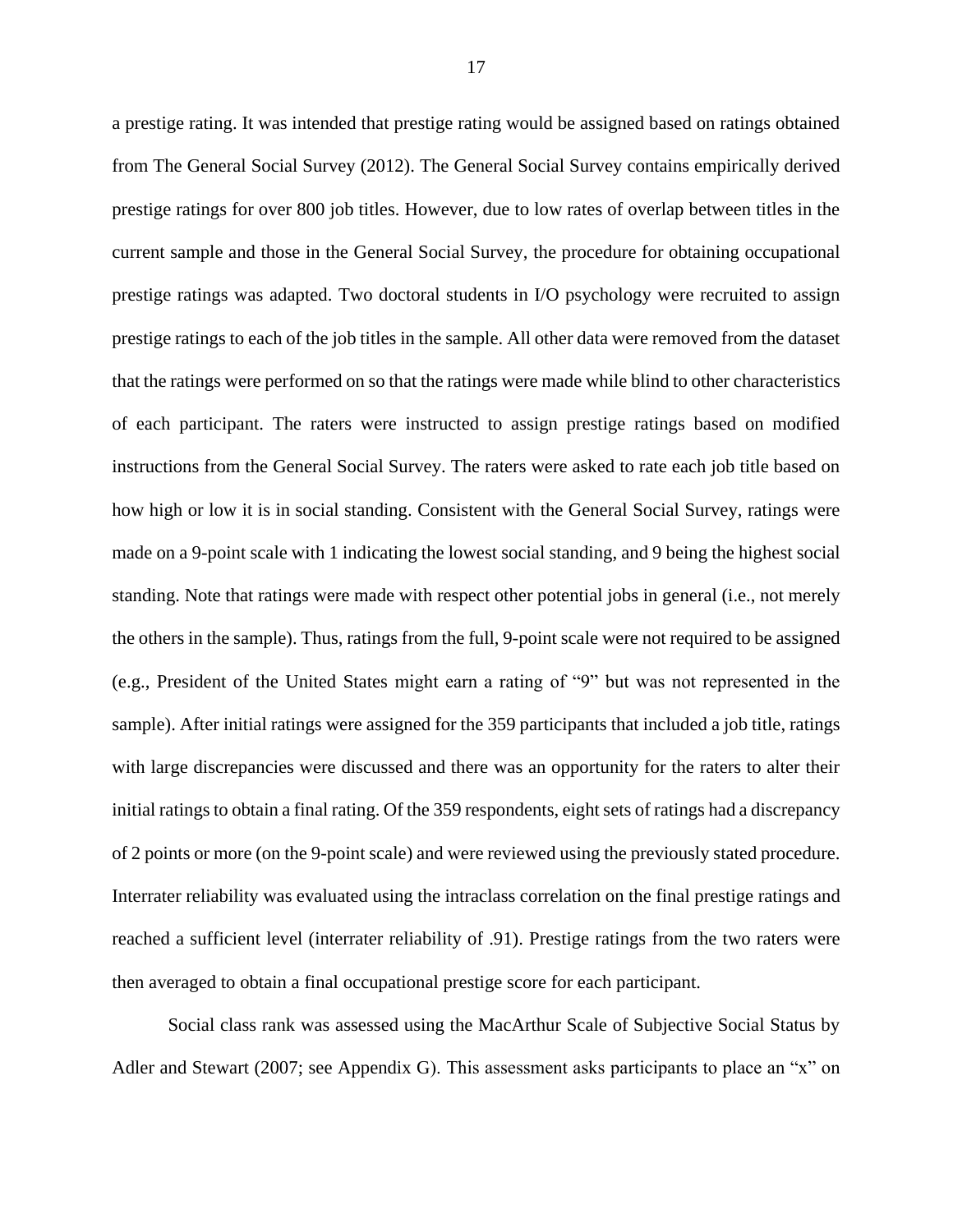a prestige rating. It was intended that prestige rating would be assigned based on ratings obtained from The General Social Survey (2012). The General Social Survey contains empirically derived prestige ratings for over 800 job titles. However, due to low rates of overlap between titles in the current sample and those in the General Social Survey, the procedure for obtaining occupational prestige ratings was adapted. Two doctoral students in I/O psychology were recruited to assign prestige ratings to each of the job titles in the sample. All other data were removed from the dataset that the ratings were performed on so that the ratings were made while blind to other characteristics of each participant. The raters were instructed to assign prestige ratings based on modified instructions from the General Social Survey. The raters were asked to rate each job title based on how high or low it is in social standing. Consistent with the General Social Survey, ratings were made on a 9-point scale with 1 indicating the lowest social standing, and 9 being the highest social standing. Note that ratings were made with respect other potential jobs in general (i.e., not merely the others in the sample). Thus, ratings from the full, 9-point scale were not required to be assigned (e.g., President of the United States might earn a rating of "9" but was not represented in the sample). After initial ratings were assigned for the 359 participants that included a job title, ratings with large discrepancies were discussed and there was an opportunity for the raters to alter their initial ratings to obtain a final rating. Of the 359 respondents, eight sets of ratings had a discrepancy of 2 points or more (on the 9-point scale) and were reviewed using the previously stated procedure. Interrater reliability was evaluated using the intraclass correlation on the final prestige ratings and reached a sufficient level (interrater reliability of .91). Prestige ratings from the two raters were then averaged to obtain a final occupational prestige score for each participant.

Social class rank was assessed using the MacArthur Scale of Subjective Social Status by Adler and Stewart (2007; see Appendix G). This assessment asks participants to place an "x" on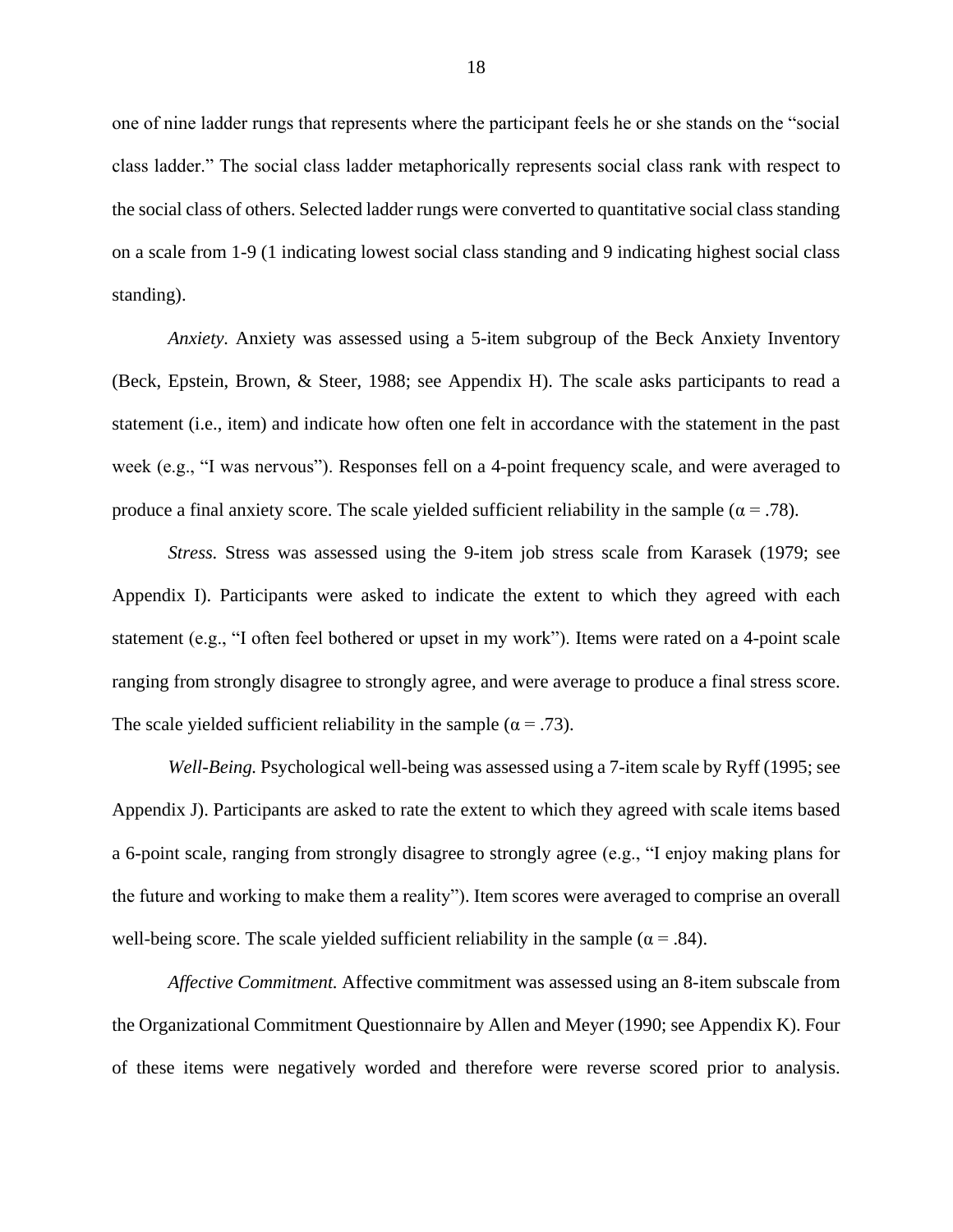one of nine ladder rungs that represents where the participant feels he or she stands on the "social class ladder." The social class ladder metaphorically represents social class rank with respect to the social class of others. Selected ladder rungs were converted to quantitative social class standing on a scale from 1-9 (1 indicating lowest social class standing and 9 indicating highest social class standing).

*Anxiety.* Anxiety was assessed using a 5-item subgroup of the Beck Anxiety Inventory (Beck, Epstein, Brown, & Steer, 1988; see Appendix H). The scale asks participants to read a statement (i.e., item) and indicate how often one felt in accordance with the statement in the past week (e.g., "I was nervous"). Responses fell on a 4-point frequency scale, and were averaged to produce a final anxiety score. The scale yielded sufficient reliability in the sample ($\alpha = .78$).

*Stress.* Stress was assessed using the 9-item job stress scale from Karasek (1979; see Appendix I). Participants were asked to indicate the extent to which they agreed with each statement (e.g., "I often feel bothered or upset in my work"). Items were rated on a 4-point scale ranging from strongly disagree to strongly agree, and were average to produce a final stress score. The scale yielded sufficient reliability in the sample ($\alpha = .73$).

*Well-Being.* Psychological well-being was assessed using a 7-item scale by Ryff (1995; see Appendix J). Participants are asked to rate the extent to which they agreed with scale items based a 6-point scale, ranging from strongly disagree to strongly agree (e.g., "I enjoy making plans for the future and working to make them a reality"). Item scores were averaged to comprise an overall well-being score. The scale yielded sufficient reliability in the sample ($\alpha = .84$).

*Affective Commitment.* Affective commitment was assessed using an 8-item subscale from the Organizational Commitment Questionnaire by Allen and Meyer (1990; see Appendix K). Four of these items were negatively worded and therefore were reverse scored prior to analysis.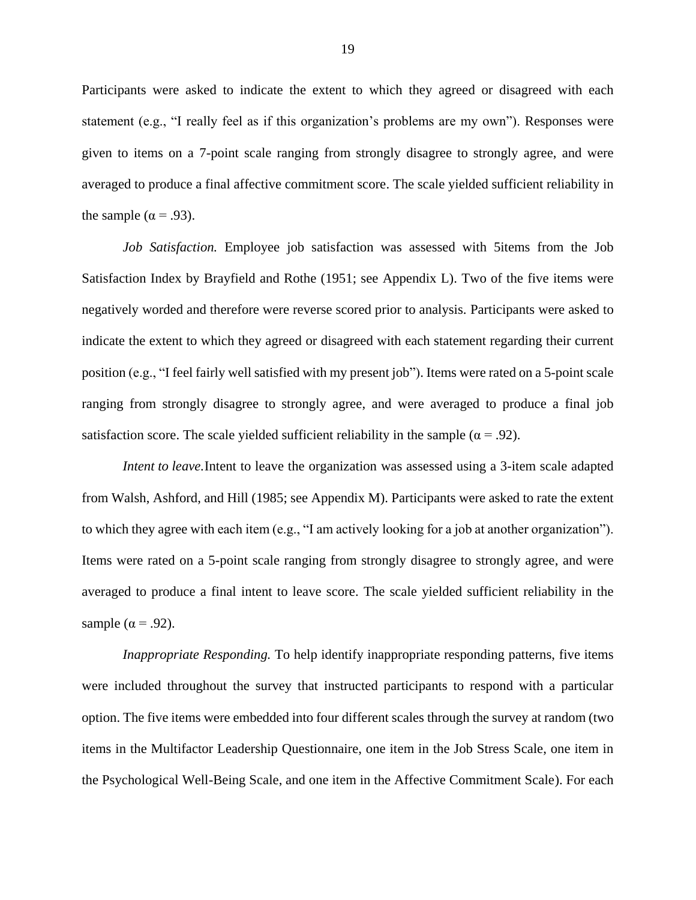Participants were asked to indicate the extent to which they agreed or disagreed with each statement (e.g., "I really feel as if this organization's problems are my own"). Responses were given to items on a 7-point scale ranging from strongly disagree to strongly agree, and were averaged to produce a final affective commitment score. The scale yielded sufficient reliability in the sample (α = .93).

*Job Satisfaction.* Employee job satisfaction was assessed with 5items from the Job Satisfaction Index by Brayfield and Rothe (1951; see Appendix L). Two of the five items were negatively worded and therefore were reverse scored prior to analysis. Participants were asked to indicate the extent to which they agreed or disagreed with each statement regarding their current position (e.g., "I feel fairly well satisfied with my present job"). Items were rated on a 5-point scale ranging from strongly disagree to strongly agree, and were averaged to produce a final job satisfaction score. The scale yielded sufficient reliability in the sample (α = .92).

*Intent to leave.*Intent to leave the organization was assessed using a 3-item scale adapted from Walsh, Ashford, and Hill (1985; see Appendix M). Participants were asked to rate the extent to which they agree with each item (e.g., "I am actively looking for a job at another organization"). Items were rated on a 5-point scale ranging from strongly disagree to strongly agree, and were averaged to produce a final intent to leave score. The scale yielded sufficient reliability in the sample (α = .92).

*Inappropriate Responding.* To help identify inappropriate responding patterns, five items were included throughout the survey that instructed participants to respond with a particular option. The five items were embedded into four different scales through the survey at random (two items in the Multifactor Leadership Questionnaire, one item in the Job Stress Scale, one item in the Psychological Well-Being Scale, and one item in the Affective Commitment Scale). For each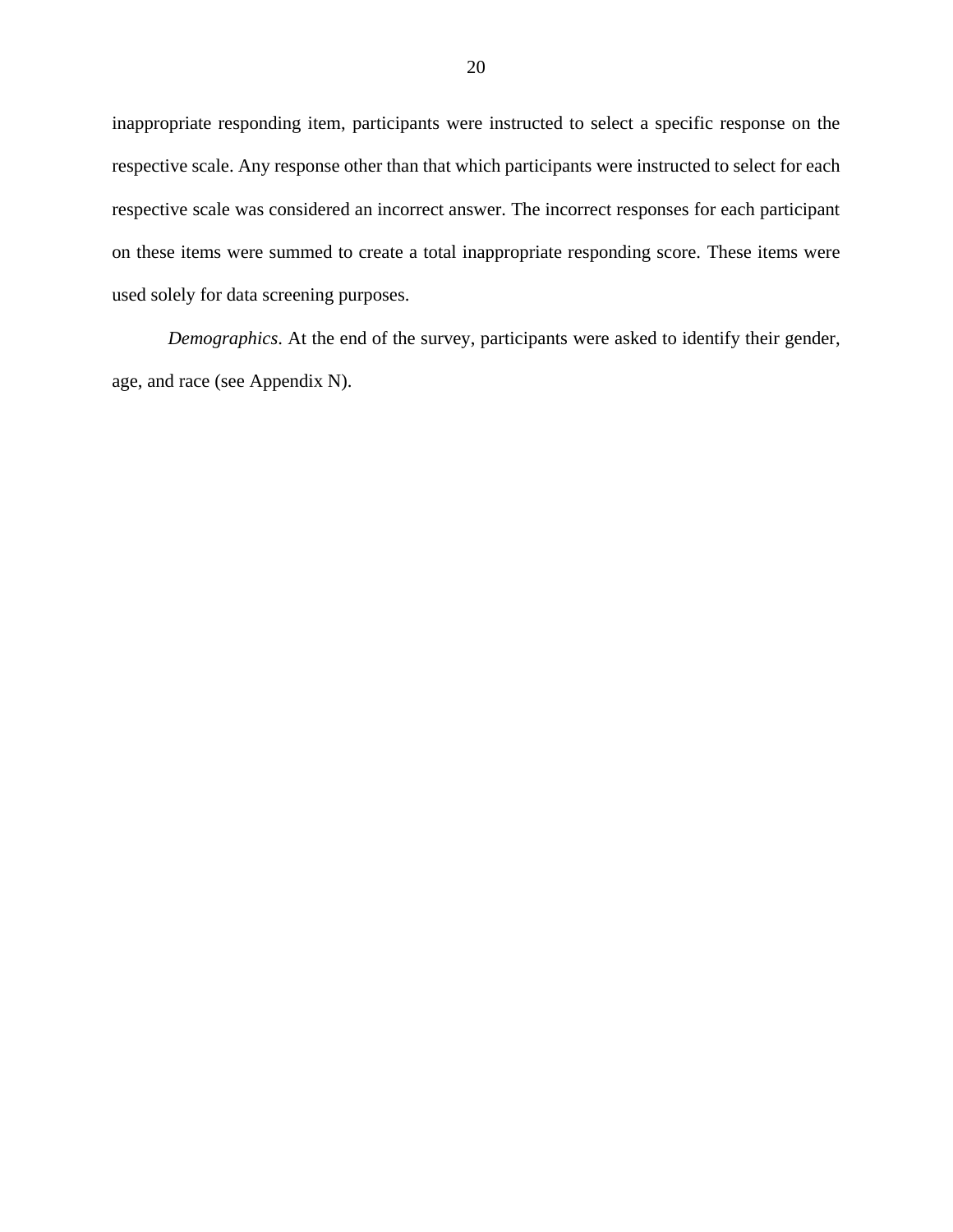inappropriate responding item, participants were instructed to select a specific response on the respective scale. Any response other than that which participants were instructed to select for each respective scale was considered an incorrect answer. The incorrect responses for each participant on these items were summed to create a total inappropriate responding score. These items were used solely for data screening purposes.

*Demographics*. At the end of the survey, participants were asked to identify their gender, age, and race (see Appendix N).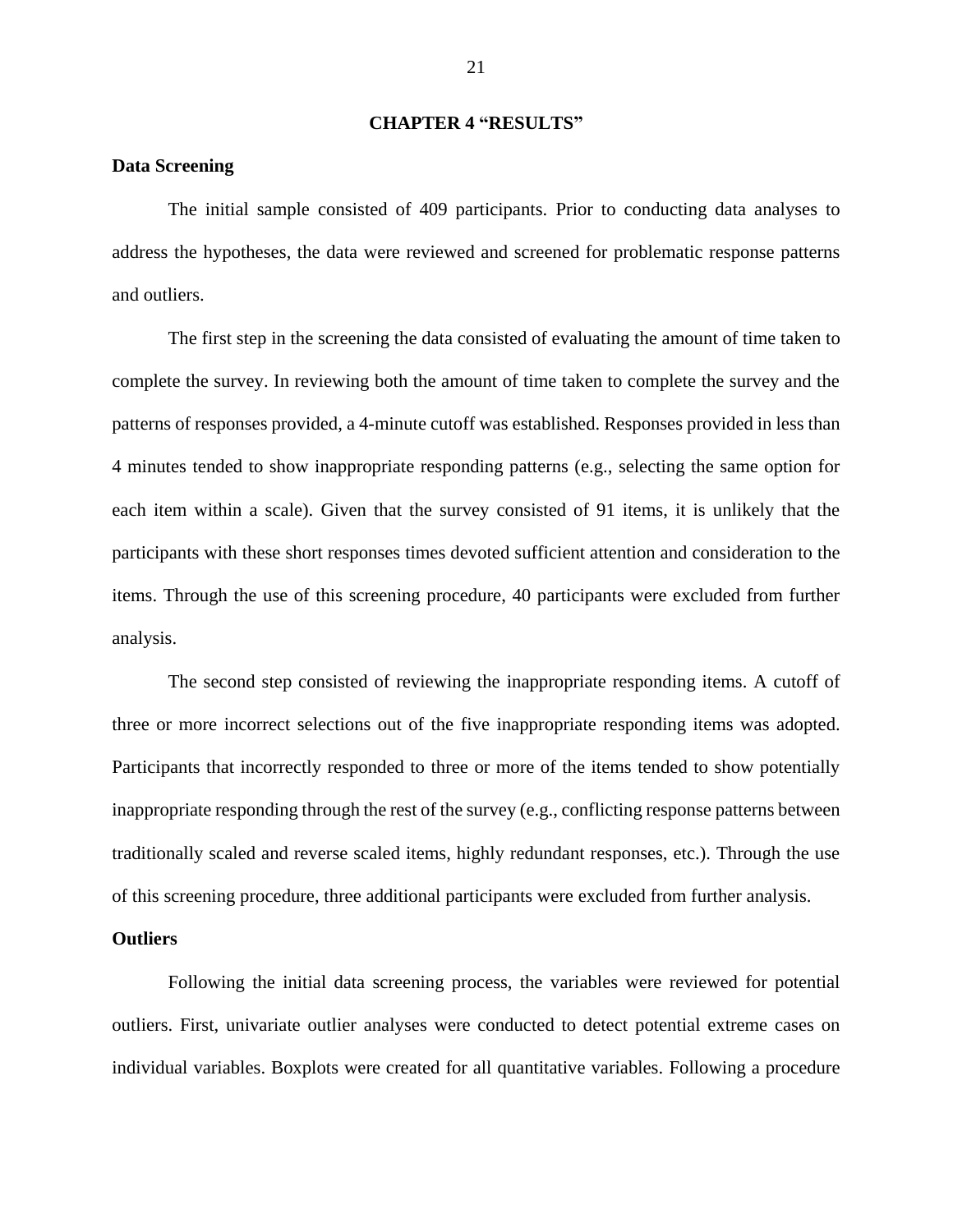# CHAPTER 4 "RESULTS"

**Data Screening**

The initial sample consisted of 409 participants. Prior to conducting data analyses to address the hypotheses, the data were reviewed and screened for problematic response patterns and outliers.

The first step in the screening the data consisted of evaluating the amount of time taken to complete the survey. In reviewing both the amount of time taken to complete the survey and the patterns of responses provided, a 4-minute cutoff was established. Responses provided in less than 4 minutes tended to show inappropriate responding patterns (e.g., selecting the same option for each item within a scale). Given that the survey consisted of 91 items, it is unlikely that the participants with these short responses times devoted sufficient attention and consideration to the items. Through the use of this screening procedure, 40 participants were excluded from further analysis.

The second step consisted of reviewing the inappropriate responding items. A cutoff of three or more incorrect selections out of the five inappropriate responding items was adopted. Participants that incorrectly responded to three or more of the items tended to show potentially inappropriate responding through the rest of the survey (e.g., conflicting response patterns between traditionally scaled and reverse scaled items, highly redundant responses, etc.). Through the use of this screening procedure, three additional participants were excluded from further analysis.

**Outliers**

Following the initial data screening process, the variables were reviewed for potential outliers. First, univariate outlier analyses were conducted to detect potential extreme cases on individual variables. Boxplots were created for all quantitative variables. Following a procedure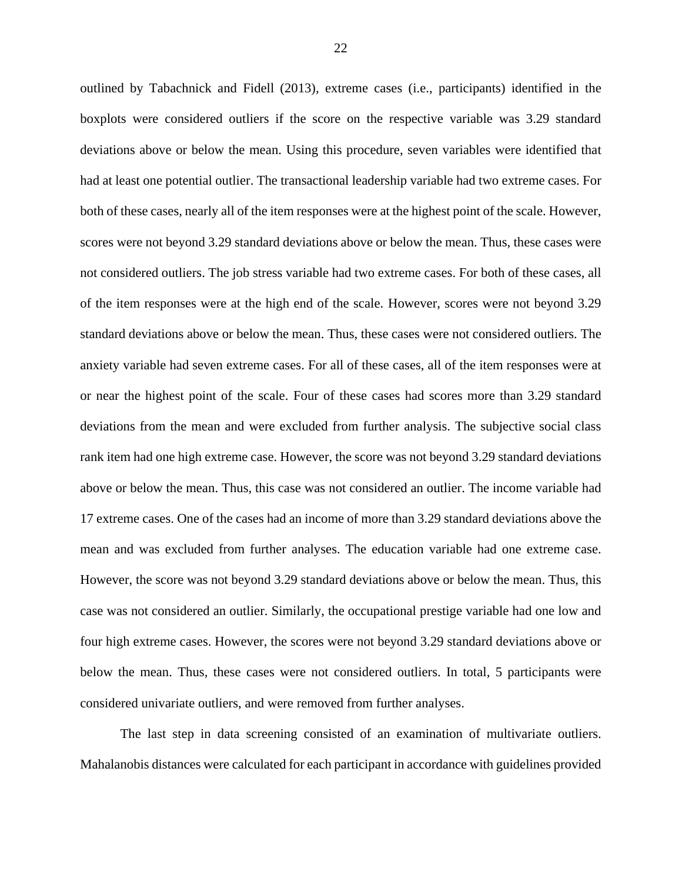outlined by Tabachnick and Fidell (2013), extreme cases (i.e., participants) identified in the boxplots were considered outliers if the score on the respective variable was 3.29 standard deviations above or below the mean. Using this procedure, seven variables were identified that had at least one potential outlier. The transactional leadership variable had two extreme cases. For both of these cases, nearly all of the item responses were at the highest point of the scale. However, scores were not beyond 3.29 standard deviations above or below the mean. Thus, these cases were not considered outliers. The job stress variable had two extreme cases. For both of these cases, all of the item responses were at the high end of the scale. However, scores were not beyond 3.29 standard deviations above or below the mean. Thus, these cases were not considered outliers. The anxiety variable had seven extreme cases. For all of these cases, all of the item responses were at or near the highest point of the scale. Four of these cases had scores more than 3.29 standard deviations from the mean and were excluded from further analysis. The subjective social class rank item had one high extreme case. However, the score was not beyond 3.29 standard deviations above or below the mean. Thus, this case was not considered an outlier. The income variable had 17 extreme cases. One of the cases had an income of more than 3.29 standard deviations above the mean and was excluded from further analyses. The education variable had one extreme case. However, the score was not beyond 3.29 standard deviations above or below the mean. Thus, this case was not considered an outlier. Similarly, the occupational prestige variable had one low and four high extreme cases. However, the scores were not beyond 3.29 standard deviations above or below the mean. Thus, these cases were not considered outliers. In total, 5 participants were considered univariate outliers, and were removed from further analyses.

The last step in data screening consisted of an examination of multivariate outliers. Mahalanobis distances were calculated for each participant in accordance with guidelines provided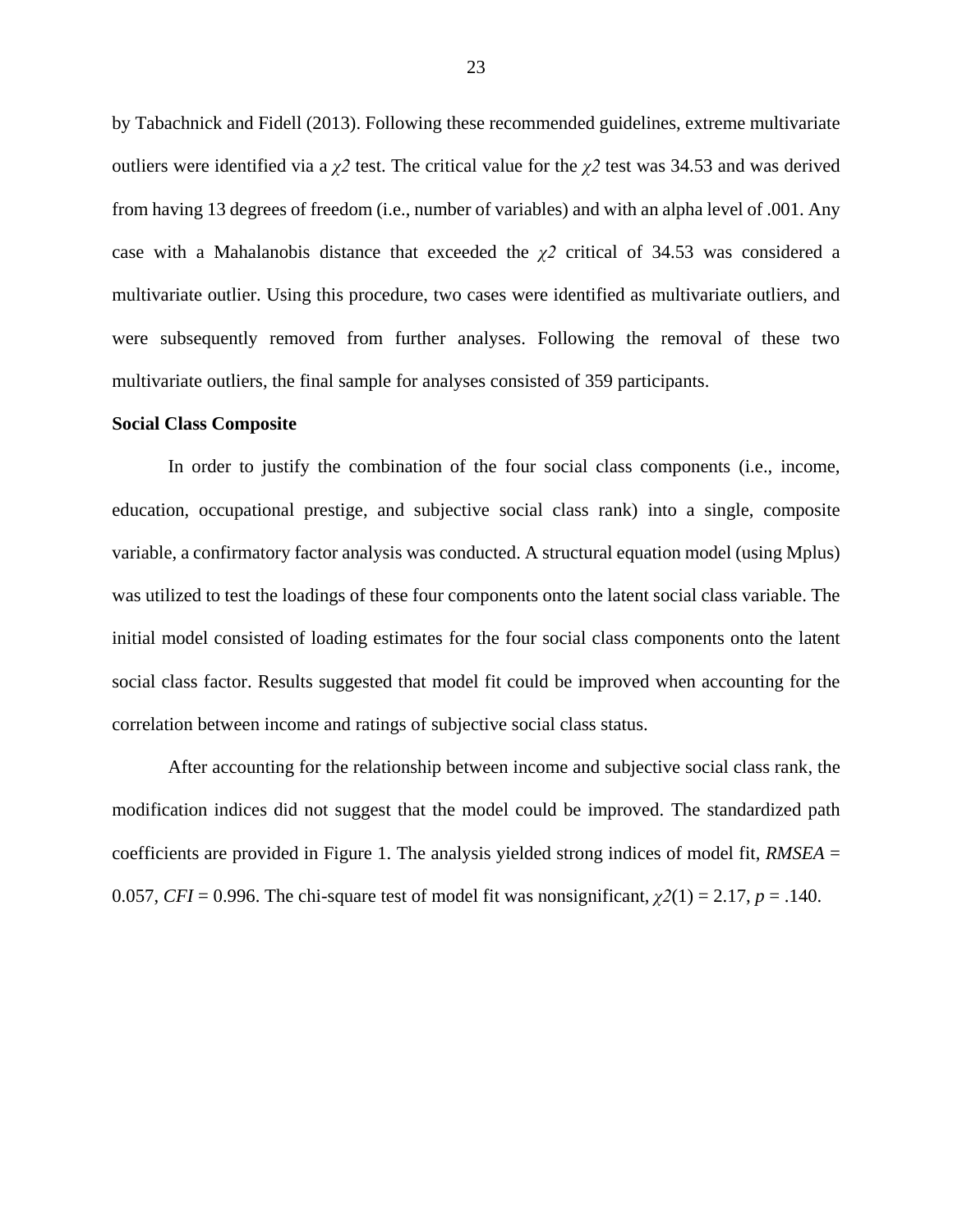by Tabachnick and Fidell (2013). Following these recommended guidelines, extreme multivariate outliers were identified via a $\chi 2$ test. The critical value for the $\chi 2$ test was 34.53 and was derived from having 13 degrees of freedom (i.e., number of variables) and with an alpha level of .001. Any case with a Mahalanobis distance that exceeded the $\chi 2$ critical of 34.53 was considered a multivariate outlier. Using this procedure, two cases were identified as multivariate outliers, and were subsequently removed from further analyses. Following the removal of these two multivariate outliers, the final sample for analyses consisted of 359 participants.

**Social Class Composite**

In order to justify the combination of the four social class components (i.e., income, education, occupational prestige, and subjective social class rank) into a single, composite variable, a confirmatory factor analysis was conducted. A structural equation model (using Mplus) was utilized to test the loadings of these four components onto the latent social class variable. The initial model consisted of loading estimates for the four social class components onto the latent social class factor. Results suggested that model fit could be improved when accounting for the correlation between income and ratings of subjective social class status.

After accounting for the relationship between income and subjective social class rank, the modification indices did not suggest that the model could be improved. The standardized path coefficients are provided in Figure 1. The analysis yielded strong indices of model fit, $RMSEA$ = 0.057, $CFI$ = 0.996. The chi-square test of model fit was nonsignificant, $\chi 2(1) = 2.17$, $p = .140$.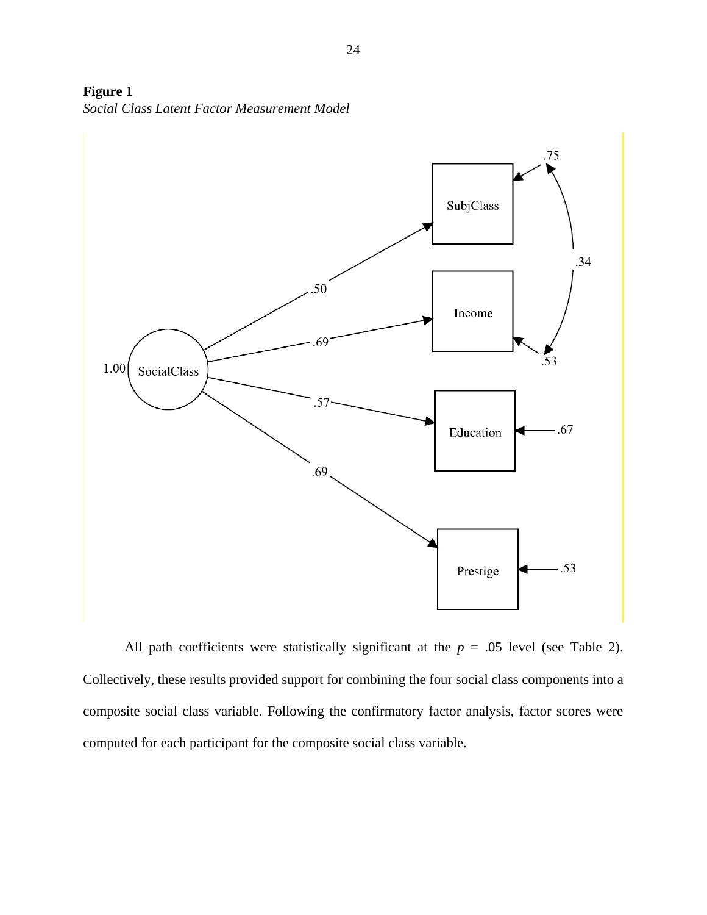**Figure 1**

*Social Class Latent Factor Measurement Model*

SocialClass
1.00
SubjClass
Income
Education
Prestige
.50
.69
.57
.69
.75
.53
.67
.53
.34

All path coefficients were statistically significant at the $p$ = .05 level (see Table 2). Collectively, these results provided support for combining the four social class components into a composite social class variable. Following the confirmatory factor analysis, factor scores were computed for each participant for the composite social class variable.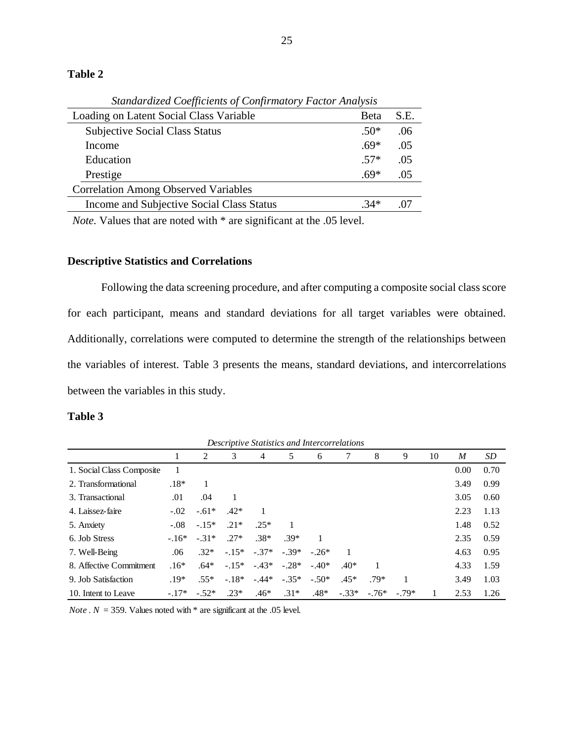**Table 2**

*Standardized Coefficients of Confirmatory Factor Analysis*

| Loading on Latent Social Class Variable | Beta | S.E. |
|---|---|---|
| Subjective Social Class Status | .50* | .06 |
| Income | .69* | .05 |
| Education | .57* | .05 |
| Prestige | .69* | .05 |
| Correlation Among Observed Variables | | |
| Income and Subjective Social Class Status | .34* | .07 |

*Note.* Values that are noted with * are significant at the .05 level.

**Descriptive Statistics and Correlations**

Following the data screening procedure, and after computing a composite social class score for each participant, means and standard deviations for all target variables were obtained. Additionally, correlations were computed to determine the strength of the relationships between the variables of interest. Table 3 presents the means, standard deviations, and intercorrelations between the variables in this study.

**Table 3**

*Descriptive Statistics and Intercorrelations*

| | 1 | 2 | 3 | 4 | 5 | 6 | 7 | 8 | 9 | 10 | *M* | *SD* |
|---|---|---|---|---|---|---|---|---|---|---|---|---|
| 1. Social Class Composite | 1 | | | | | | | | | | 0.00 | 0.70 |
| 2. Transformational | .18* | 1 | | | | | | | | | 3.49 | 0.99 |
| 3. Transactional | .01 | .04 | 1 | | | | | | | | 3.05 | 0.60 |
| 4. Laissez-faire | -.02 | -.61* | .42* | 1 | | | | | | | 2.23 | 1.13 |
| 5. Anxiety | -.08 | -.15* | .21* | .25* | 1 | | | | | | 1.48 | 0.52 |
| 6. Job Stress | -.16* | -.31* | .27* | .38* | .39* | 1 | | | | | 2.35 | 0.59 |
| 7. Well-Being | .06 | .32* | -.15* | -.37* | -.39* | -.26* | 1 | | | | 4.63 | 0.95 |
| 8. Affective Commitment | .16* | .64* | -.15* | -.43* | -.28* | -.40* | .40* | 1 | | | 4.33 | 1.59 |
| 9. Job Satisfaction | .19* | .55* | -.18* | -.44* | -.35* | -.50* | .45* | .79* | 1 | | 3.49 | 1.03 |
| 10. Intent to Leave | -.17* | -.52* | .23* | .46* | .31* | .48* | -.33* | -.76* | -.79* | 1 | 2.53 | 1.26 |

*Note*. *N* = 359. Values noted with * are significant at the .05 level.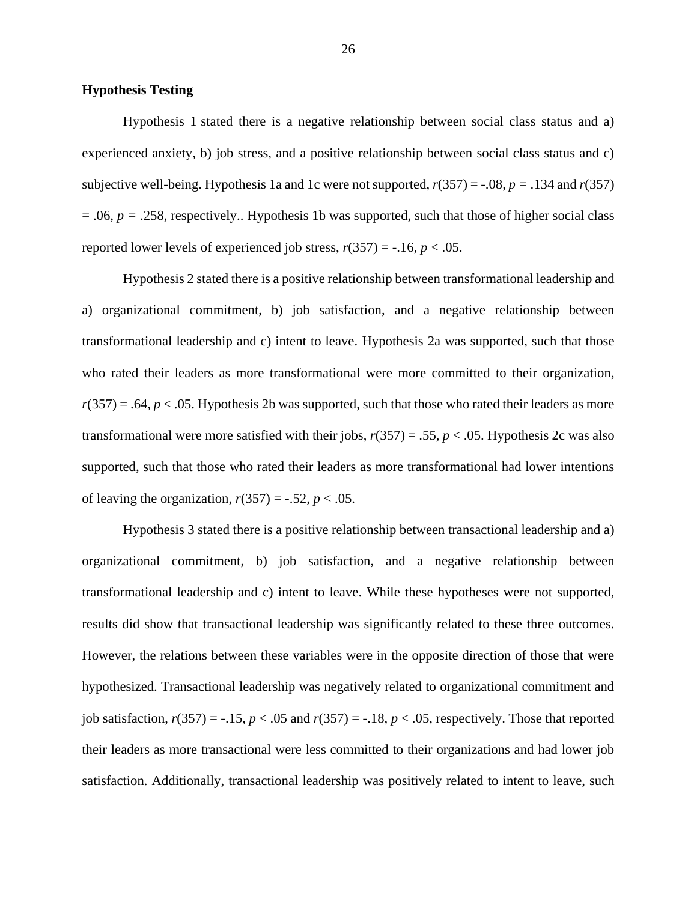**Hypothesis Testing**

Hypothesis 1 stated there is a negative relationship between social class status and a) experienced anxiety, b) job stress, and a positive relationship between social class status and c) subjective well-being. Hypothesis 1a and 1c were not supported, $r(357) = -.08$, $p = .134$ and $r(357) = .06$, $p = .258$, respectively.. Hypothesis 1b was supported, such that those of higher social class reported lower levels of experienced job stress, $r(357) = -.16$, $p < .05$.

Hypothesis 2 stated there is a positive relationship between transformational leadership and a) organizational commitment, b) job satisfaction, and a negative relationship between transformational leadership and c) intent to leave. Hypothesis 2a was supported, such that those who rated their leaders as more transformational were more committed to their organization, $r(357) = .64$, $p < .05$. Hypothesis 2b was supported, such that those who rated their leaders as more transformational were more satisfied with their jobs, $r(357) = .55$, $p < .05$. Hypothesis 2c was also supported, such that those who rated their leaders as more transformational had lower intentions of leaving the organization, $r(357) = -.52$, $p < .05$.

Hypothesis 3 stated there is a positive relationship between transactional leadership and a) organizational commitment, b) job satisfaction, and a negative relationship between transformational leadership and c) intent to leave. While these hypotheses were not supported, results did show that transactional leadership was significantly related to these three outcomes. However, the relations between these variables were in the opposite direction of those that were hypothesized. Transactional leadership was negatively related to organizational commitment and job satisfaction, $r(357) = -.15$, $p < .05$ and $r(357) = -.18$, $p < .05$, respectively. Those that reported their leaders as more transactional were less committed to their organizations and had lower job satisfaction. Additionally, transactional leadership was positively related to intent to leave, such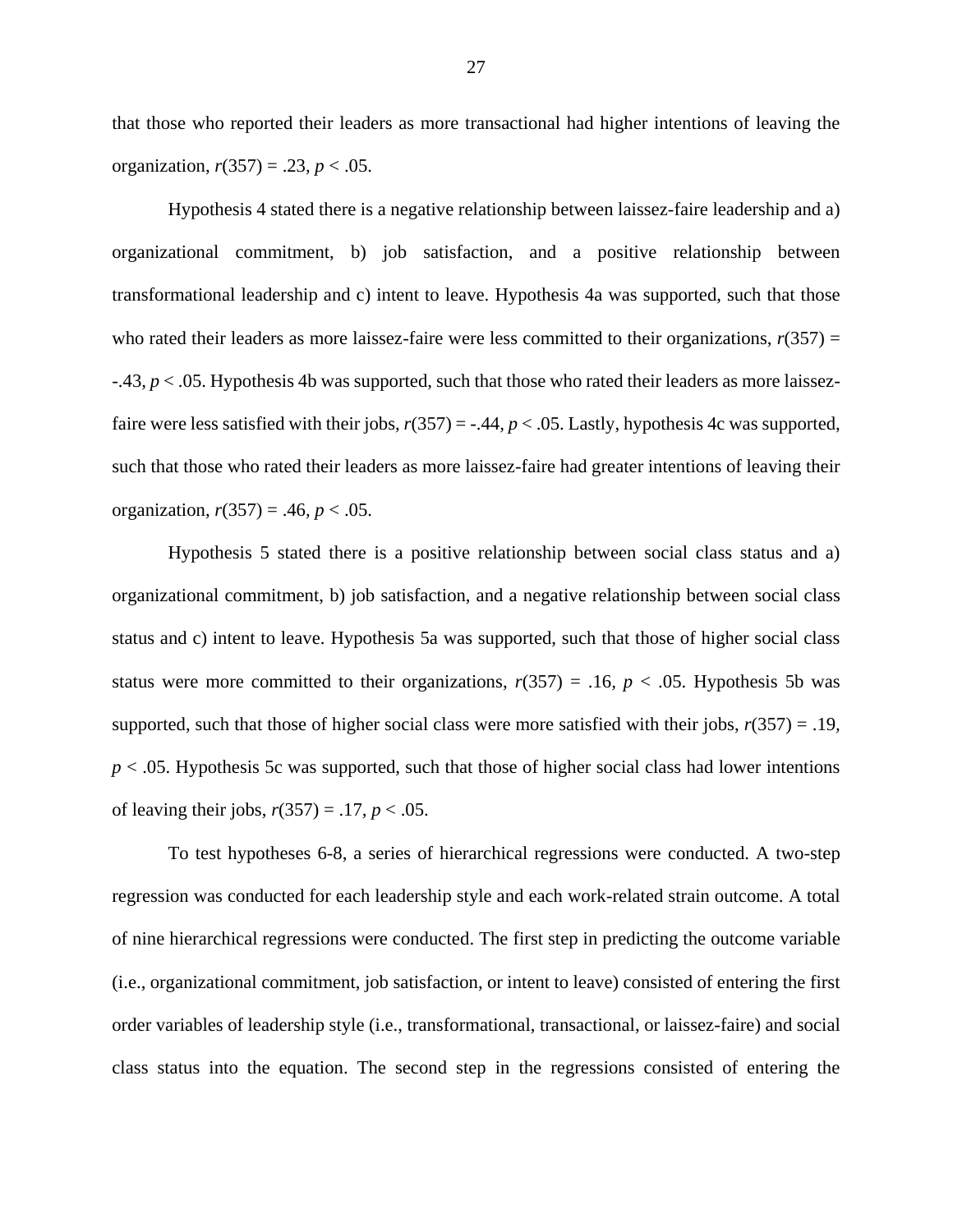that those who reported their leaders as more transactional had higher intentions of leaving the organization, $r(357) = .23$, $p < .05$.

Hypothesis 4 stated there is a negative relationship between laissez-faire leadership and a) organizational commitment, b) job satisfaction, and a positive relationship between transformational leadership and c) intent to leave. Hypothesis 4a was supported, such that those who rated their leaders as more laissez-faire were less committed to their organizations, $r(357) = -.43$, $p < .05$. Hypothesis 4b was supported, such that those who rated their leaders as more laissez-faire were less satisfied with their jobs, $r(357) = -.44$, $p < .05$. Lastly, hypothesis 4c was supported, such that those who rated their leaders as more laissez-faire had greater intentions of leaving their organization, $r(357) = .46$, $p < .05$.

Hypothesis 5 stated there is a positive relationship between social class status and a) organizational commitment, b) job satisfaction, and a negative relationship between social class status and c) intent to leave. Hypothesis 5a was supported, such that those of higher social class status were more committed to their organizations, $r(357) = .16$, $p < .05$. Hypothesis 5b was supported, such that those of higher social class were more satisfied with their jobs, $r(357) = .19$, $p < .05$. Hypothesis 5c was supported, such that those of higher social class had lower intentions of leaving their jobs, $r(357) = .17$, $p < .05$.

To test hypotheses 6-8, a series of hierarchical regressions were conducted. A two-step regression was conducted for each leadership style and each work-related strain outcome. A total of nine hierarchical regressions were conducted. The first step in predicting the outcome variable (i.e., organizational commitment, job satisfaction, or intent to leave) consisted of entering the first order variables of leadership style (i.e., transformational, transactional, or laissez-faire) and social class status into the equation. The second step in the regressions consisted of entering the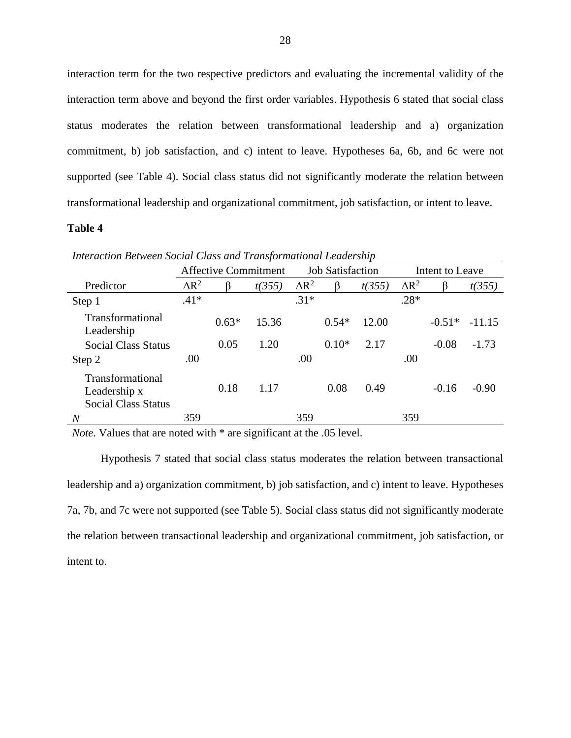interaction term for the two respective predictors and evaluating the incremental validity of the interaction term above and beyond the first order variables. Hypothesis 6 stated that social class status moderates the relation between transformational leadership and a) organization commitment, b) job satisfaction, and c) intent to leave. Hypotheses 6a, 6b, and 6c were not supported (see Table 4). Social class status did not significantly moderate the relation between transformational leadership and organizational commitment, job satisfaction, or intent to leave.

**Table 4**

*Interaction Between Social Class and Transformational Leadership*

| | Affective Commitment | | | Job Satisfaction | | | Intent to Leave | | |
|---|---|---|---|---|---|---|---|---|---|
| Predictor | $\Delta R^2$ | β | *t(355)* | $\Delta R^2$ | β | *t(355)* | $\Delta R^2$ | β | *t(355)* |
| Step 1 | .41* | | | .31* | | | .28* | | |
| Transformational Leadership | | 0.63* | 15.36 | | 0.54* | 12.00 | | -0.51* | -11.15 |
| Social Class Status | | 0.05 | 1.20 | | 0.10* | 2.17 | | -0.08 | -1.73 |
| Step 2 | .00 | | | .00 | | | .00 | | |
| Transformational Leadership x Social Class Status | | 0.18 | 1.17 | | 0.08 | 0.49 | | -0.16 | -0.90 |
| *N* | 359 | | | 359 | | | 359 | | |

*Note.* Values that are noted with * are significant at the .05 level.

Hypothesis 7 stated that social class status moderates the relation between transactional leadership and a) organization commitment, b) job satisfaction, and c) intent to leave. Hypotheses 7a, 7b, and 7c were not supported (see Table 5). Social class status did not significantly moderate the relation between transactional leadership and organizational commitment, job satisfaction, or intent to.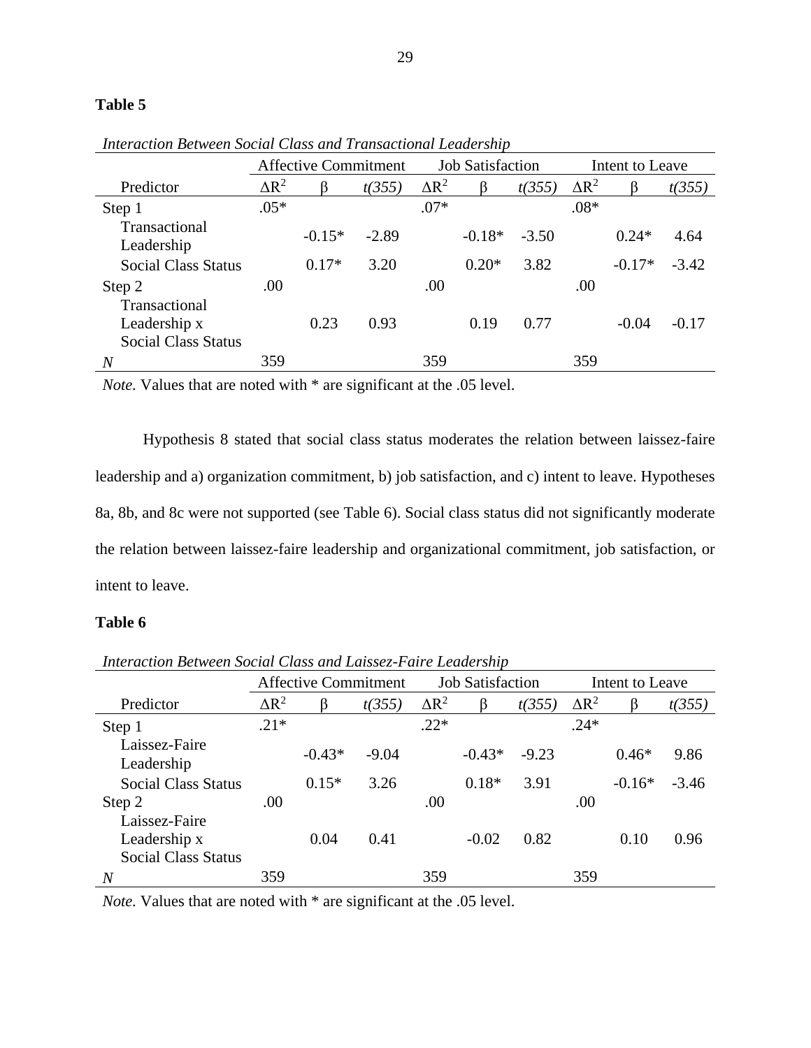**Table 5**

*Interaction Between Social Class and Transactional Leadership*

| | Affective Commitment | | | Job Satisfaction | | | Intent to Leave | | |
|---|---|---|---|---|---|---|---|---|---|
| Predictor | $\Delta R^2$ | β | *t(355)* | $\Delta R^2$ | β | *t(355)* | $\Delta R^2$ | β | *t(355)* |
| Step 1 | .05* | | | .07* | | | .08* | | |
| Transactional Leadership | | -0.15* | -2.89 | | -0.18* | -3.50 | | 0.24* | 4.64 |
| Social Class Status | | 0.17* | 3.20 | | 0.20* | 3.82 | | -0.17* | -3.42 |
| Step 2 | .00 | | | .00 | | | .00 | | |
| Transactional Leadership x Social Class Status | | 0.23 | 0.93 | | 0.19 | 0.77 | | -0.04 | -0.17 |
| *N* | 359 | | | 359 | | | 359 | | |

*Note.* Values that are noted with * are significant at the .05 level.

Hypothesis 8 stated that social class status moderates the relation between laissez-faire leadership and a) organization commitment, b) job satisfaction, and c) intent to leave. Hypotheses 8a, 8b, and 8c were not supported (see Table 6). Social class status did not significantly moderate the relation between laissez-faire leadership and organizational commitment, job satisfaction, or intent to leave.

**Table 6**

*Interaction Between Social Class and Laissez-Faire Leadership*

| | Affective Commitment | | | Job Satisfaction | | | Intent to Leave | | |
|---|---|---|---|---|---|---|---|---|---|
| Predictor | $\Delta R^2$ | β | *t(355)* | $\Delta R^2$ | β | *t(355)* | $\Delta R^2$ | β | *t(355)* |
| Step 1 | .21* | | | .22* | | | .24* | | |
| Laissez-Faire Leadership | | -0.43* | -9.04 | | -0.43* | -9.23 | | 0.46* | 9.86 |
| Social Class Status | | 0.15* | 3.26 | | 0.18* | 3.91 | | -0.16* | -3.46 |
| Step 2 | .00 | | | .00 | | | .00 | | |
| Laissez-Faire Leadership x Social Class Status | | 0.04 | 0.41 | | -0.02 | 0.82 | | 0.10 | 0.96 |
| *N* | 359 | | | 359 | | | 359 | | |

*Note.* Values that are noted with * are significant at the .05 level.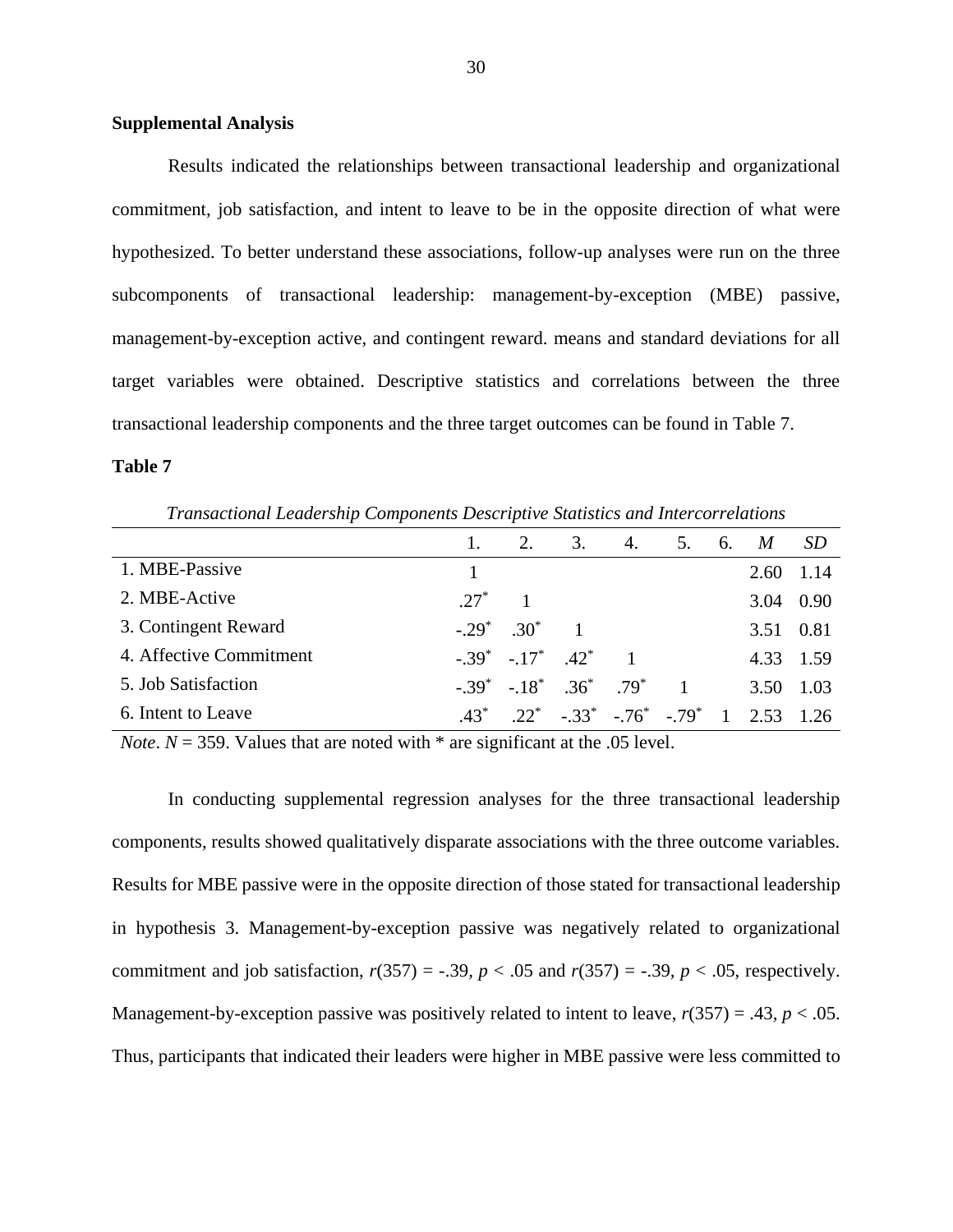**Supplemental Analysis**

Results indicated the relationships between transactional leadership and organizational commitment, job satisfaction, and intent to leave to be in the opposite direction of what were hypothesized. To better understand these associations, follow-up analyses were run on the three subcomponents of transactional leadership: management-by-exception (MBE) passive, management-by-exception active, and contingent reward. means and standard deviations for all target variables were obtained. Descriptive statistics and correlations between the three transactional leadership components and the three target outcomes can be found in Table 7.

**Table 7**

*Transactional Leadership Components Descriptive Statistics and Intercorrelations*

| | 1. | 2. | 3. | 4. | 5. | 6. | *M* | *SD* |
|---|---|---|---|---|---|---|---|---|
| 1. MBE-Passive | 1 | | | | | | 2.60 | 1.14 |
| 2. MBE-Active | .27* | 1 | | | | | 3.04 | 0.90 |
| 3. Contingent Reward | -.29* | .30* | 1 | | | | 3.51 | 0.81 |
| 4. Affective Commitment | -.39* | -.17* | .42* | 1 | | | 4.33 | 1.59 |
| 5. Job Satisfaction | -.39* | -.18* | .36* | .79* | 1 | | 3.50 | 1.03 |
| 6. Intent to Leave | .43* | .22* | -.33* | -.76* | -.79* | 1 | 2.53 | 1.26 |

*Note*. $N = 359$. Values that are noted with * are significant at the .05 level.

In conducting supplemental regression analyses for the three transactional leadership components, results showed qualitatively disparate associations with the three outcome variables. Results for MBE passive were in the opposite direction of those stated for transactional leadership in hypothesis 3. Management-by-exception passive was negatively related to organizational commitment and job satisfaction, $r(357) = -.39$, $p < .05$ and $r(357) = -.39$, $p < .05$, respectively. Management-by-exception passive was positively related to intent to leave, $r(357) = .43$, $p < .05$. Thus, participants that indicated their leaders were higher in MBE passive were less committed to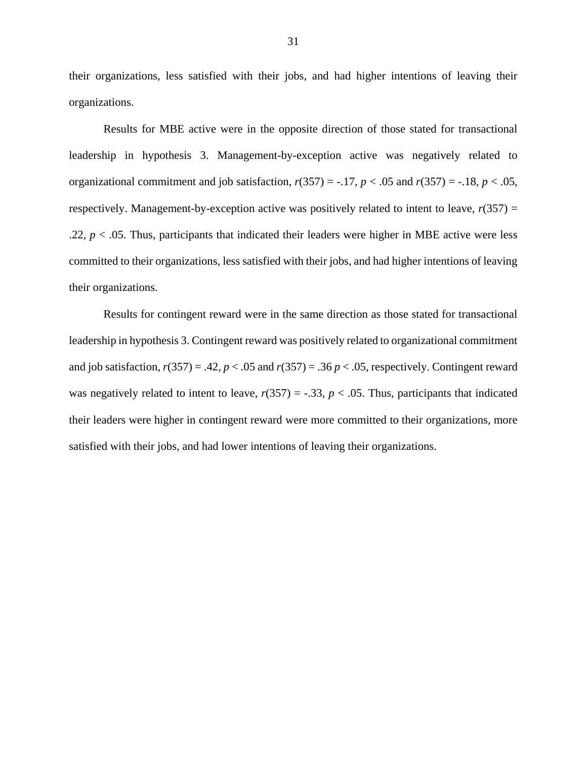their organizations, less satisfied with their jobs, and had higher intentions of leaving their organizations.

Results for MBE active were in the opposite direction of those stated for transactional leadership in hypothesis 3. Management-by-exception active was negatively related to organizational commitment and job satisfaction, $r(357) = -.17$, $p < .05$ and $r(357) = -.18$, $p < .05$, respectively. Management-by-exception active was positively related to intent to leave, $r(357) = .22$, $p < .05$. Thus, participants that indicated their leaders were higher in MBE active were less committed to their organizations, less satisfied with their jobs, and had higher intentions of leaving their organizations.

Results for contingent reward were in the same direction as those stated for transactional leadership in hypothesis 3. Contingent reward was positively related to organizational commitment and job satisfaction, $r(357) = .42$, $p < .05$ and $r(357) = .36$ $p < .05$, respectively. Contingent reward was negatively related to intent to leave, $r(357) = -.33$, $p < .05$. Thus, participants that indicated their leaders were higher in contingent reward were more committed to their organizations, more satisfied with their jobs, and had lower intentions of leaving their organizations.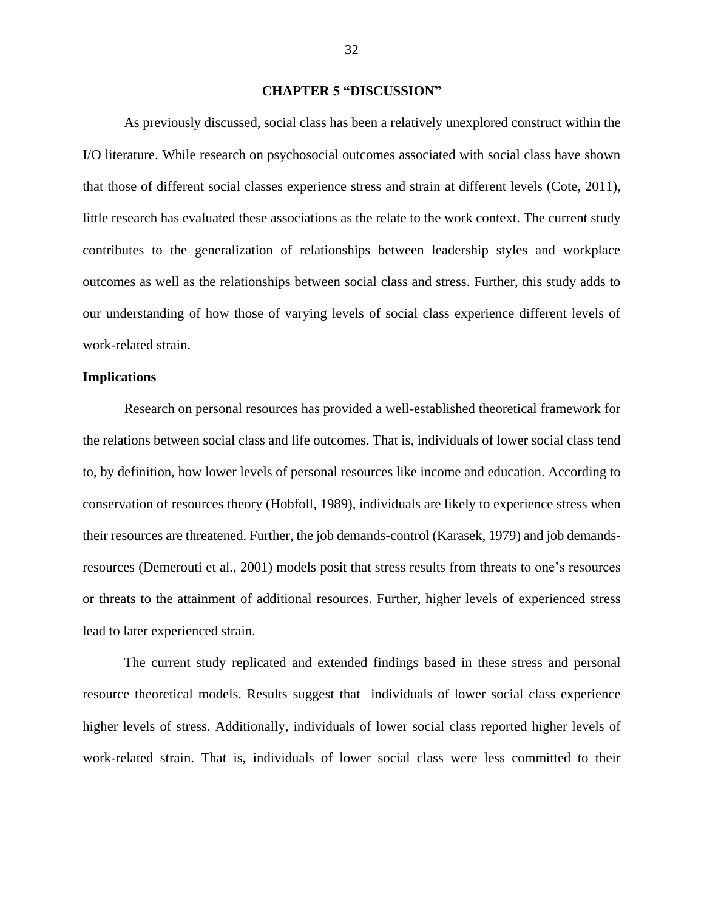# CHAPTER 5 "DISCUSSION"

As previously discussed, social class has been a relatively unexplored construct within the I/O literature. While research on psychosocial outcomes associated with social class have shown that those of different social classes experience stress and strain at different levels (Cote, 2011), little research has evaluated these associations as the relate to the work context. The current study contributes to the generalization of relationships between leadership styles and workplace outcomes as well as the relationships between social class and stress. Further, this study adds to our understanding of how those of varying levels of social class experience different levels of work-related strain.

## Implications

Research on personal resources has provided a well-established theoretical framework for the relations between social class and life outcomes. That is, individuals of lower social class tend to, by definition, how lower levels of personal resources like income and education. According to conservation of resources theory (Hobfoll, 1989), individuals are likely to experience stress when their resources are threatened. Further, the job demands-control (Karasek, 1979) and job demands-resources (Demerouti et al., 2001) models posit that stress results from threats to one's resources or threats to the attainment of additional resources. Further, higher levels of experienced stress lead to later experienced strain.

The current study replicated and extended findings based in these stress and personal resource theoretical models. Results suggest that individuals of lower social class experience higher levels of stress. Additionally, individuals of lower social class reported higher levels of work-related strain. That is, individuals of lower social class were less committed to their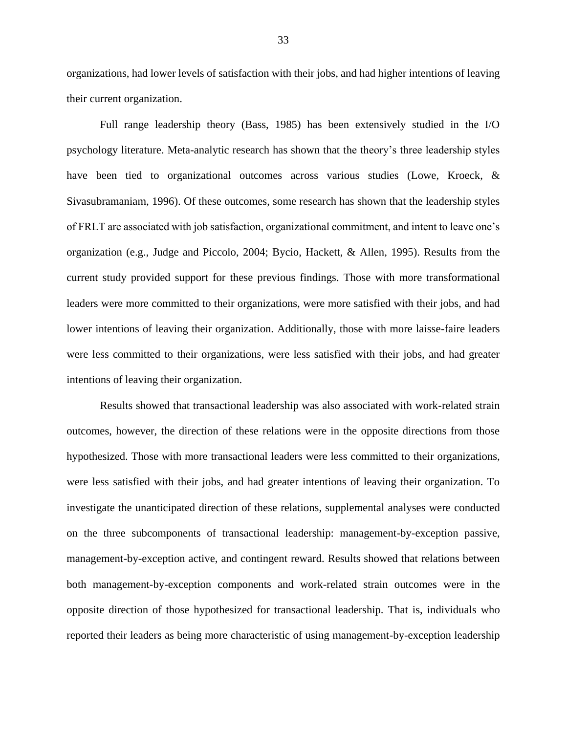organizations, had lower levels of satisfaction with their jobs, and had higher intentions of leaving their current organization.

Full range leadership theory (Bass, 1985) has been extensively studied in the I/O psychology literature. Meta-analytic research has shown that the theory's three leadership styles have been tied to organizational outcomes across various studies (Lowe, Kroeck, & Sivasubramaniam, 1996). Of these outcomes, some research has shown that the leadership styles of FRLT are associated with job satisfaction, organizational commitment, and intent to leave one's organization (e.g., Judge and Piccolo, 2004; Bycio, Hackett, & Allen, 1995). Results from the current study provided support for these previous findings. Those with more transformational leaders were more committed to their organizations, were more satisfied with their jobs, and had lower intentions of leaving their organization. Additionally, those with more laisse-faire leaders were less committed to their organizations, were less satisfied with their jobs, and had greater intentions of leaving their organization.

Results showed that transactional leadership was also associated with work-related strain outcomes, however, the direction of these relations were in the opposite directions from those hypothesized. Those with more transactional leaders were less committed to their organizations, were less satisfied with their jobs, and had greater intentions of leaving their organization. To investigate the unanticipated direction of these relations, supplemental analyses were conducted on the three subcomponents of transactional leadership: management-by-exception passive, management-by-exception active, and contingent reward. Results showed that relations between both management-by-exception components and work-related strain outcomes were in the opposite direction of those hypothesized for transactional leadership. That is, individuals who reported their leaders as being more characteristic of using management-by-exception leadership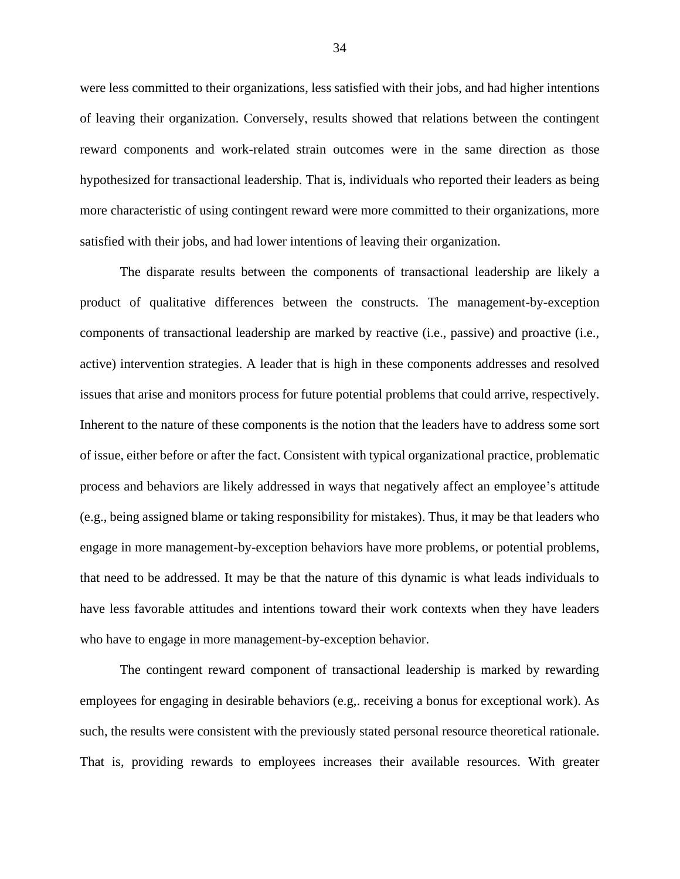were less committed to their organizations, less satisfied with their jobs, and had higher intentions of leaving their organization. Conversely, results showed that relations between the contingent reward components and work-related strain outcomes were in the same direction as those hypothesized for transactional leadership. That is, individuals who reported their leaders as being more characteristic of using contingent reward were more committed to their organizations, more satisfied with their jobs, and had lower intentions of leaving their organization.

The disparate results between the components of transactional leadership are likely a product of qualitative differences between the constructs. The management-by-exception components of transactional leadership are marked by reactive (i.e., passive) and proactive (i.e., active) intervention strategies. A leader that is high in these components addresses and resolved issues that arise and monitors process for future potential problems that could arrive, respectively. Inherent to the nature of these components is the notion that the leaders have to address some sort of issue, either before or after the fact. Consistent with typical organizational practice, problematic process and behaviors are likely addressed in ways that negatively affect an employee's attitude (e.g., being assigned blame or taking responsibility for mistakes). Thus, it may be that leaders who engage in more management-by-exception behaviors have more problems, or potential problems, that need to be addressed. It may be that the nature of this dynamic is what leads individuals to have less favorable attitudes and intentions toward their work contexts when they have leaders who have to engage in more management-by-exception behavior.

The contingent reward component of transactional leadership is marked by rewarding employees for engaging in desirable behaviors (e.g,. receiving a bonus for exceptional work). As such, the results were consistent with the previously stated personal resource theoretical rationale. That is, providing rewards to employees increases their available resources. With greater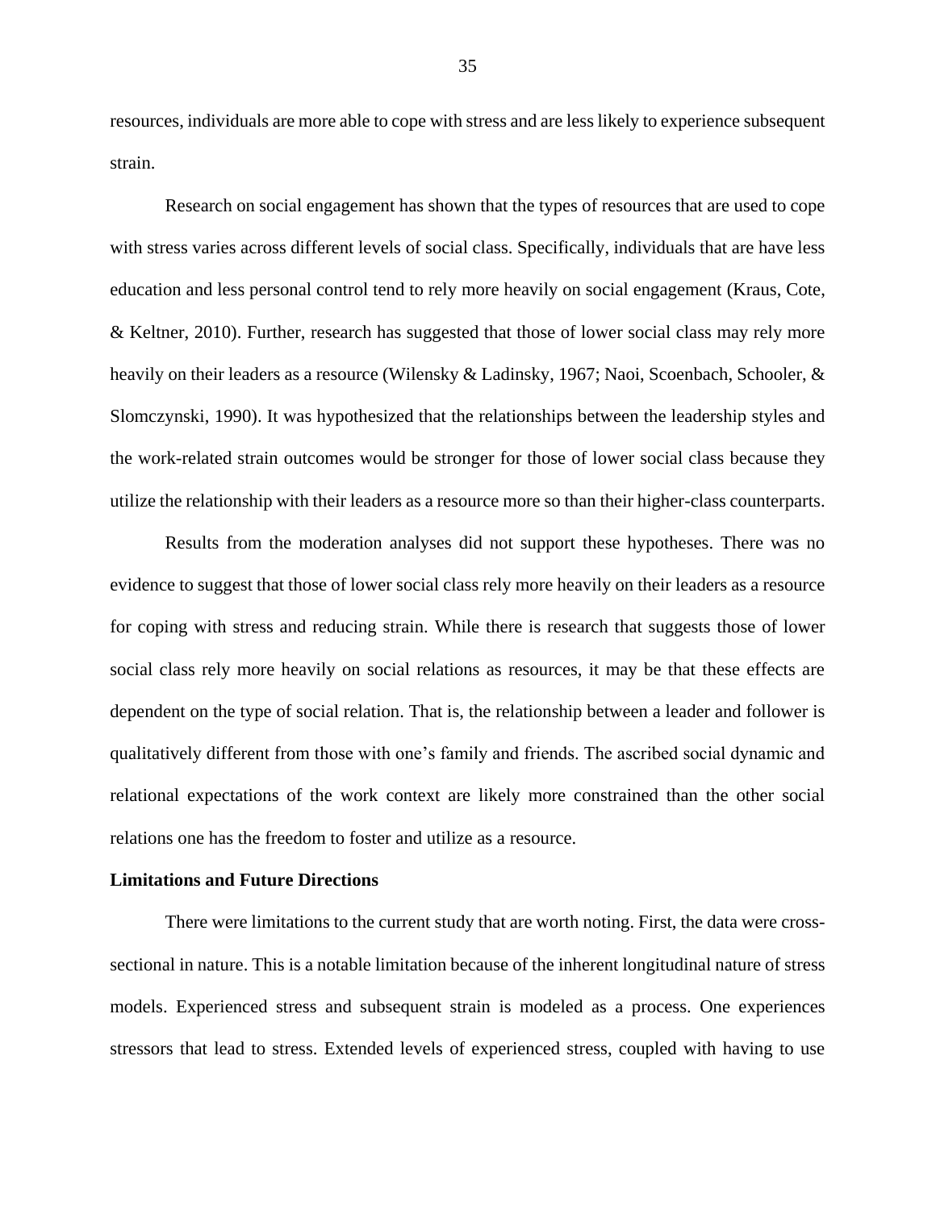resources, individuals are more able to cope with stress and are less likely to experience subsequent strain.

Research on social engagement has shown that the types of resources that are used to cope with stress varies across different levels of social class. Specifically, individuals that are have less education and less personal control tend to rely more heavily on social engagement (Kraus, Cote, & Keltner, 2010). Further, research has suggested that those of lower social class may rely more heavily on their leaders as a resource (Wilensky & Ladinsky, 1967; Naoi, Scoenbach, Schooler, & Slomczynski, 1990). It was hypothesized that the relationships between the leadership styles and the work-related strain outcomes would be stronger for those of lower social class because they utilize the relationship with their leaders as a resource more so than their higher-class counterparts.

Results from the moderation analyses did not support these hypotheses. There was no evidence to suggest that those of lower social class rely more heavily on their leaders as a resource for coping with stress and reducing strain. While there is research that suggests those of lower social class rely more heavily on social relations as resources, it may be that these effects are dependent on the type of social relation. That is, the relationship between a leader and follower is qualitatively different from those with one's family and friends. The ascribed social dynamic and relational expectations of the work context are likely more constrained than the other social relations one has the freedom to foster and utilize as a resource.

**Limitations and Future Directions**

There were limitations to the current study that are worth noting. First, the data were cross-sectional in nature. This is a notable limitation because of the inherent longitudinal nature of stress models. Experienced stress and subsequent strain is modeled as a process. One experiences stressors that lead to stress. Extended levels of experienced stress, coupled with having to use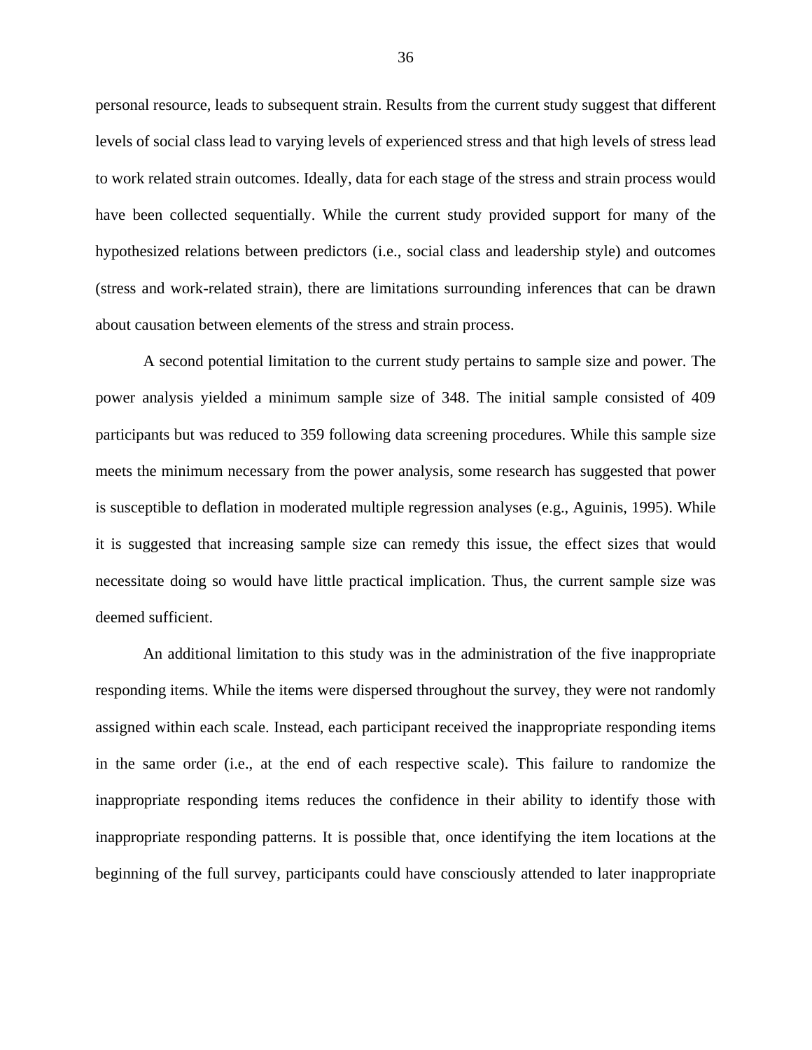personal resource, leads to subsequent strain. Results from the current study suggest that different levels of social class lead to varying levels of experienced stress and that high levels of stress lead to work related strain outcomes. Ideally, data for each stage of the stress and strain process would have been collected sequentially. While the current study provided support for many of the hypothesized relations between predictors (i.e., social class and leadership style) and outcomes (stress and work-related strain), there are limitations surrounding inferences that can be drawn about causation between elements of the stress and strain process.

A second potential limitation to the current study pertains to sample size and power. The power analysis yielded a minimum sample size of 348. The initial sample consisted of 409 participants but was reduced to 359 following data screening procedures. While this sample size meets the minimum necessary from the power analysis, some research has suggested that power is susceptible to deflation in moderated multiple regression analyses (e.g., Aguinis, 1995). While it is suggested that increasing sample size can remedy this issue, the effect sizes that would necessitate doing so would have little practical implication. Thus, the current sample size was deemed sufficient.

An additional limitation to this study was in the administration of the five inappropriate responding items. While the items were dispersed throughout the survey, they were not randomly assigned within each scale. Instead, each participant received the inappropriate responding items in the same order (i.e., at the end of each respective scale). This failure to randomize the inappropriate responding items reduces the confidence in their ability to identify those with inappropriate responding patterns. It is possible that, once identifying the item locations at the beginning of the full survey, participants could have consciously attended to later inappropriate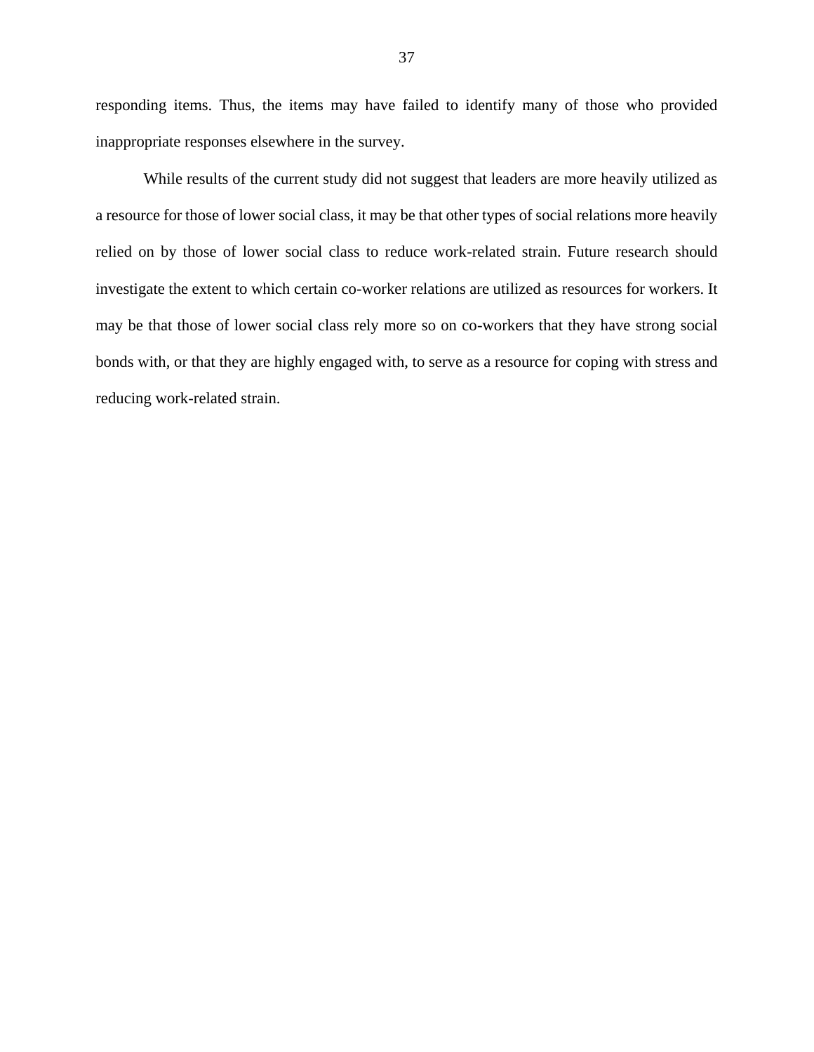responding items. Thus, the items may have failed to identify many of those who provided inappropriate responses elsewhere in the survey.

While results of the current study did not suggest that leaders are more heavily utilized as a resource for those of lower social class, it may be that other types of social relations more heavily relied on by those of lower social class to reduce work-related strain. Future research should investigate the extent to which certain co-worker relations are utilized as resources for workers. It may be that those of lower social class rely more so on co-workers that they have strong social bonds with, or that they are highly engaged with, to serve as a resource for coping with stress and reducing work-related strain.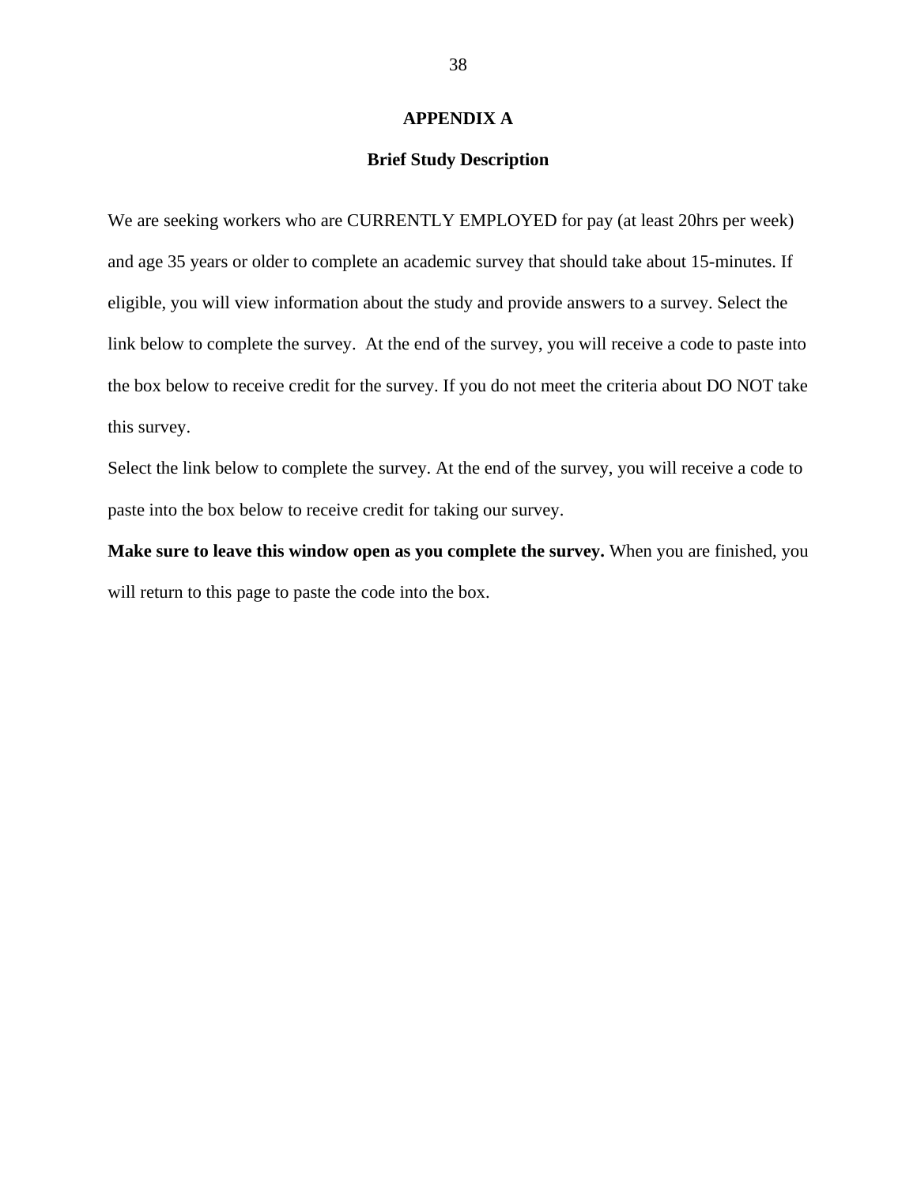# APPENDIX A

## Brief Study Description

We are seeking workers who are CURRENTLY EMPLOYED for pay (at least 20hrs per week) and age 35 years or older to complete an academic survey that should take about 15-minutes. If eligible, you will view information about the study and provide answers to a survey. Select the link below to complete the survey.  At the end of the survey, you will receive a code to paste into the box below to receive credit for the survey. If you do not meet the criteria about DO NOT take this survey.

Select the link below to complete the survey. At the end of the survey, you will receive a code to paste into the box below to receive credit for taking our survey.

**Make sure to leave this window open as you complete the survey.** When you are finished, you will return to this page to paste the code into the box.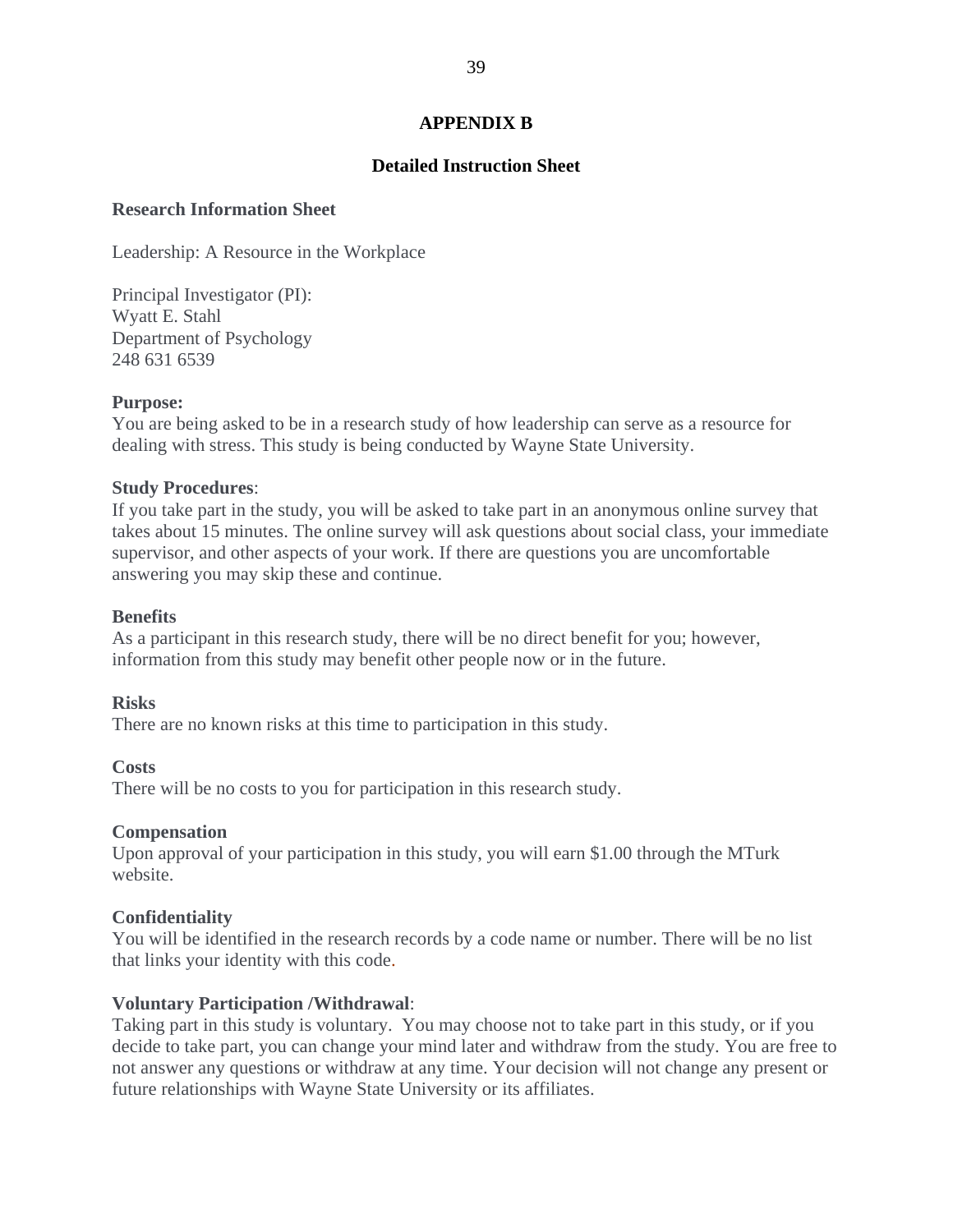# APPENDIX B

## Detailed Instruction Sheet

**Research Information Sheet**

Leadership: A Resource in the Workplace

Principal Investigator (PI):
Wyatt E. Stahl
Department of Psychology
248 631 6539

**Purpose:**
You are being asked to be in a research study of how leadership can serve as a resource for dealing with stress. This study is being conducted by Wayne State University.

**Study Procedures**:
If you take part in the study, you will be asked to take part in an anonymous online survey that takes about 15 minutes. The online survey will ask questions about social class, your immediate supervisor, and other aspects of your work. If there are questions you are uncomfortable answering you may skip these and continue.

**Benefits**
As a participant in this research study, there will be no direct benefit for you; however, information from this study may benefit other people now or in the future.

**Risks**
There are no known risks at this time to participation in this study.

**Costs**
There will be no costs to you for participation in this research study.

**Compensation**
Upon approval of your participation in this study, you will earn $1.00 through the MTurk website.

**Confidentiality**
You will be identified in the research records by a code name or number. There will be no list that links your identity with this code.

**Voluntary Participation /Withdrawal**:
Taking part in this study is voluntary. You may choose not to take part in this study, or if you decide to take part, you can change your mind later and withdraw from the study. You are free to not answer any questions or withdraw at any time. Your decision will not change any present or future relationships with Wayne State University or its affiliates.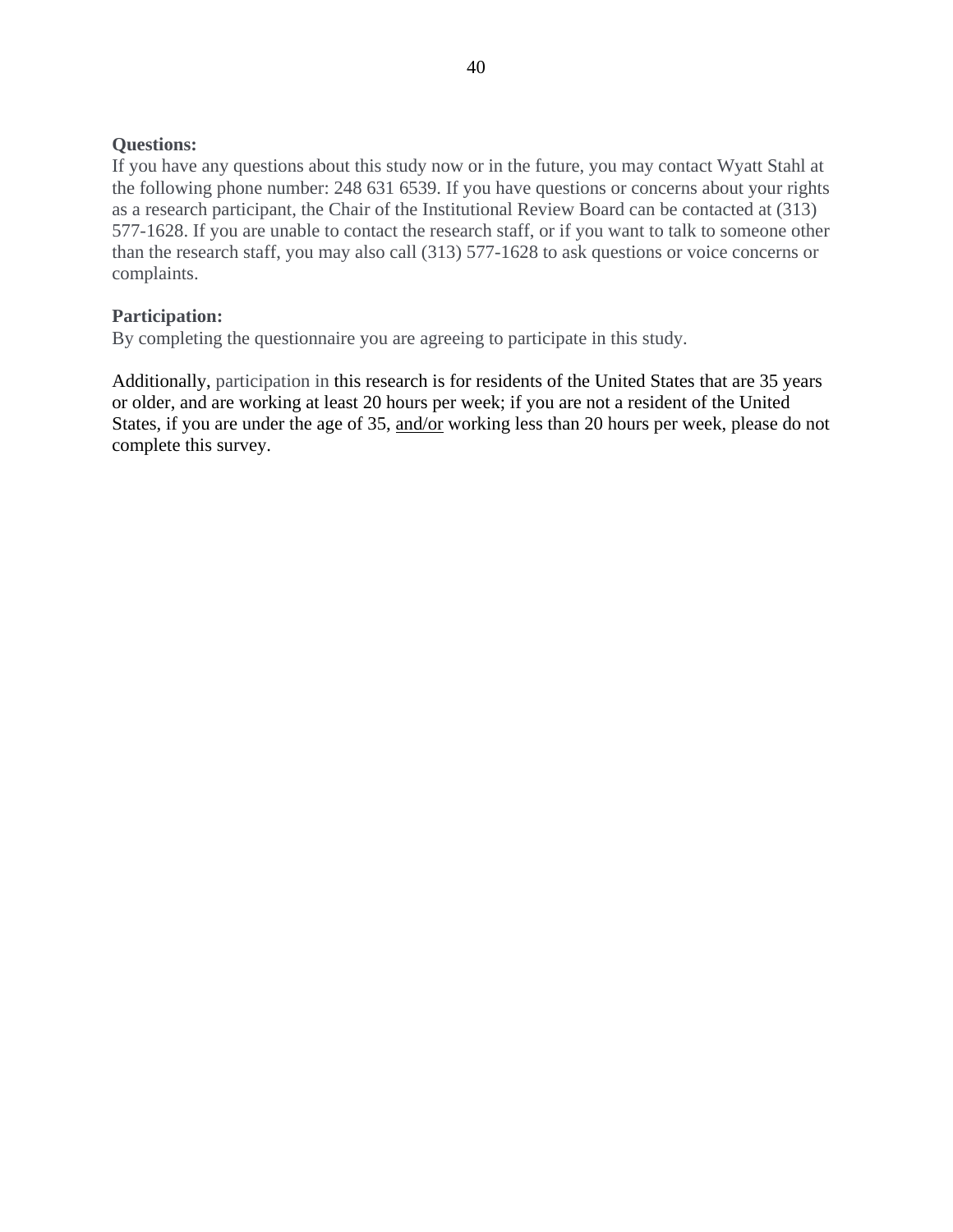**Questions:**
If you have any questions about this study now or in the future, you may contact Wyatt Stahl at the following phone number: 248 631 6539. If you have questions or concerns about your rights as a research participant, the Chair of the Institutional Review Board can be contacted at (313) 577-1628. If you are unable to contact the research staff, or if you want to talk to someone other than the research staff, you may also call (313) 577-1628 to ask questions or voice concerns or complaints.

**Participation:**
By completing the questionnaire you are agreeing to participate in this study.

Additionally, participation in this research is for residents of the United States that are 35 years or older, and are working at least 20 hours per week; if you are not a resident of the United States, if you are under the age of 35, <u>and/or</u> working less than 20 hours per week, please do not complete this survey.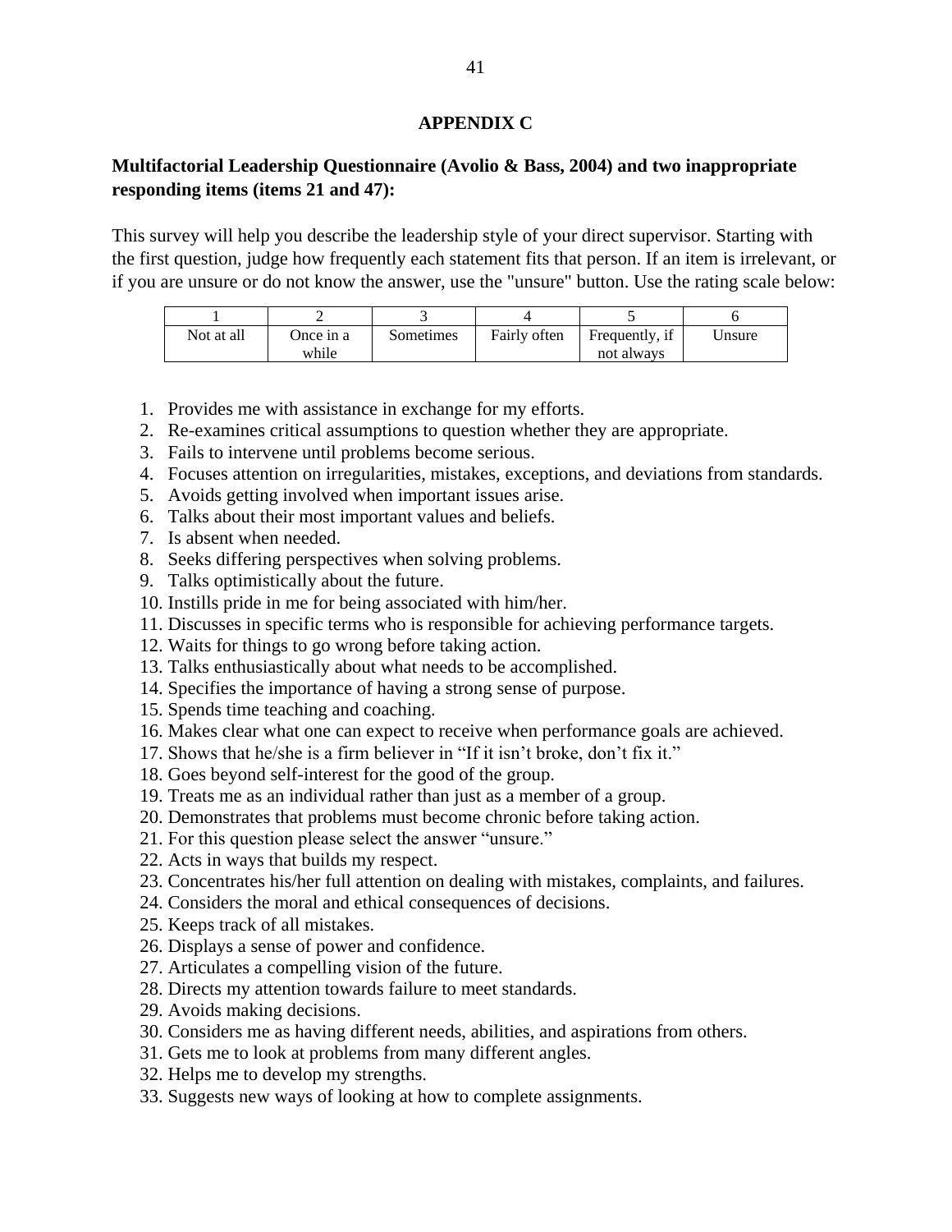## APPENDIX C

**Multifactorial Leadership Questionnaire (Avolio & Bass, 2004) and two inappropriate responding items (items 21 and 47):**

This survey will help you describe the leadership style of your direct supervisor. Starting with the first question, judge how frequently each statement fits that person. If an item is irrelevant, or if you are unsure or do not know the answer, use the "unsure" button. Use the rating scale below:

| 1 | 2 | 3 | 4 | 5 | 6 |
|---|---|---|---|---|---|
| Not at all | Once in a while | Sometimes | Fairly often | Frequently, if not always | Unsure |

1. Provides me with assistance in exchange for my efforts.
2. Re-examines critical assumptions to question whether they are appropriate.
3. Fails to intervene until problems become serious.
4. Focuses attention on irregularities, mistakes, exceptions, and deviations from standards.
5. Avoids getting involved when important issues arise.
6. Talks about their most important values and beliefs.
7. Is absent when needed.
8. Seeks differing perspectives when solving problems.
9. Talks optimistically about the future.
10. Instills pride in me for being associated with him/her.
11. Discusses in specific terms who is responsible for achieving performance targets.
12. Waits for things to go wrong before taking action.
13. Talks enthusiastically about what needs to be accomplished.
14. Specifies the importance of having a strong sense of purpose.
15. Spends time teaching and coaching.
16. Makes clear what one can expect to receive when performance goals are achieved.
17. Shows that he/she is a firm believer in "If it isn't broke, don't fix it."
18. Goes beyond self-interest for the good of the group.
19. Treats me as an individual rather than just as a member of a group.
20. Demonstrates that problems must become chronic before taking action.
21. For this question please select the answer "unsure."
22. Acts in ways that builds my respect.
23. Concentrates his/her full attention on dealing with mistakes, complaints, and failures.
24. Considers the moral and ethical consequences of decisions.
25. Keeps track of all mistakes.
26. Displays a sense of power and confidence.
27. Articulates a compelling vision of the future.
28. Directs my attention towards failure to meet standards.
29. Avoids making decisions.
30. Considers me as having different needs, abilities, and aspirations from others.
31. Gets me to look at problems from many different angles.
32. Helps me to develop my strengths.
33. Suggests new ways of looking at how to complete assignments.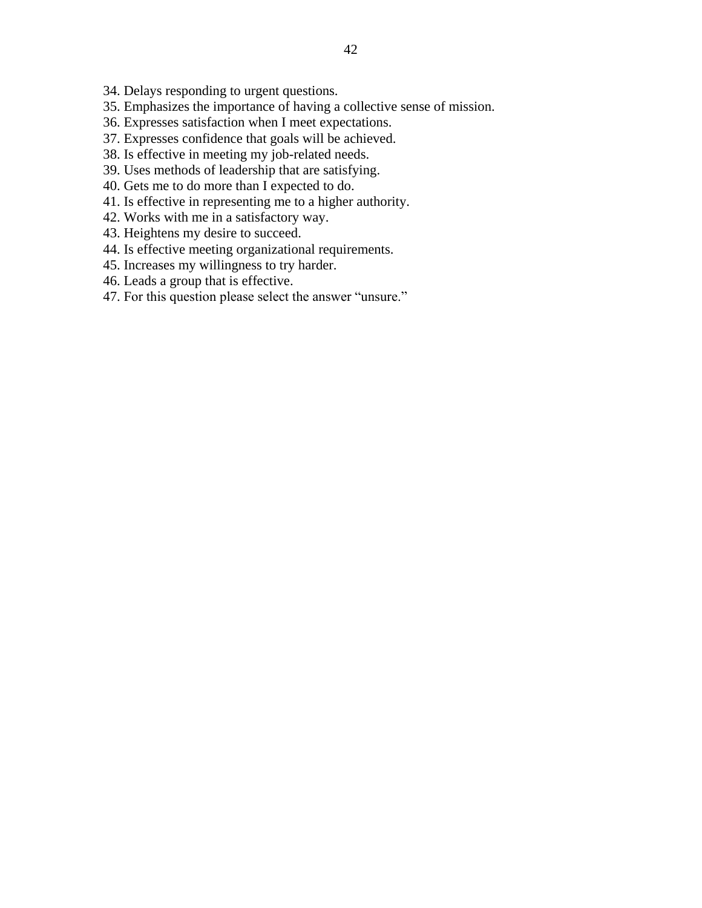34. Delays responding to urgent questions.
35. Emphasizes the importance of having a collective sense of mission.
36. Expresses satisfaction when I meet expectations.
37. Expresses confidence that goals will be achieved.
38. Is effective in meeting my job-related needs.
39. Uses methods of leadership that are satisfying.
40. Gets me to do more than I expected to do.
41. Is effective in representing me to a higher authority.
42. Works with me in a satisfactory way.
43. Heightens my desire to succeed.
44. Is effective meeting organizational requirements.
45. Increases my willingness to try harder.
46. Leads a group that is effective.
47. For this question please select the answer "unsure."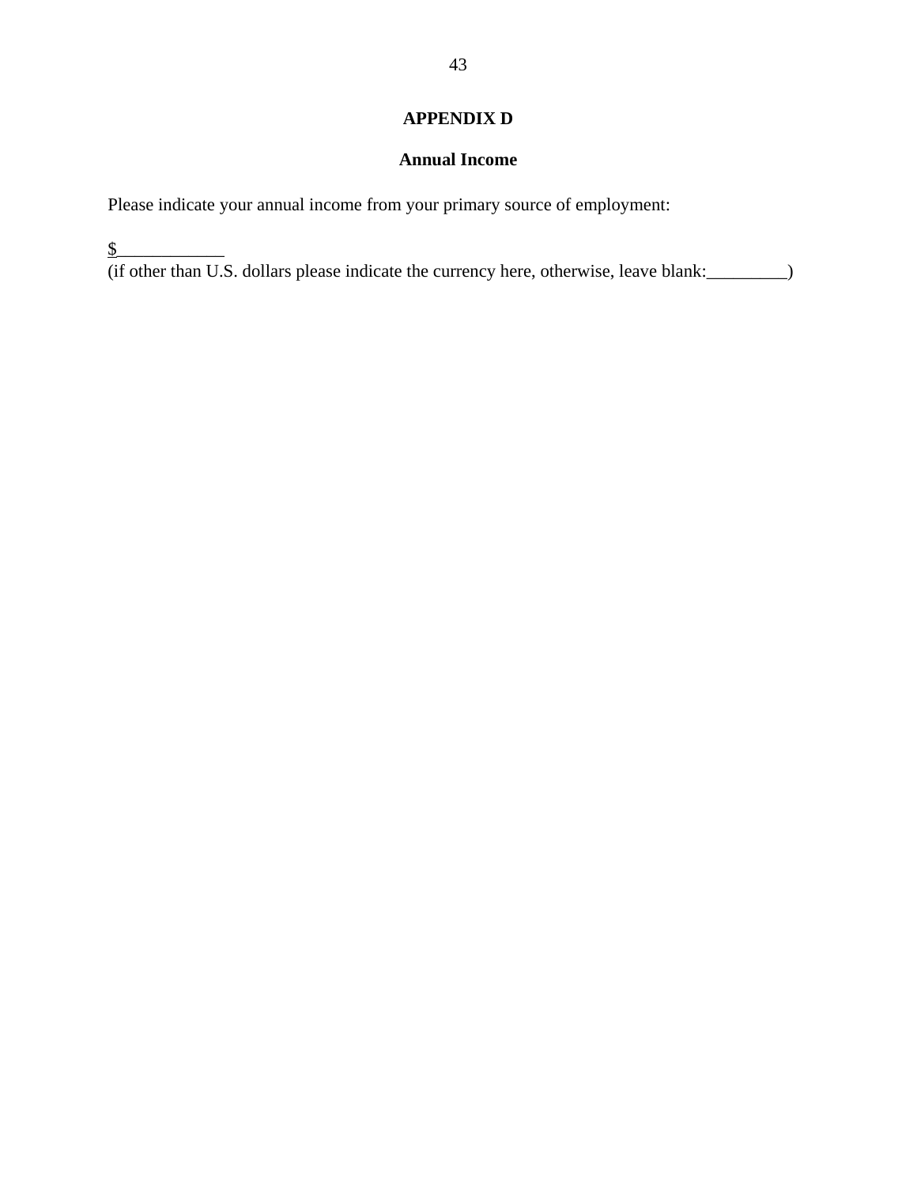# APPENDIX D

## Annual Income

Please indicate your annual income from your primary source of employment:

$____________

(if other than U.S. dollars please indicate the currency here, otherwise, leave blank:_________)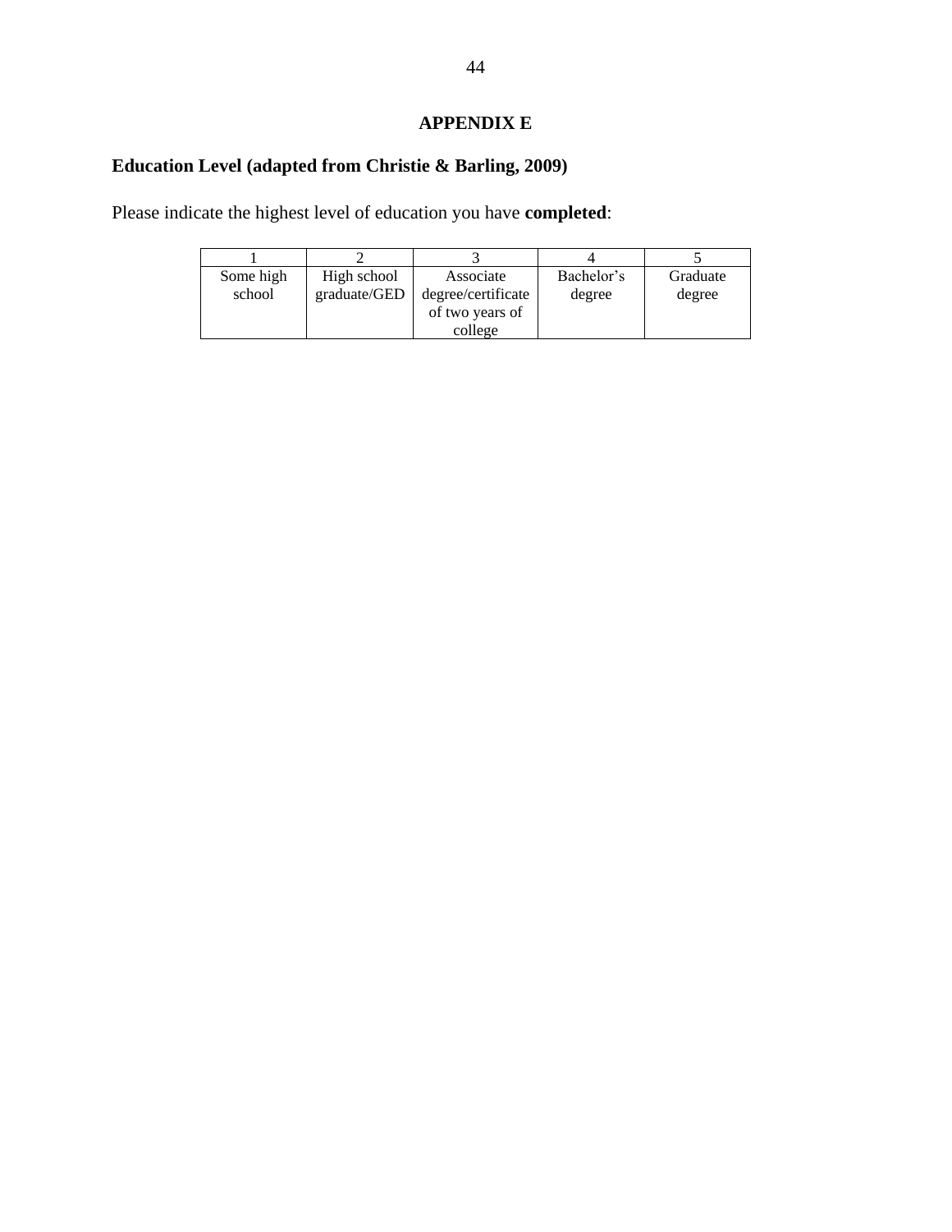# APPENDIX E

## Education Level (adapted from Christie & Barling, 2009)

Please indicate the highest level of education you have **completed**:

| 1 | 2 | 3 | 4 | 5 |
|---|---|---|---|---|
| Some high school | High school graduate/GED | Associate degree/certificate of two years of college | Bachelor's degree | Graduate degree |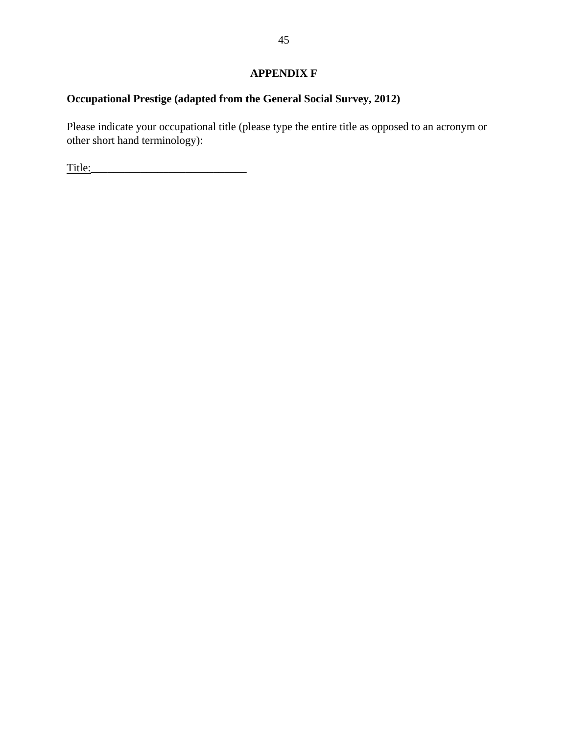# APPENDIX F

**Occupational Prestige (adapted from the General Social Survey, 2012)**

Please indicate your occupational title (please type the entire title as opposed to an acronym or other short hand terminology):

Title:___________________________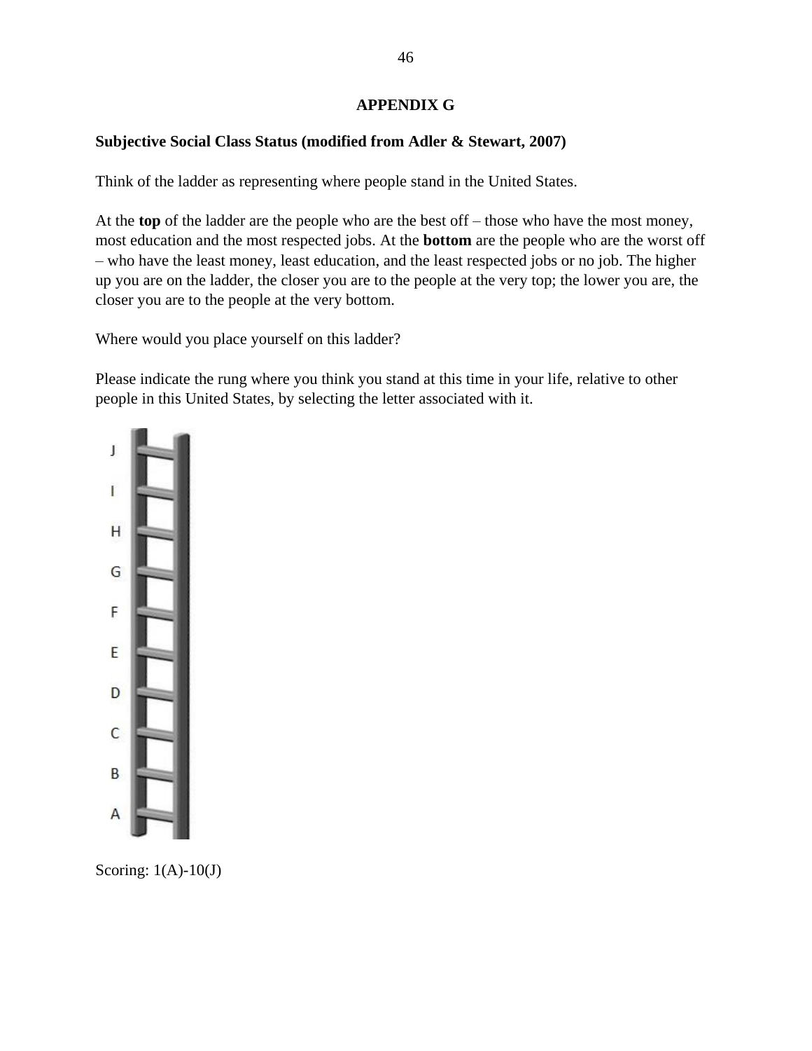## APPENDIX G

**Subjective Social Class Status (modified from Adler & Stewart, 2007)**

Think of the ladder as representing where people stand in the United States.

At the **top** of the ladder are the people who are the best off – those who have the most money, most education and the most respected jobs. At the **bottom** are the people who are the worst off – who have the least money, least education, and the least respected jobs or no job. The higher up you are on the ladder, the closer you are to the people at the very top; the lower you are, the closer you are to the people at the very bottom.

Where would you place yourself on this ladder?

Please indicate the rung where you think you stand at this time in your life, relative to other people in this United States, by selecting the letter associated with it.

J

I

H

G

F

E

D

C

B

A

Scoring: 1(A)-10(J)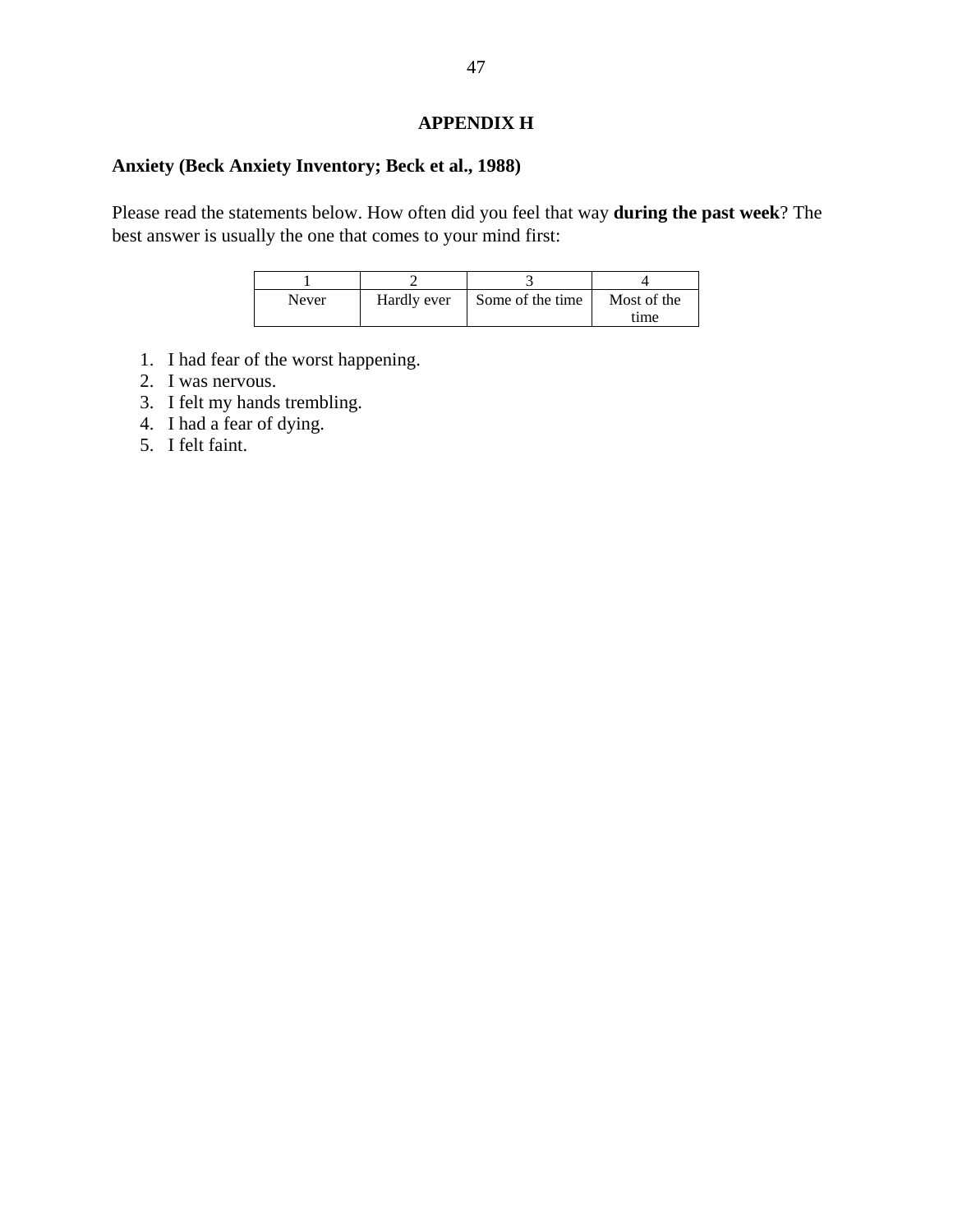# APPENDIX H

## Anxiety (Beck Anxiety Inventory; Beck et al., 1988)

Please read the statements below. How often did you feel that way **during the past week**? The best answer is usually the one that comes to your mind first:

| 1 | 2 | 3 | 4 |
|---|---|---|---|
| Never | Hardly ever | Some of the time | Most of the time |

1. I had fear of the worst happening.
2. I was nervous.
3. I felt my hands trembling.
4. I had a fear of dying.
5. I felt faint.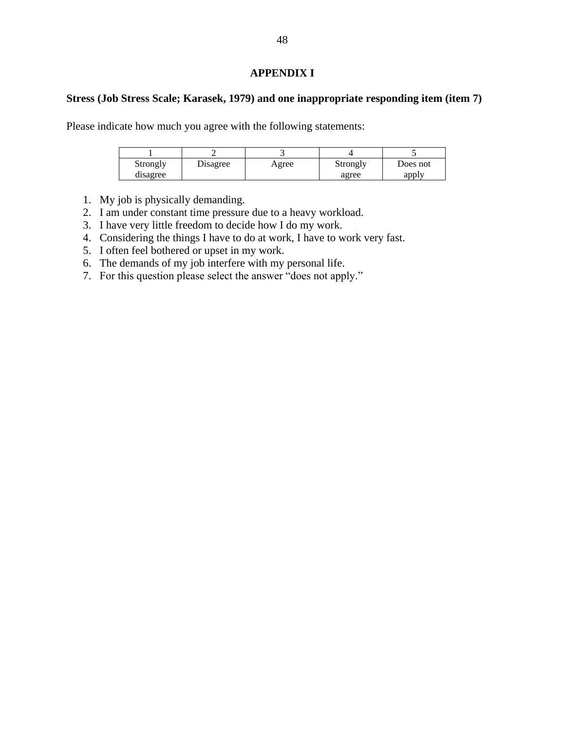# APPENDIX I

**Stress (Job Stress Scale; Karasek, 1979) and one inappropriate responding item (item 7)**

Please indicate how much you agree with the following statements:

| 1 | 2 | 3 | 4 | 5 |
|---|---|---|---|---|
| Strongly disagree | Disagree | Agree | Strongly agree | Does not apply |

1. My job is physically demanding.
2. I am under constant time pressure due to a heavy workload.
3. I have very little freedom to decide how I do my work.
4. Considering the things I have to do at work, I have to work very fast.
5. I often feel bothered or upset in my work.
6. The demands of my job interfere with my personal life.
7. For this question please select the answer "does not apply."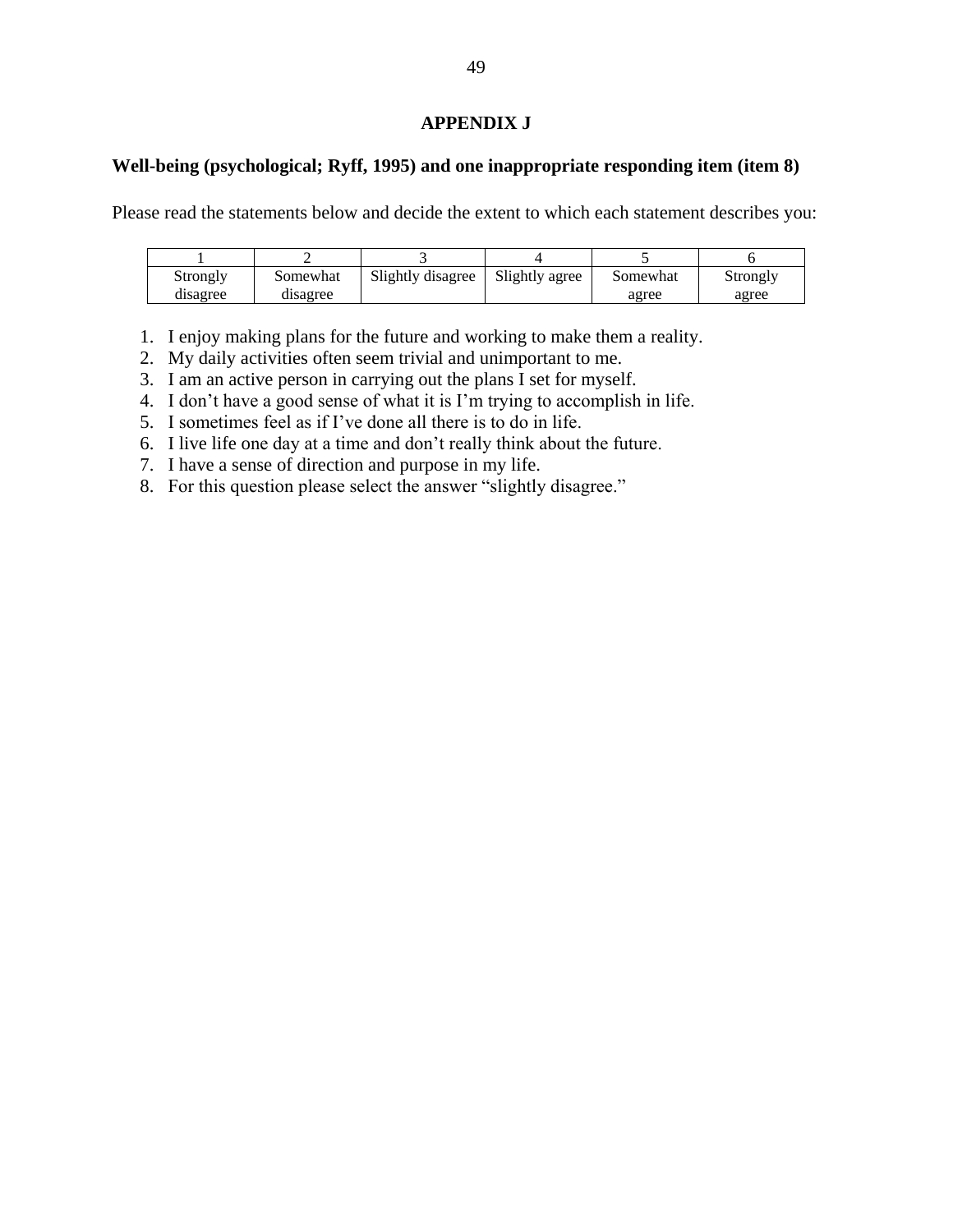## APPENDIX J

**Well-being (psychological; Ryff, 1995) and one inappropriate responding item (item 8)**

Please read the statements below and decide the extent to which each statement describes you:

| 1 | 2 | 3 | 4 | 5 | 6 |
|---|---|---|---|---|---|
| Strongly disagree | Somewhat disagree | Slightly disagree | Slightly agree | Somewhat agree | Strongly agree |

1. I enjoy making plans for the future and working to make them a reality.
2. My daily activities often seem trivial and unimportant to me.
3. I am an active person in carrying out the plans I set for myself.
4. I don't have a good sense of what it is I'm trying to accomplish in life.
5. I sometimes feel as if I've done all there is to do in life.
6. I live life one day at a time and don't really think about the future.
7. I have a sense of direction and purpose in my life.
8. For this question please select the answer "slightly disagree."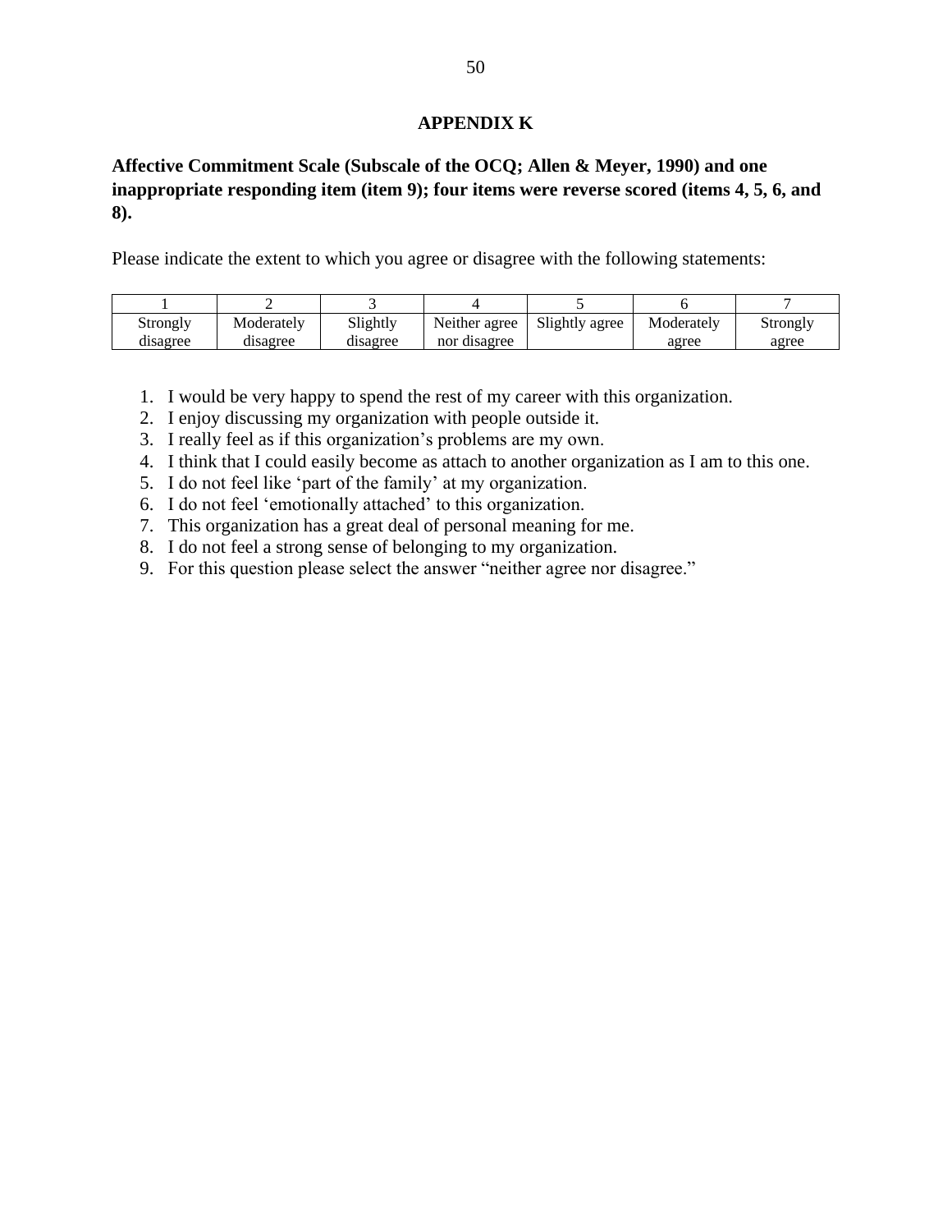# APPENDIX K

**Affective Commitment Scale (Subscale of the OCQ; Allen & Meyer, 1990) and one inappropriate responding item (item 9); four items were reverse scored (items 4, 5, 6, and 8).**

Please indicate the extent to which you agree or disagree with the following statements:

| 1 | 2 | 3 | 4 | 5 | 6 | 7 |
|---|---|---|---|---|---|---|
| Strongly disagree | Moderately disagree | Slightly disagree | Neither agree nor disagree | Slightly agree | Moderately agree | Strongly agree |

1. I would be very happy to spend the rest of my career with this organization.
2. I enjoy discussing my organization with people outside it.
3. I really feel as if this organization's problems are my own.
4. I think that I could easily become as attach to another organization as I am to this one.
5. I do not feel like 'part of the family' at my organization.
6. I do not feel 'emotionally attached' to this organization.
7. This organization has a great deal of personal meaning for me.
8. I do not feel a strong sense of belonging to my organization.
9. For this question please select the answer "neither agree nor disagree."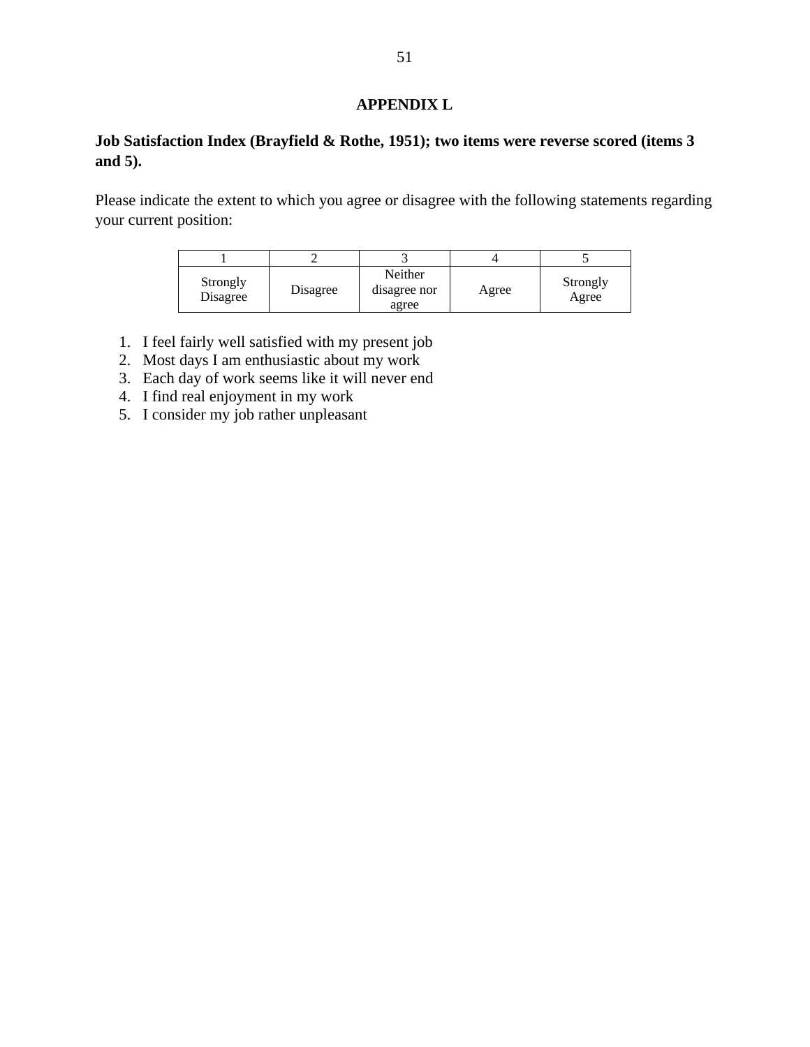## APPENDIX L

**Job Satisfaction Index (Brayfield & Rothe, 1951); two items were reverse scored (items 3 and 5).**

Please indicate the extent to which you agree or disagree with the following statements regarding your current position:

| 1 | 2 | 3 | 4 | 5 |
|---|---|---|---|---|
| Strongly Disagree | Disagree | Neither disagree nor agree | Agree | Strongly Agree |

1. I feel fairly well satisfied with my present job
2. Most days I am enthusiastic about my work
3. Each day of work seems like it will never end
4. I find real enjoyment in my work
5. I consider my job rather unpleasant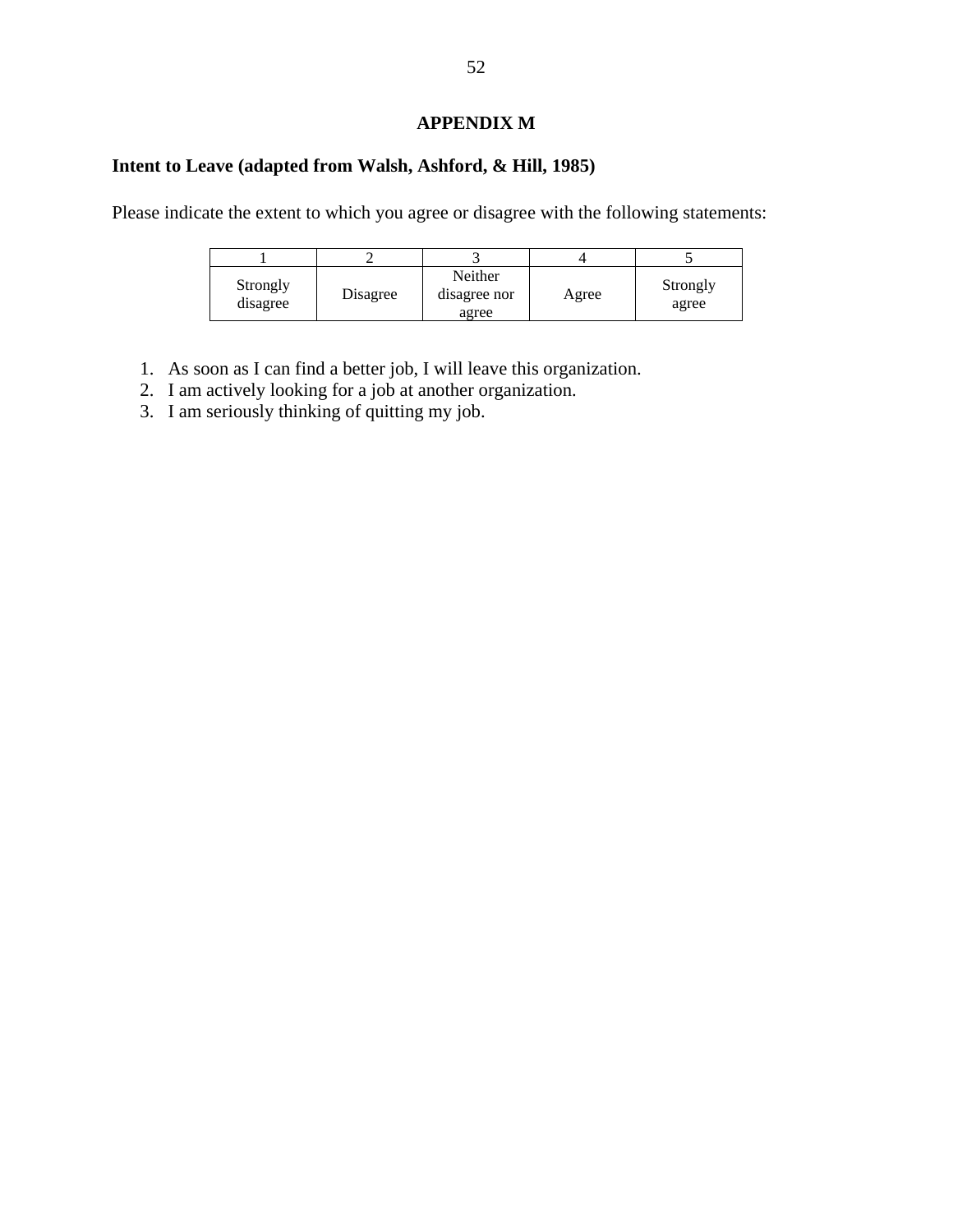## APPENDIX M

### Intent to Leave (adapted from Walsh, Ashford, & Hill, 1985)

Please indicate the extent to which you agree or disagree with the following statements:

| 1 | 2 | 3 | 4 | 5 |
|---|---|---|---|---|
| Strongly disagree | Disagree | Neither disagree nor agree | Agree | Strongly agree |

1. As soon as I can find a better job, I will leave this organization.
2. I am actively looking for a job at another organization.
3. I am seriously thinking of quitting my job.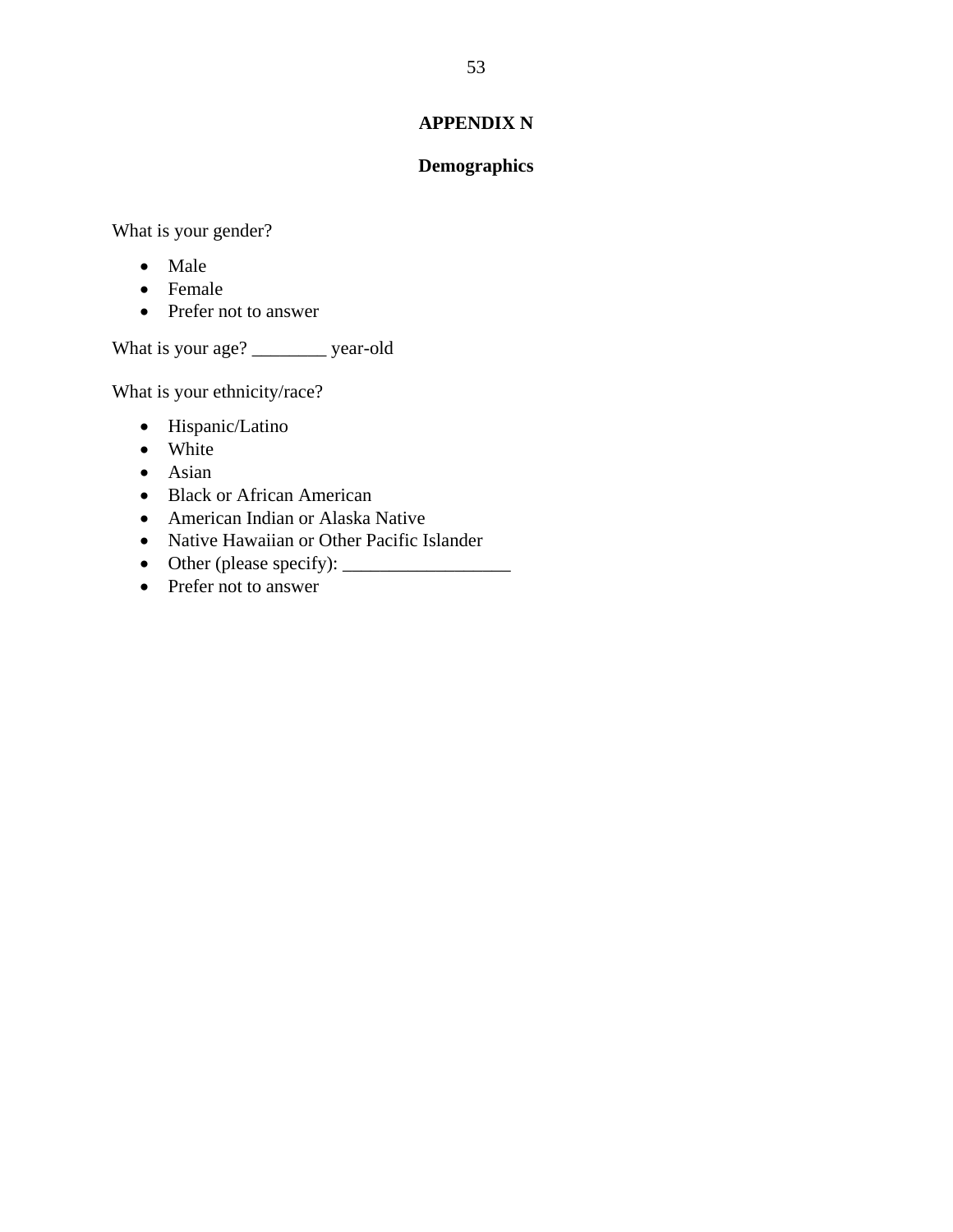# APPENDIX N

## Demographics

What is your gender?

- Male
- Female
- Prefer not to answer

What is your age? ________ year-old

What is your ethnicity/race?

- Hispanic/Latino
- White
- Asian
- Black or African American
- American Indian or Alaska Native
- Native Hawaiian or Other Pacific Islander
- Other (please specify): __________________
- Prefer not to answer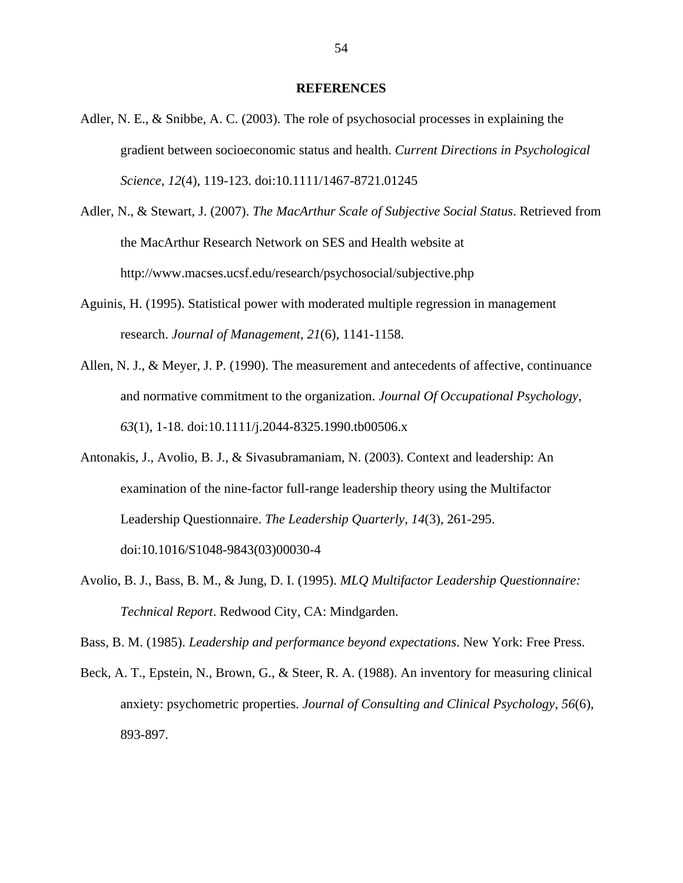## REFERENCES

Adler, N. E., & Snibbe, A. C. (2003). The role of psychosocial processes in explaining the gradient between socioeconomic status and health. *Current Directions in Psychological Science*, *12*(4), 119-123. doi:10.1111/1467-8721.01245

Adler, N., & Stewart, J. (2007). *The MacArthur Scale of Subjective Social Status*. Retrieved from the MacArthur Research Network on SES and Health website at http://www.macses.ucsf.edu/research/psychosocial/subjective.php

Aguinis, H. (1995). Statistical power with moderated multiple regression in management research. *Journal of Management*, *21*(6), 1141-1158.

Allen, N. J., & Meyer, J. P. (1990). The measurement and antecedents of affective, continuance and normative commitment to the organization. *Journal Of Occupational Psychology*, *63*(1), 1-18. doi:10.1111/j.2044-8325.1990.tb00506.x

Antonakis, J., Avolio, B. J., & Sivasubramaniam, N. (2003). Context and leadership: An examination of the nine-factor full-range leadership theory using the Multifactor Leadership Questionnaire. *The Leadership Quarterly*, *14*(3), 261-295. doi:10.1016/S1048-9843(03)00030-4

Avolio, B. J., Bass, B. M., & Jung, D. I. (1995). *MLQ Multifactor Leadership Questionnaire: Technical Report*. Redwood City, CA: Mindgarden.

Bass, B. M. (1985). *Leadership and performance beyond expectations*. New York: Free Press.

Beck, A. T., Epstein, N., Brown, G., & Steer, R. A. (1988). An inventory for measuring clinical anxiety: psychometric properties. *Journal of Consulting and Clinical Psychology*, *56*(6), 893-897.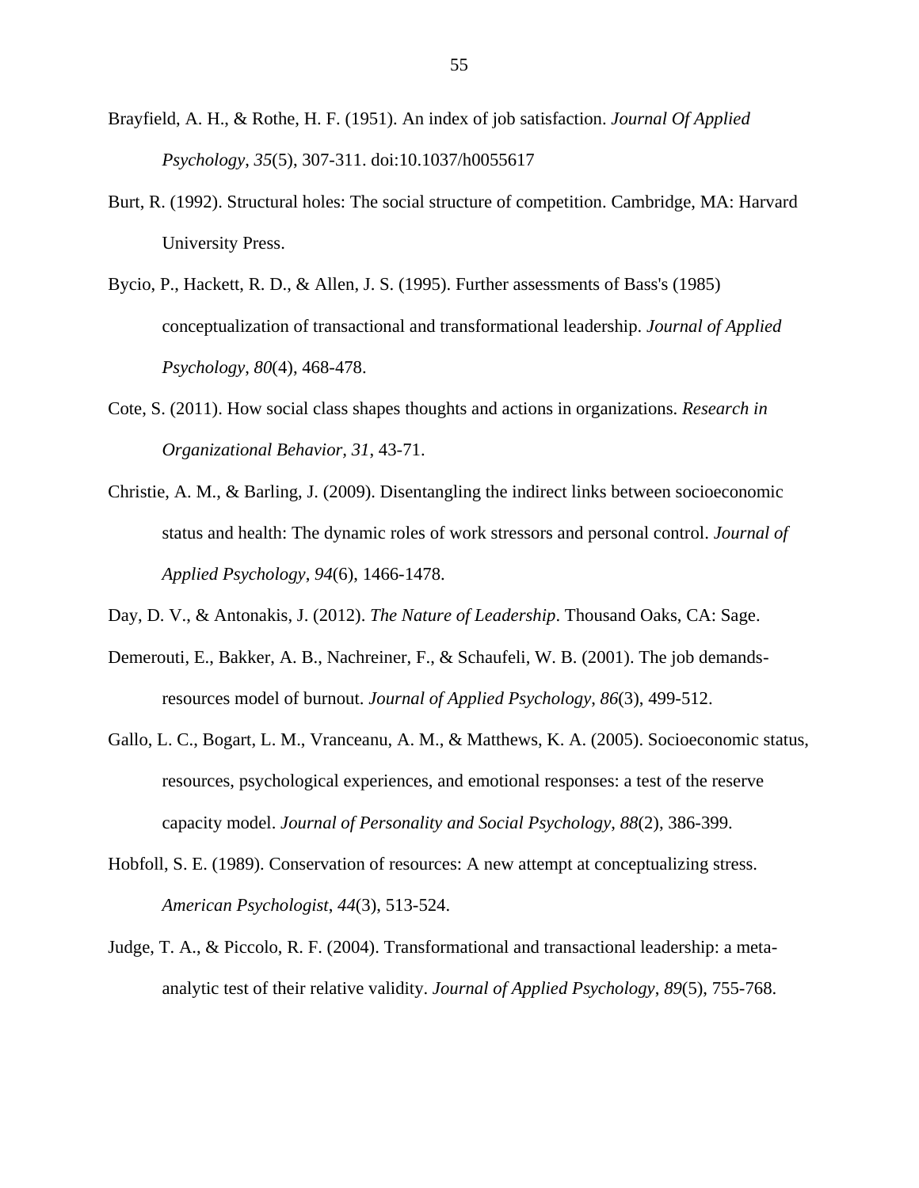Brayfield, A. H., & Rothe, H. F. (1951). An index of job satisfaction. *Journal Of Applied Psychology*, *35*(5), 307-311. doi:10.1037/h0055617

Burt, R. (1992). Structural holes: The social structure of competition. Cambridge, MA: Harvard University Press.

Bycio, P., Hackett, R. D., & Allen, J. S. (1995). Further assessments of Bass's (1985) conceptualization of transactional and transformational leadership. *Journal of Applied Psychology*, *80*(4), 468-478.

Cote, S. (2011). How social class shapes thoughts and actions in organizations. *Research in Organizational Behavior, 31*, 43-71.

Christie, A. M., & Barling, J. (2009). Disentangling the indirect links between socioeconomic status and health: The dynamic roles of work stressors and personal control. *Journal of Applied Psychology*, *94*(6), 1466-1478.

Day, D. V., & Antonakis, J. (2012). *The Nature of Leadership*. Thousand Oaks, CA: Sage.

Demerouti, E., Bakker, A. B., Nachreiner, F., & Schaufeli, W. B. (2001). The job demands-resources model of burnout. *Journal of Applied Psychology*, *86*(3), 499-512.

Gallo, L. C., Bogart, L. M., Vranceanu, A. M., & Matthews, K. A. (2005). Socioeconomic status, resources, psychological experiences, and emotional responses: a test of the reserve capacity model. *Journal of Personality and Social Psychology*, *88*(2), 386-399.

Hobfoll, S. E. (1989). Conservation of resources: A new attempt at conceptualizing stress. *American Psychologist*, *44*(3), 513-524.

Judge, T. A., & Piccolo, R. F. (2004). Transformational and transactional leadership: a meta-analytic test of their relative validity. *Journal of Applied Psychology*, *89*(5), 755-768.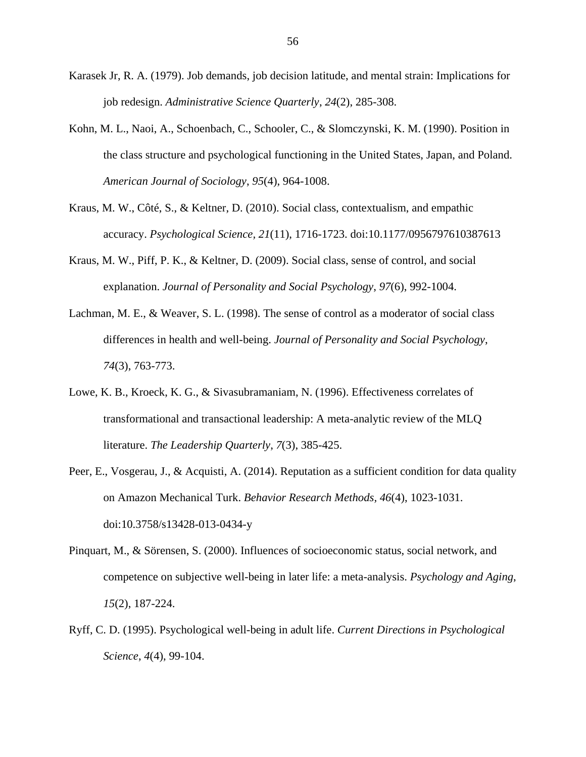Karasek Jr, R. A. (1979). Job demands, job decision latitude, and mental strain: Implications for job redesign. *Administrative Science Quarterly*, *24*(2), 285-308.

Kohn, M. L., Naoi, A., Schoenbach, C., Schooler, C., & Slomczynski, K. M. (1990). Position in the class structure and psychological functioning in the United States, Japan, and Poland. *American Journal of Sociology*, *95*(4), 964-1008.

Kraus, M. W., Côté, S., & Keltner, D. (2010). Social class, contextualism, and empathic accuracy. *Psychological Science, 21*(11), 1716-1723. doi:10.1177/0956797610387613

Kraus, M. W., Piff, P. K., & Keltner, D. (2009). Social class, sense of control, and social explanation. *Journal of Personality and Social Psychology*, *97*(6), 992-1004.

Lachman, M. E., & Weaver, S. L. (1998). The sense of control as a moderator of social class differences in health and well-being. *Journal of Personality and Social Psychology*, *74*(3), 763-773.

Lowe, K. B., Kroeck, K. G., & Sivasubramaniam, N. (1996). Effectiveness correlates of transformational and transactional leadership: A meta-analytic review of the MLQ literature. *The Leadership Quarterly*, *7*(3), 385-425.

Peer, E., Vosgerau, J., & Acquisti, A. (2014). Reputation as a sufficient condition for data quality on Amazon Mechanical Turk. *Behavior Research Methods, 46*(4), 1023-1031. doi:10.3758/s13428-013-0434-y

Pinquart, M., & Sörensen, S. (2000). Influences of socioeconomic status, social network, and competence on subjective well-being in later life: a meta-analysis. *Psychology and Aging*, *15*(2), 187-224.

Ryff, C. D. (1995). Psychological well-being in adult life. *Current Directions in Psychological Science*, *4*(4), 99-104.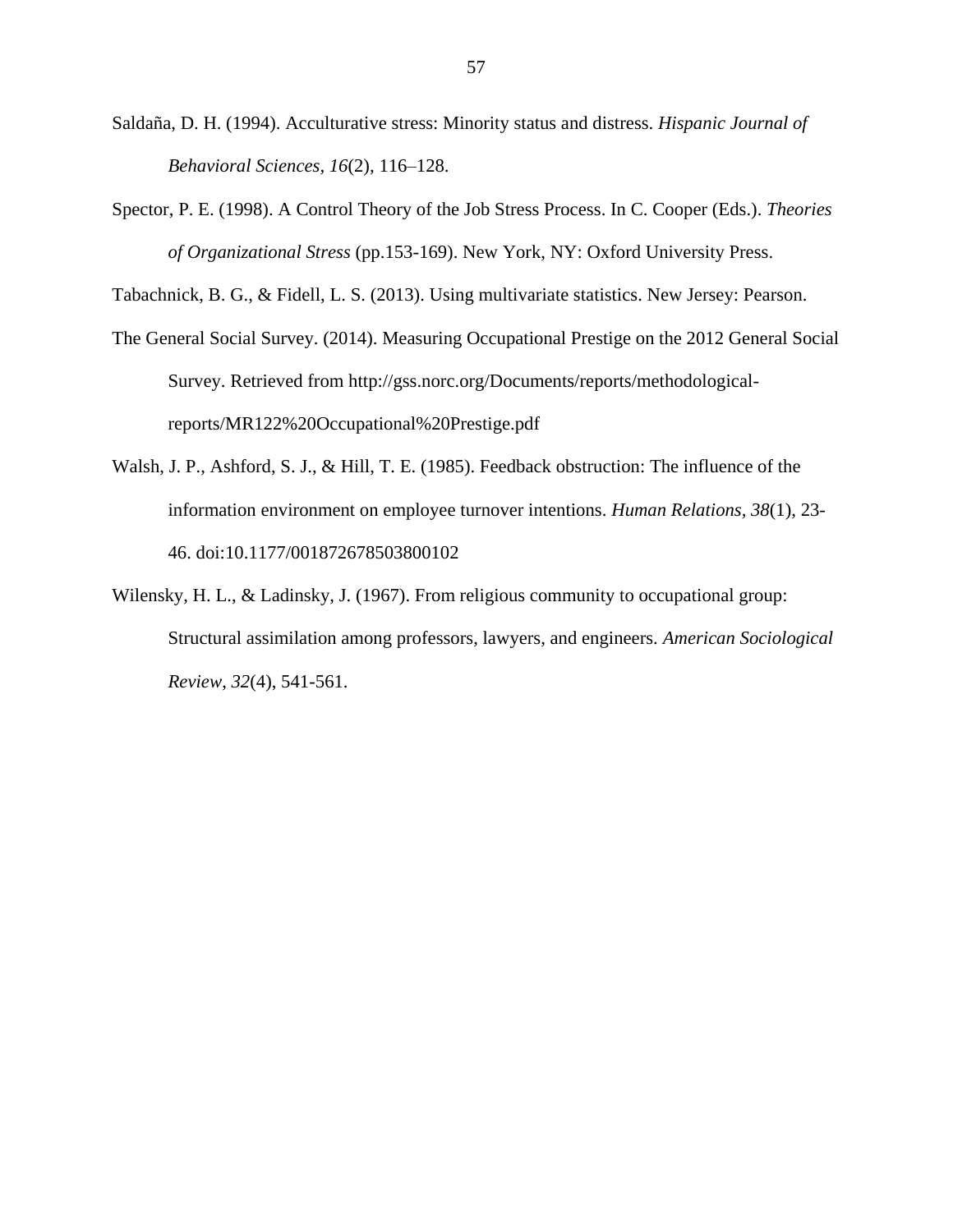Saldaña, D. H. (1994). Acculturative stress: Minority status and distress. *Hispanic Journal of Behavioral Sciences*, *16*(2), 116–128.

Spector, P. E. (1998). A Control Theory of the Job Stress Process. In C. Cooper (Eds.). *Theories of Organizational Stress* (pp.153-169). New York, NY: Oxford University Press.

Tabachnick, B. G., & Fidell, L. S. (2013). Using multivariate statistics. New Jersey: Pearson.

The General Social Survey. (2014). Measuring Occupational Prestige on the 2012 General Social Survey. Retrieved from http://gss.norc.org/Documents/reports/methodological-reports/MR122%20Occupational%20Prestige.pdf

Walsh, J. P., Ashford, S. J., & Hill, T. E. (1985). Feedback obstruction: The influence of the information environment on employee turnover intentions. *Human Relations, 38*(1), 23-46. doi:10.1177/001872678503800102

Wilensky, H. L., & Ladinsky, J. (1967). From religious community to occupational group: Structural assimilation among professors, lawyers, and engineers. *American Sociological Review*, *32*(4), 541-561.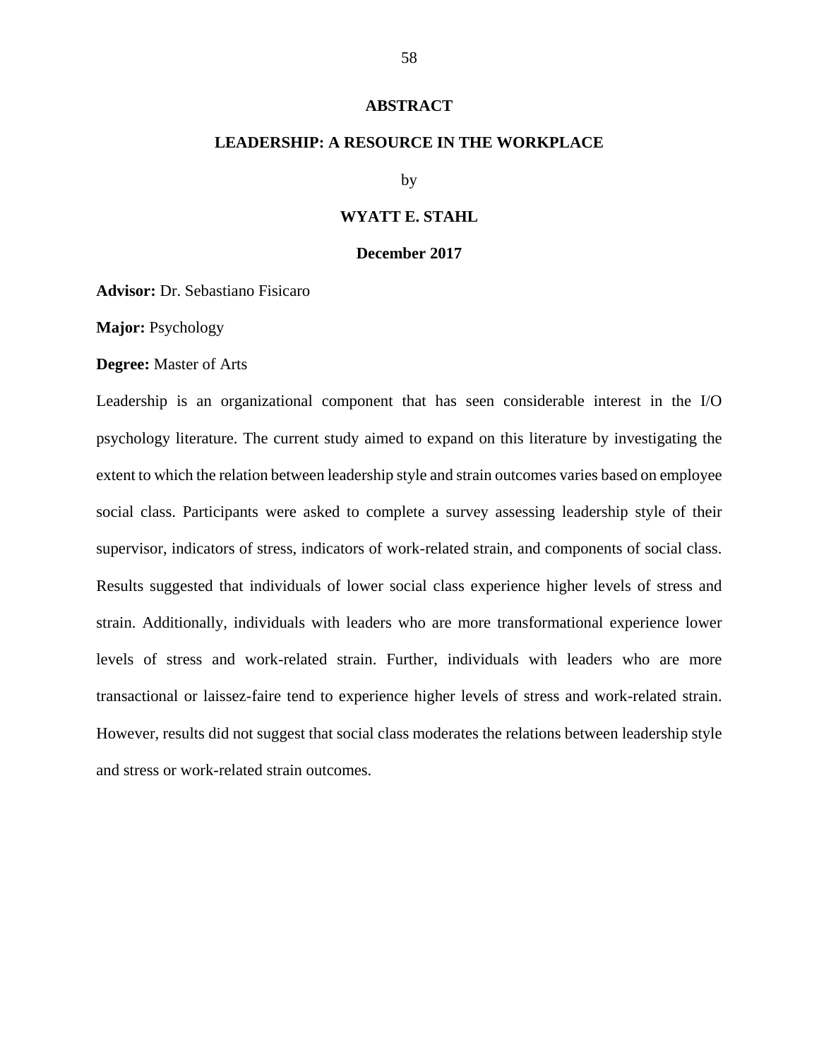# ABSTRACT

## LEADERSHIP: A RESOURCE IN THE WORKPLACE

by

**WYATT E. STAHL**

**December 2017**

**Advisor:** Dr. Sebastiano Fisicaro

**Major:** Psychology

**Degree:** Master of Arts

Leadership is an organizational component that has seen considerable interest in the I/O psychology literature. The current study aimed to expand on this literature by investigating the extent to which the relation between leadership style and strain outcomes varies based on employee social class. Participants were asked to complete a survey assessing leadership style of their supervisor, indicators of stress, indicators of work-related strain, and components of social class. Results suggested that individuals of lower social class experience higher levels of stress and strain. Additionally, individuals with leaders who are more transformational experience lower levels of stress and work-related strain. Further, individuals with leaders who are more transactional or laissez-faire tend to experience higher levels of stress and work-related strain. However, results did not suggest that social class moderates the relations between leadership style and stress or work-related strain outcomes.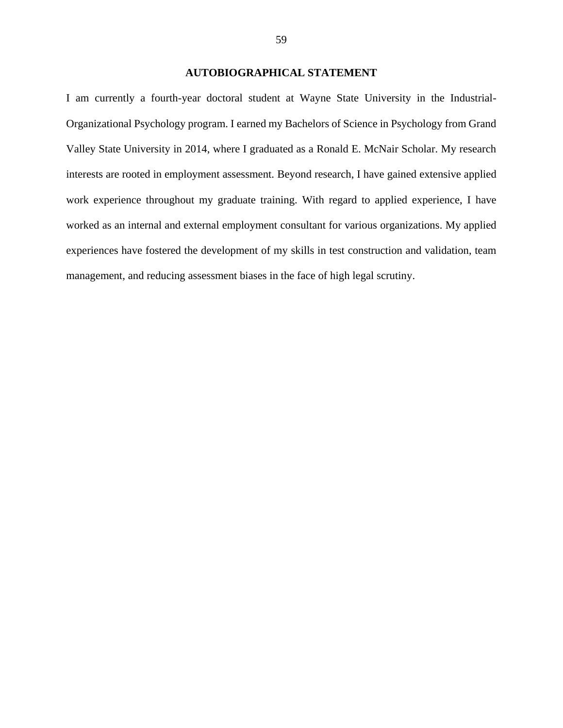## AUTOBIOGRAPHICAL STATEMENT

I am currently a fourth-year doctoral student at Wayne State University in the Industrial-Organizational Psychology program. I earned my Bachelors of Science in Psychology from Grand Valley State University in 2014, where I graduated as a Ronald E. McNair Scholar. My research interests are rooted in employment assessment. Beyond research, I have gained extensive applied work experience throughout my graduate training. With regard to applied experience, I have worked as an internal and external employment consultant for various organizations. My applied experiences have fostered the development of my skills in test construction and validation, team management, and reducing assessment biases in the face of high legal scrutiny.